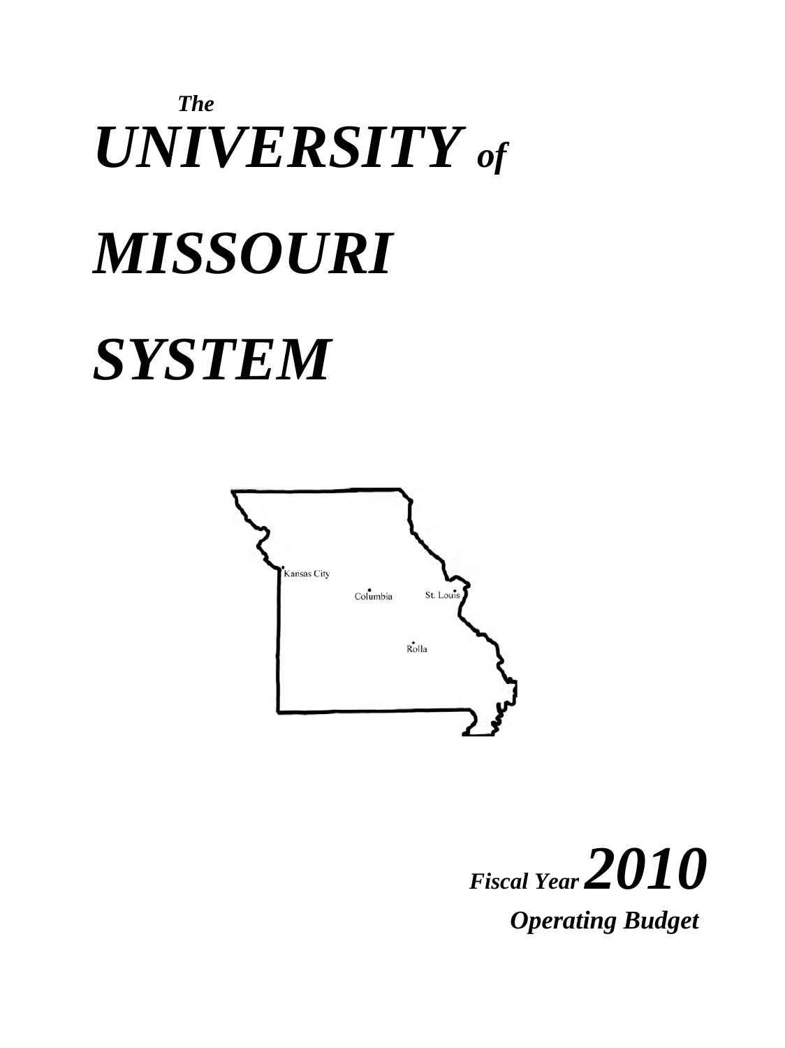# *The UNIVERSITY of MISSOURI SYSTEM*

Kansas City

Columbia

St. Louis

Rolla

***Fiscal Year 2010***

***Operating Budget***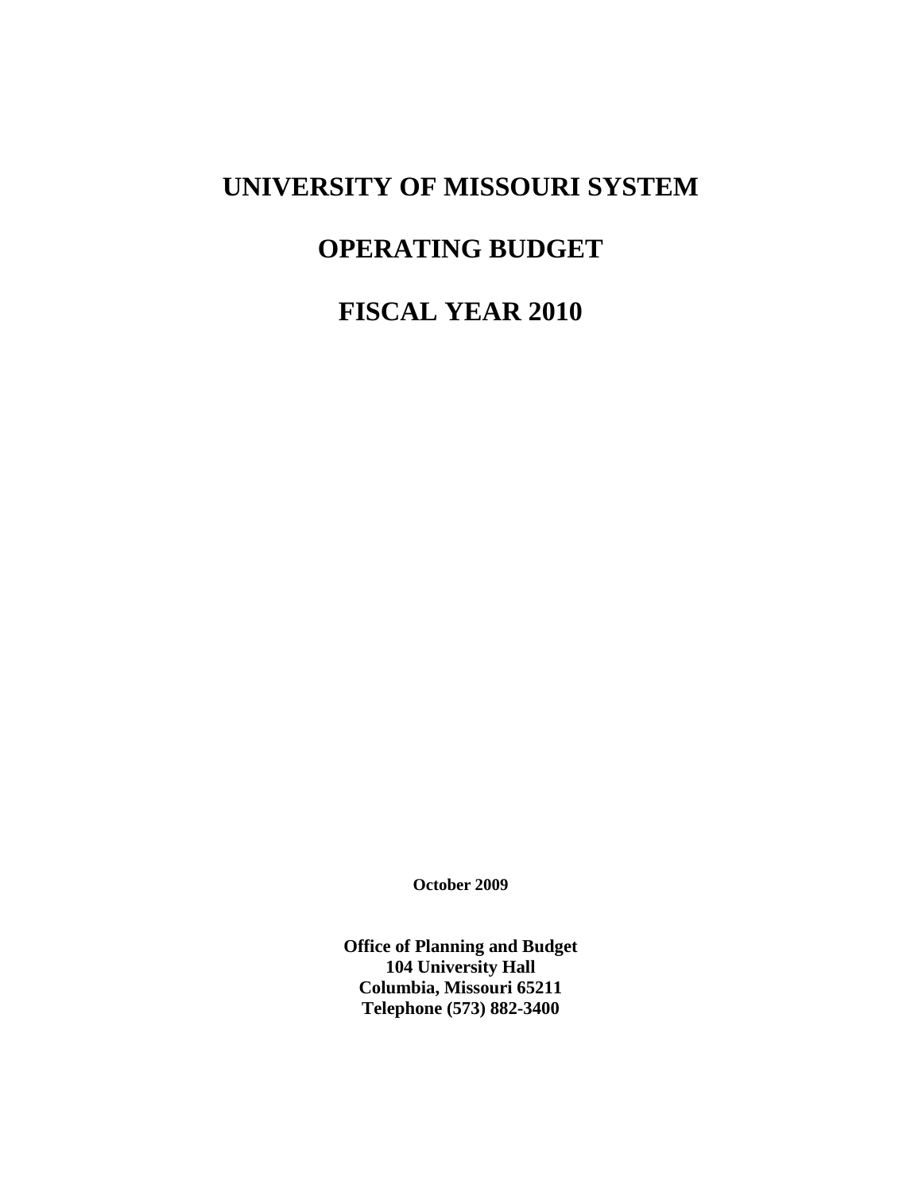# UNIVERSITY OF MISSOURI SYSTEM

# OPERATING BUDGET

# FISCAL YEAR 2010

**October 2009**

**Office of Planning and Budget**
**104 University Hall**
**Columbia, Missouri 65211**
**Telephone (573) 882-3400**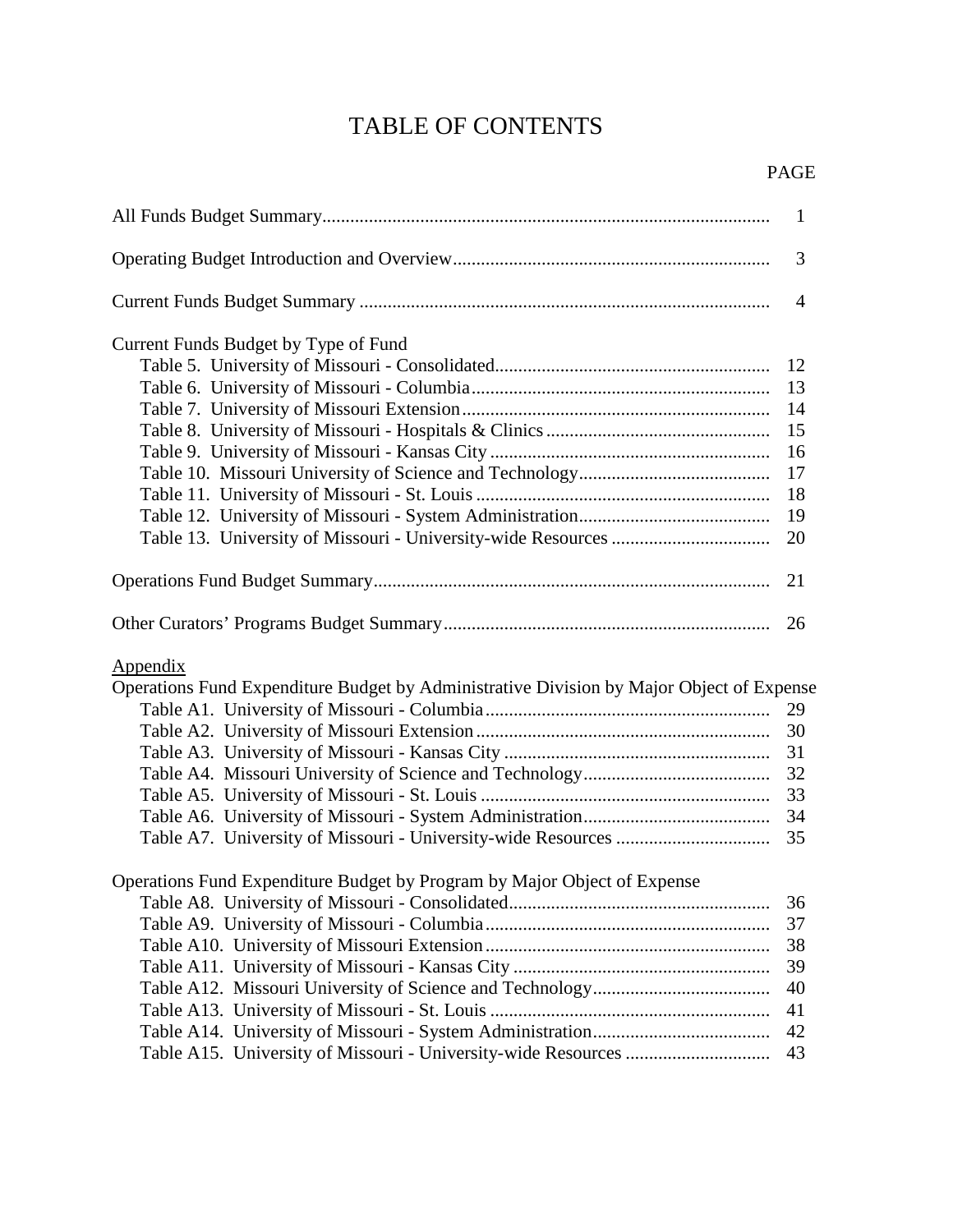# TABLE OF CONTENTS

| | PAGE |
|---|---|
| All Funds Budget Summary | 1 |
| Operating Budget Introduction and Overview | 3 |
| Current Funds Budget Summary | 4 |
| **Current Funds Budget by Type of Fund** | |
| Table 5. University of Missouri - Consolidated | 12 |
| Table 6. University of Missouri - Columbia | 13 |
| Table 7. University of Missouri Extension | 14 |
| Table 8. University of Missouri - Hospitals & Clinics | 15 |
| Table 9. University of Missouri - Kansas City | 16 |
| Table 10. Missouri University of Science and Technology | 17 |
| Table 11. University of Missouri - St. Louis | 18 |
| Table 12. University of Missouri - System Administration | 19 |
| Table 13. University of Missouri - University-wide Resources | 20 |
| Operations Fund Budget Summary | 21 |
| Other Curators' Programs Budget Summary | 26 |
| **Appendix** | |
| **Operations Fund Expenditure Budget by Administrative Division by Major Object of Expense** | |
| Table A1. University of Missouri - Columbia | 29 |
| Table A2. University of Missouri Extension | 30 |
| Table A3. University of Missouri - Kansas City | 31 |
| Table A4. Missouri University of Science and Technology | 32 |
| Table A5. University of Missouri - St. Louis | 33 |
| Table A6. University of Missouri - System Administration | 34 |
| Table A7. University of Missouri - University-wide Resources | 35 |
| **Operations Fund Expenditure Budget by Program by Major Object of Expense** | |
| Table A8. University of Missouri - Consolidated | 36 |
| Table A9. University of Missouri - Columbia | 37 |
| Table A10. University of Missouri Extension | 38 |
| Table A11. University of Missouri - Kansas City | 39 |
| Table A12. Missouri University of Science and Technology | 40 |
| Table A13. University of Missouri - St. Louis | 41 |
| Table A14. University of Missouri - System Administration | 42 |
| Table A15. University of Missouri - University-wide Resources | 43 |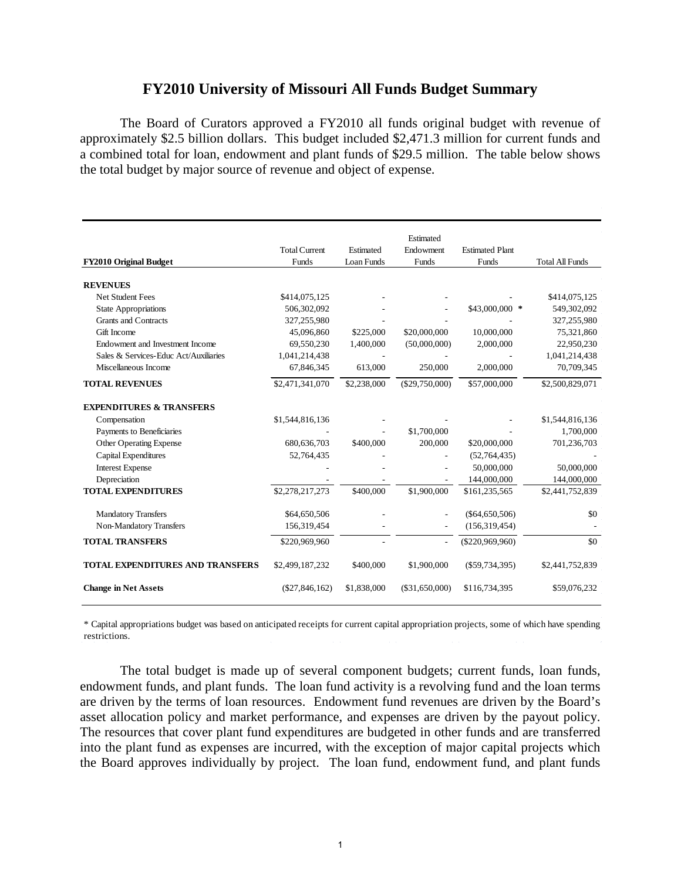# FY2010 University of Missouri All Funds Budget Summary

The Board of Curators approved a FY2010 all funds original budget with revenue of approximately $2.5 billion dollars. This budget included $2,471.3 million for current funds and a combined total for loan, endowment and plant funds of $29.5 million. The table below shows the total budget by major source of revenue and object of expense.

| FY2010 Original Budget | Total Current Funds | Estimated Loan Funds | Estimated Endowment Funds | Estimated Plant Funds | Total All Funds |
|---|---|---|---|---|---|
| **REVENUES** | | | | | |
| Net Student Fees | $414,075,125 | - | - | - | $414,075,125 |
| State Appropriations | 506,302,092 | - | - | $43,000,000 * | 549,302,092 |
| Grants and Contracts | 327,255,980 | - | - | - | 327,255,980 |
| Gift Income | 45,096,860 | $225,000 | $20,000,000 | 10,000,000 | 75,321,860 |
| Endowment and Investment Income | 69,550,230 | 1,400,000 | (50,000,000) | 2,000,000 | 22,950,230 |
| Sales & Services-Educ Act/Auxiliaries | 1,041,214,438 | - | - | - | 1,041,214,438 |
| Miscellaneous Income | 67,846,345 | 613,000 | 250,000 | 2,000,000 | 70,709,345 |
| **TOTAL REVENUES** | $2,471,341,070 | $2,238,000 | ($29,750,000) | $57,000,000 | $2,500,829,071 |
| **EXPENDITURES & TRANSFERS** | | | | | |
| Compensation | $1,544,816,136 | - | - | - | $1,544,816,136 |
| Payments to Beneficiaries | - | - | $1,700,000 | - | 1,700,000 |
| Other Operating Expense | 680,636,703 | $400,000 | 200,000 | $20,000,000 | 701,236,703 |
| Capital Expenditures | 52,764,435 | - | - | (52,764,435) | - |
| Interest Expense | - | - | - | 50,000,000 | 50,000,000 |
| Depreciation | - | - | - | 144,000,000 | 144,000,000 |
| **TOTAL EXPENDITURES** | $2,278,217,273 | $400,000 | $1,900,000 | $161,235,565 | $2,441,752,839 |
| Mandatory Transfers | $64,650,506 | - | - | ($64,650,506) | $0 |
| Non-Mandatory Transfers | 156,319,454 | - | - | (156,319,454) | - |
| **TOTAL TRANSFERS** | $220,969,960 | - | - | ($220,969,960) | $0 |
| **TOTAL EXPENDITURES AND TRANSFERS** | $2,499,187,232 | $400,000 | $1,900,000 | ($59,734,395) | $2,441,752,839 |
| **Change in Net Assets** | ($27,846,162) | $1,838,000 | ($31,650,000) | $116,734,395 | $59,076,232 |

* Capital appropriations budget was based on anticipated receipts for current capital appropriation projects, some of which have spending restrictions.

The total budget is made up of several component budgets; current funds, loan funds, endowment funds, and plant funds. The loan fund activity is a revolving fund and the loan terms are driven by the terms of loan resources. Endowment fund revenues are driven by the Board's asset allocation policy and market performance, and expenses are driven by the payout policy. The resources that cover plant fund expenditures are budgeted in other funds and are transferred into the plant fund as expenses are incurred, with the exception of major capital projects which the Board approves individually by project. The loan fund, endowment fund, and plant funds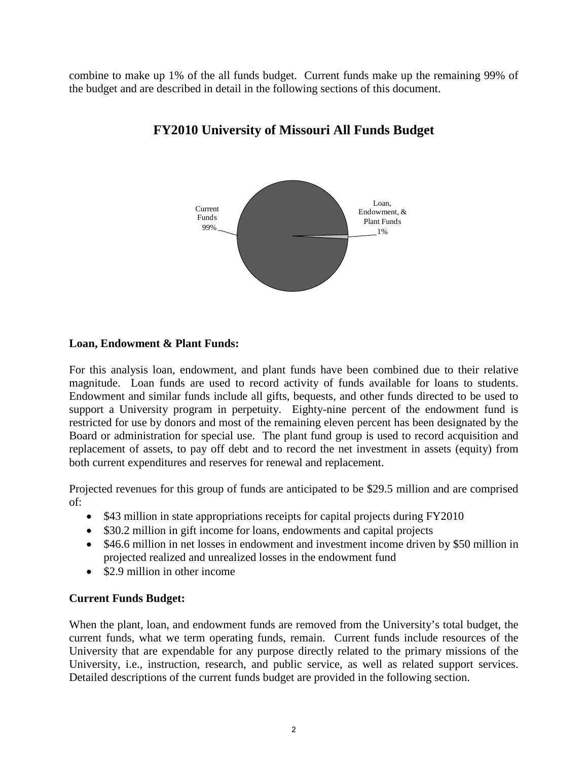combine to make up 1% of the all funds budget. Current funds make up the remaining 99% of the budget and are described in detail in the following sections of this document.

## FY2010 University of Missouri All Funds Budget

Current Funds 99%

Loan, Endowment, & Plant Funds 1%

**Loan, Endowment & Plant Funds:**

For this analysis loan, endowment, and plant funds have been combined due to their relative magnitude. Loan funds are used to record activity of funds available for loans to students. Endowment and similar funds include all gifts, bequests, and other funds directed to be used to support a University program in perpetuity. Eighty-nine percent of the endowment fund is restricted for use by donors and most of the remaining eleven percent has been designated by the Board or administration for special use. The plant fund group is used to record acquisition and replacement of assets, to pay off debt and to record the net investment in assets (equity) from both current expenditures and reserves for renewal and replacement.

Projected revenues for this group of funds are anticipated to be $29.5 million and are comprised of:

- $43 million in state appropriations receipts for capital projects during FY2010
- $30.2 million in gift income for loans, endowments and capital projects
- $46.6 million in net losses in endowment and investment income driven by $50 million in projected realized and unrealized losses in the endowment fund
- $2.9 million in other income

**Current Funds Budget:**

When the plant, loan, and endowment funds are removed from the University's total budget, the current funds, what we term operating funds, remain. Current funds include resources of the University that are expendable for any purpose directly related to the primary missions of the University, i.e., instruction, research, and public service, as well as related support services. Detailed descriptions of the current funds budget are provided in the following section.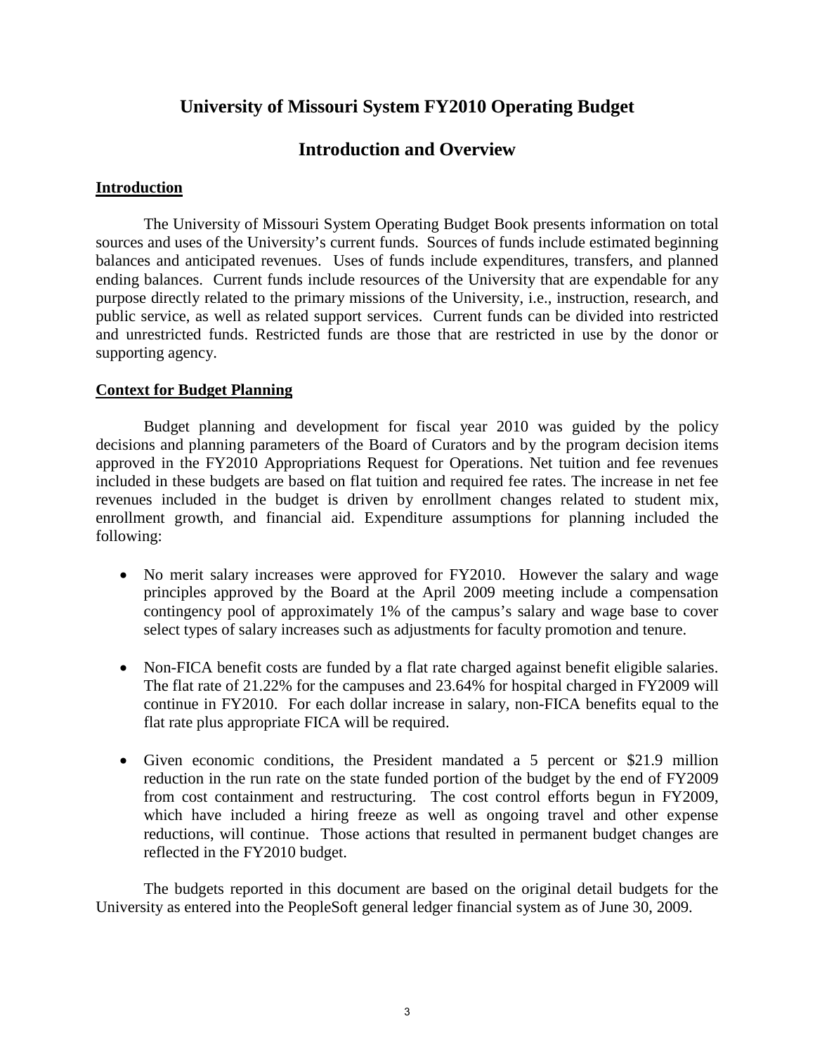# University of Missouri System FY2010 Operating Budget

## Introduction and Overview

### Introduction

The University of Missouri System Operating Budget Book presents information on total sources and uses of the University's current funds. Sources of funds include estimated beginning balances and anticipated revenues. Uses of funds include expenditures, transfers, and planned ending balances. Current funds include resources of the University that are expendable for any purpose directly related to the primary missions of the University, i.e., instruction, research, and public service, as well as related support services. Current funds can be divided into restricted and unrestricted funds. Restricted funds are those that are restricted in use by the donor or supporting agency.

### Context for Budget Planning

Budget planning and development for fiscal year 2010 was guided by the policy decisions and planning parameters of the Board of Curators and by the program decision items approved in the FY2010 Appropriations Request for Operations. Net tuition and fee revenues included in these budgets are based on flat tuition and required fee rates. The increase in net fee revenues included in the budget is driven by enrollment changes related to student mix, enrollment growth, and financial aid. Expenditure assumptions for planning included the following:

- No merit salary increases were approved for FY2010. However the salary and wage principles approved by the Board at the April 2009 meeting include a compensation contingency pool of approximately 1% of the campus's salary and wage base to cover select types of salary increases such as adjustments for faculty promotion and tenure.
- Non-FICA benefit costs are funded by a flat rate charged against benefit eligible salaries. The flat rate of 21.22% for the campuses and 23.64% for hospital charged in FY2009 will continue in FY2010. For each dollar increase in salary, non-FICA benefits equal to the flat rate plus appropriate FICA will be required.
- Given economic conditions, the President mandated a 5 percent or $21.9 million reduction in the run rate on the state funded portion of the budget by the end of FY2009 from cost containment and restructuring. The cost control efforts begun in FY2009, which have included a hiring freeze as well as ongoing travel and other expense reductions, will continue. Those actions that resulted in permanent budget changes are reflected in the FY2010 budget.

The budgets reported in this document are based on the original detail budgets for the University as entered into the PeopleSoft general ledger financial system as of June 30, 2009.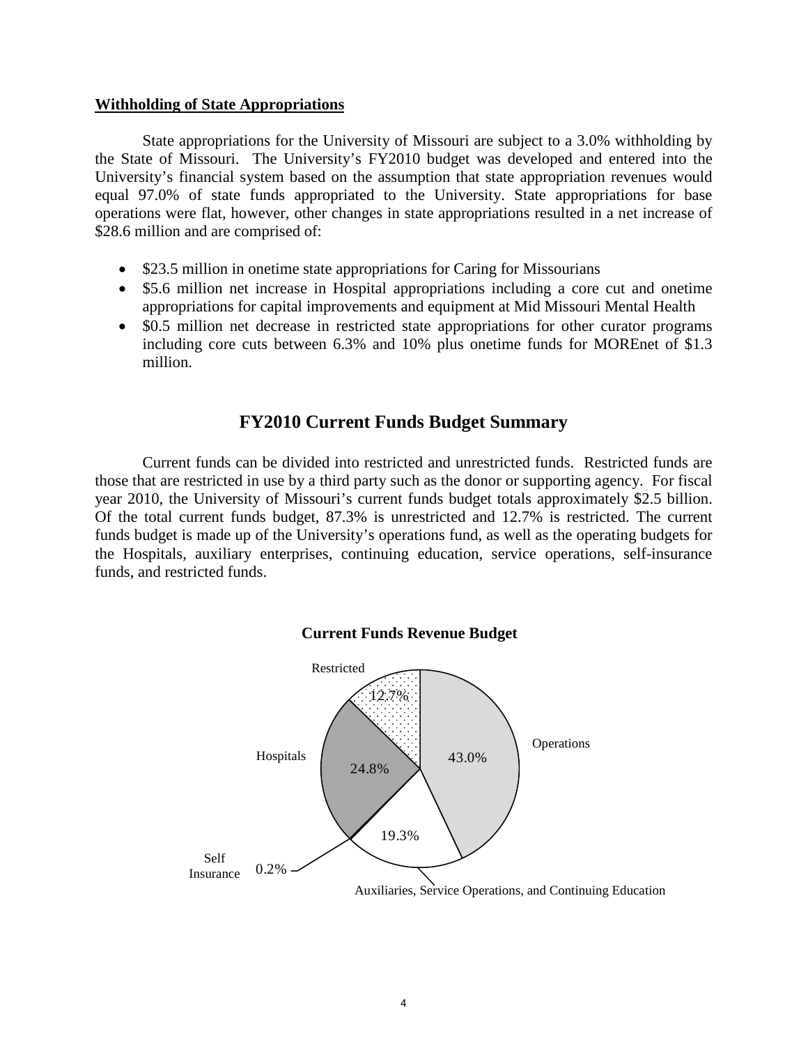**Withholding of State Appropriations**

State appropriations for the University of Missouri are subject to a 3.0% withholding by the State of Missouri. The University's FY2010 budget was developed and entered into the University's financial system based on the assumption that state appropriation revenues would equal 97.0% of state funds appropriated to the University. State appropriations for base operations were flat, however, other changes in state appropriations resulted in a net increase of $28.6 million and are comprised of:

- $23.5 million in onetime state appropriations for Caring for Missourians
- $5.6 million net increase in Hospital appropriations including a core cut and onetime appropriations for capital improvements and equipment at Mid Missouri Mental Health
- $0.5 million net decrease in restricted state appropriations for other curator programs including core cuts between 6.3% and 10% plus onetime funds for MOREnet of $1.3 million.

## FY2010 Current Funds Budget Summary

Current funds can be divided into restricted and unrestricted funds. Restricted funds are those that are restricted in use by a third party such as the donor or supporting agency. For fiscal year 2010, the University of Missouri's current funds budget totals approximately $2.5 billion. Of the total current funds budget, 87.3% is unrestricted and 12.7% is restricted. The current funds budget is made up of the University's operations fund, as well as the operating budgets for the Hospitals, auxiliary enterprises, continuing education, service operations, self-insurance funds, and restricted funds.

**Current Funds Revenue Budget**

| Category | Percent |
| --- | --- |
| Operations | 43.0% |
| Auxiliaries, Service Operations, and Continuing Education | 19.3% |
| Self Insurance | 0.2% |
| Hospitals | 24.8% |
| Restricted | 12.7% |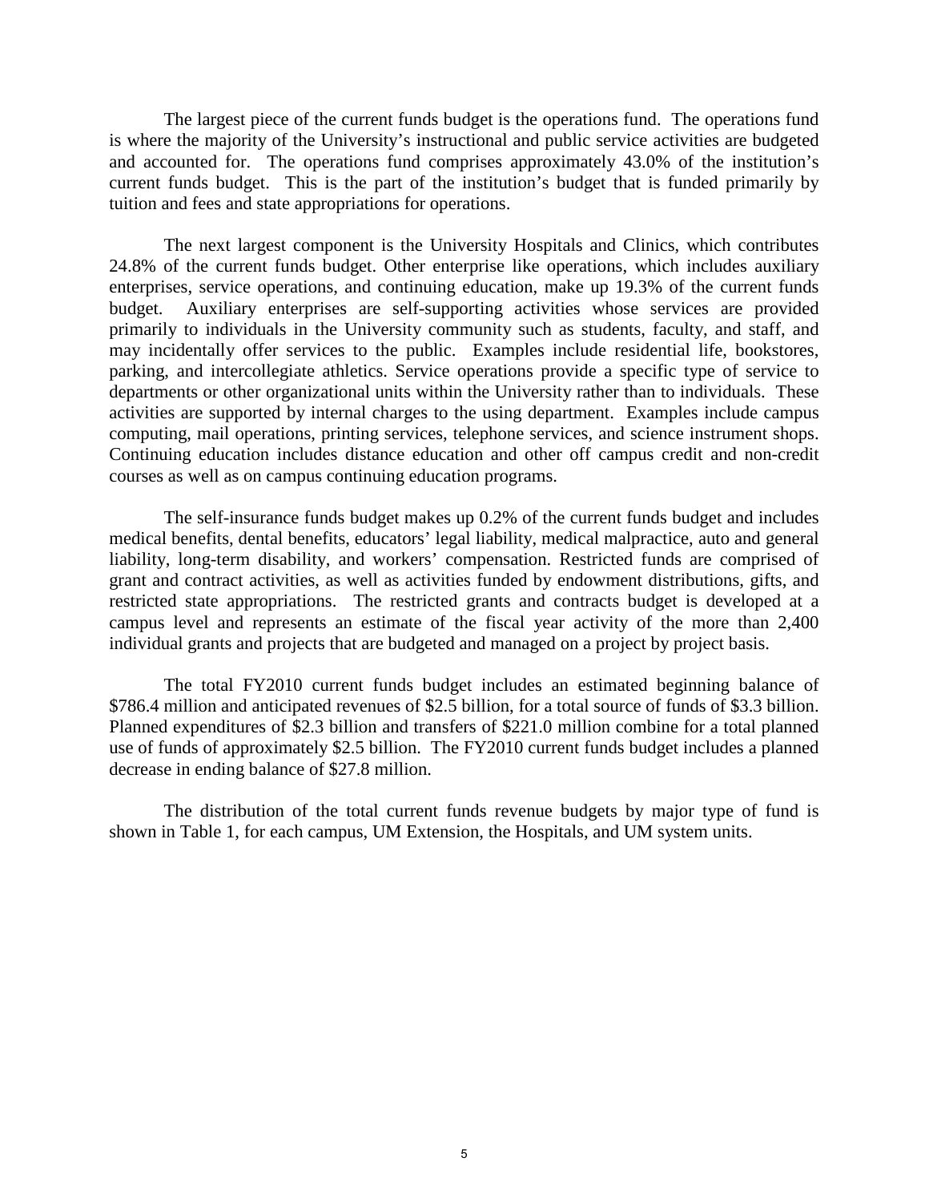The largest piece of the current funds budget is the operations fund. The operations fund is where the majority of the University's instructional and public service activities are budgeted and accounted for. The operations fund comprises approximately 43.0% of the institution's current funds budget. This is the part of the institution's budget that is funded primarily by tuition and fees and state appropriations for operations.

The next largest component is the University Hospitals and Clinics, which contributes 24.8% of the current funds budget. Other enterprise like operations, which includes auxiliary enterprises, service operations, and continuing education, make up 19.3% of the current funds budget. Auxiliary enterprises are self-supporting activities whose services are provided primarily to individuals in the University community such as students, faculty, and staff, and may incidentally offer services to the public. Examples include residential life, bookstores, parking, and intercollegiate athletics. Service operations provide a specific type of service to departments or other organizational units within the University rather than to individuals. These activities are supported by internal charges to the using department. Examples include campus computing, mail operations, printing services, telephone services, and science instrument shops. Continuing education includes distance education and other off campus credit and non-credit courses as well as on campus continuing education programs.

The self-insurance funds budget makes up 0.2% of the current funds budget and includes medical benefits, dental benefits, educators' legal liability, medical malpractice, auto and general liability, long-term disability, and workers' compensation. Restricted funds are comprised of grant and contract activities, as well as activities funded by endowment distributions, gifts, and restricted state appropriations. The restricted grants and contracts budget is developed at a campus level and represents an estimate of the fiscal year activity of the more than 2,400 individual grants and projects that are budgeted and managed on a project by project basis.

The total FY2010 current funds budget includes an estimated beginning balance of $786.4 million and anticipated revenues of $2.5 billion, for a total source of funds of $3.3 billion. Planned expenditures of $2.3 billion and transfers of $221.0 million combine for a total planned use of funds of approximately $2.5 billion. The FY2010 current funds budget includes a planned decrease in ending balance of $27.8 million.

The distribution of the total current funds revenue budgets by major type of fund is shown in Table 1, for each campus, UM Extension, the Hospitals, and UM system units.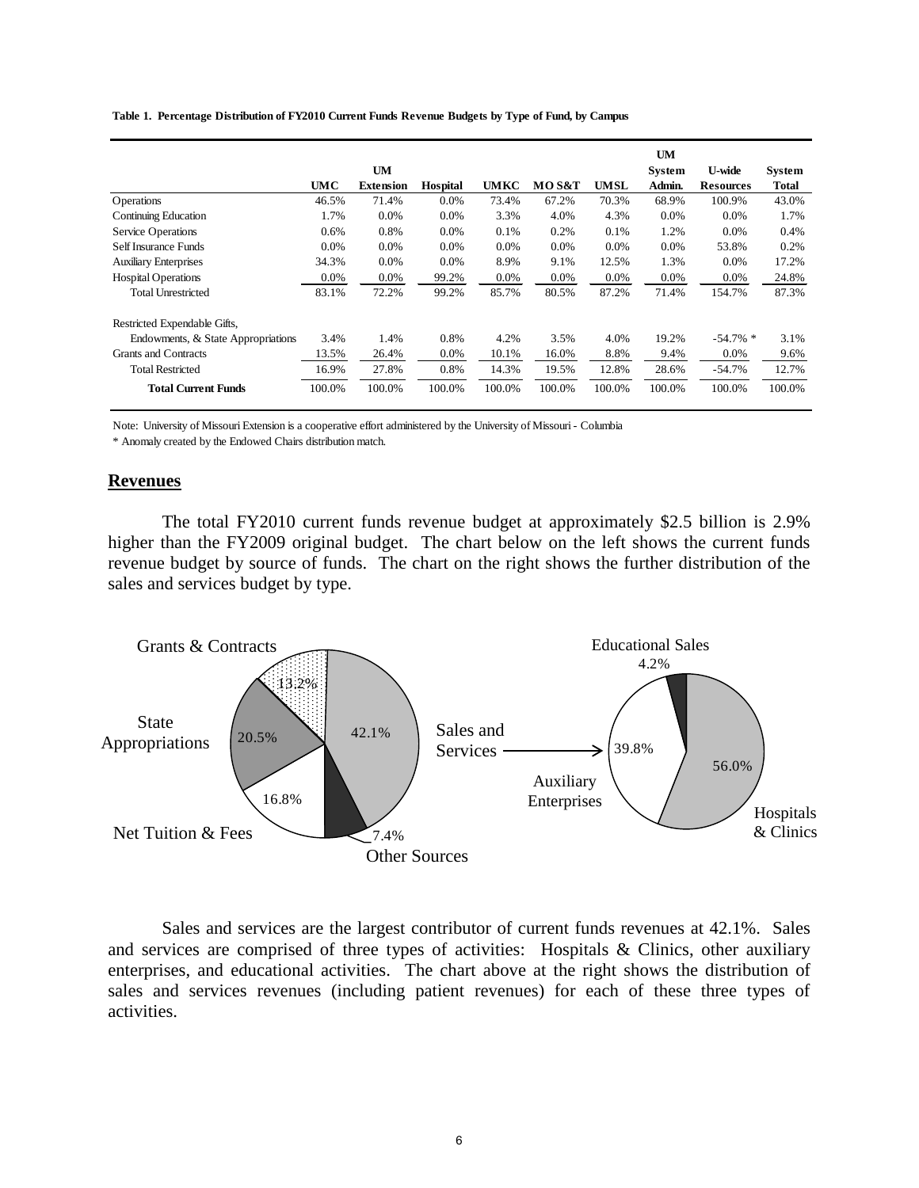**Table 1. Percentage Distribution of FY2010 Current Funds Revenue Budgets by Type of Fund, by Campus**

| | UMC | UM Extension | Hospital | UMKC | MO S&T | UMSL | UM System Admin. | U-wide Resources | System Total |
|---|---|---|---|---|---|---|---|---|---|
| Operations | 46.5% | 71.4% | 0.0% | 73.4% | 67.2% | 70.3% | 68.9% | 100.9% | 43.0% |
| Continuing Education | 1.7% | 0.0% | 0.0% | 3.3% | 4.0% | 4.3% | 0.0% | 0.0% | 1.7% |
| Service Operations | 0.6% | 0.8% | 0.0% | 0.1% | 0.2% | 0.1% | 1.2% | 0.0% | 0.4% |
| Self Insurance Funds | 0.0% | 0.0% | 0.0% | 0.0% | 0.0% | 0.0% | 0.0% | 53.8% | 0.2% |
| Auxiliary Enterprises | 34.3% | 0.0% | 0.0% | 8.9% | 9.1% | 12.5% | 1.3% | 0.0% | 17.2% |
| Hospital Operations | 0.0% | 0.0% | 99.2% | 0.0% | 0.0% | 0.0% | 0.0% | 0.0% | 24.8% |
| Total Unrestricted | 83.1% | 72.2% | 99.2% | 85.7% | 80.5% | 87.2% | 71.4% | 154.7% | 87.3% |
| Restricted Expendable Gifts, | | | | | | | | | |
| Endowments, & State Appropriations | 3.4% | 1.4% | 0.8% | 4.2% | 3.5% | 4.0% | 19.2% | -54.7% * | 3.1% |
| Grants and Contracts | 13.5% | 26.4% | 0.0% | 10.1% | 16.0% | 8.8% | 9.4% | 0.0% | 9.6% |
| Total Restricted | 16.9% | 27.8% | 0.8% | 14.3% | 19.5% | 12.8% | 28.6% | -54.7% | 12.7% |
| **Total Current Funds** | 100.0% | 100.0% | 100.0% | 100.0% | 100.0% | 100.0% | 100.0% | 100.0% | 100.0% |

Note: University of Missouri Extension is a cooperative effort administered by the University of Missouri - Columbia

* Anomaly created by the Endowed Chairs distribution match.

## Revenues

The total FY2010 current funds revenue budget at approximately $2.5 billion is 2.9% higher than the FY2009 original budget. The chart below on the left shows the current funds revenue budget by source of funds. The chart on the right shows the further distribution of the sales and services budget by type.

Grants & Contracts 13.2%; State Appropriations 20.5%; Net Tuition & Fees 16.8%; Other Sources 7.4%; Sales and Services 42.1%

Educational Sales 4.2%; Auxiliary Enterprises 39.8%; Hospitals & Clinics 56.0%

Sales and services are the largest contributor of current funds revenues at 42.1%. Sales and services are comprised of three types of activities: Hospitals & Clinics, other auxiliary enterprises, and educational activities. The chart above at the right shows the distribution of sales and services revenues (including patient revenues) for each of these three types of activities.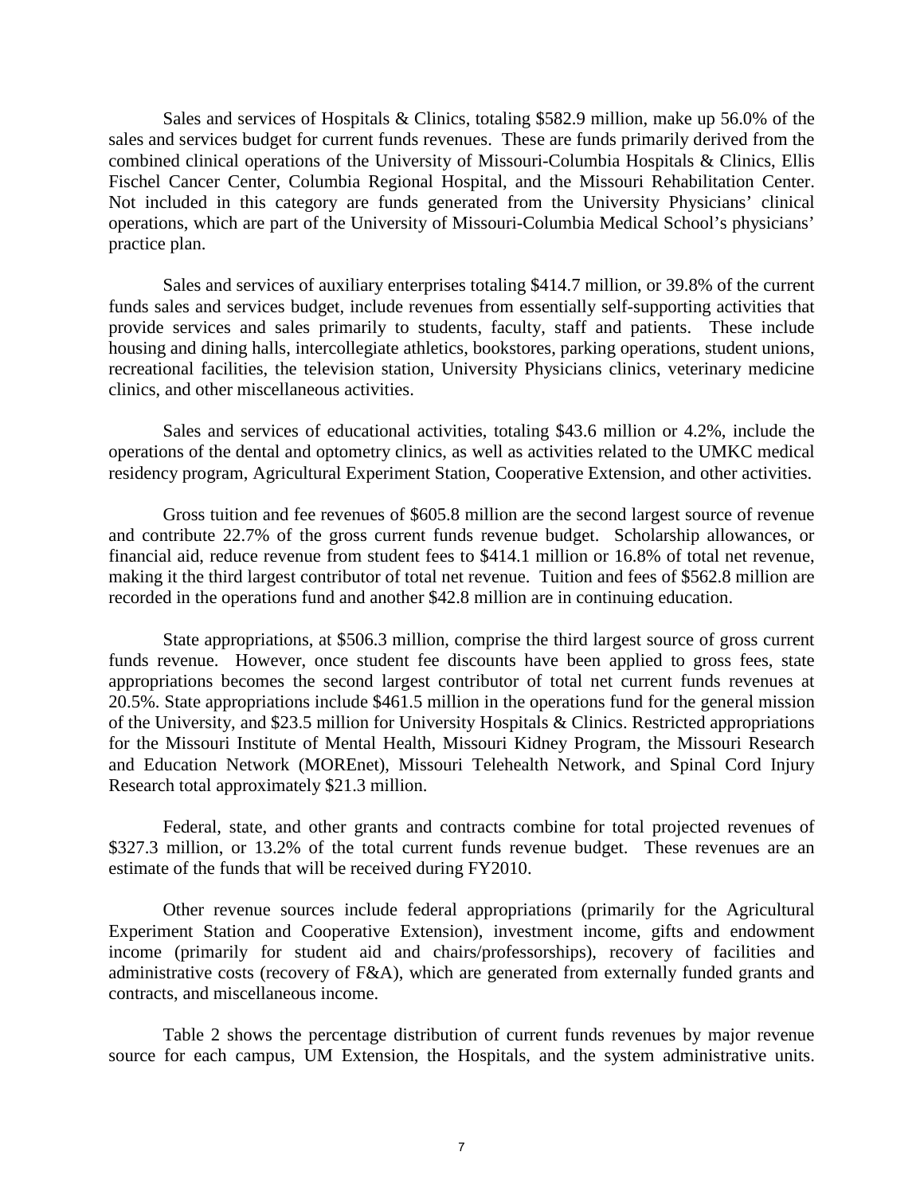Sales and services of Hospitals & Clinics, totaling $582.9 million, make up 56.0% of the sales and services budget for current funds revenues. These are funds primarily derived from the combined clinical operations of the University of Missouri-Columbia Hospitals & Clinics, Ellis Fischel Cancer Center, Columbia Regional Hospital, and the Missouri Rehabilitation Center. Not included in this category are funds generated from the University Physicians' clinical operations, which are part of the University of Missouri-Columbia Medical School's physicians' practice plan.

Sales and services of auxiliary enterprises totaling $414.7 million, or 39.8% of the current funds sales and services budget, include revenues from essentially self-supporting activities that provide services and sales primarily to students, faculty, staff and patients. These include housing and dining halls, intercollegiate athletics, bookstores, parking operations, student unions, recreational facilities, the television station, University Physicians clinics, veterinary medicine clinics, and other miscellaneous activities.

Sales and services of educational activities, totaling $43.6 million or 4.2%, include the operations of the dental and optometry clinics, as well as activities related to the UMKC medical residency program, Agricultural Experiment Station, Cooperative Extension, and other activities.

Gross tuition and fee revenues of $605.8 million are the second largest source of revenue and contribute 22.7% of the gross current funds revenue budget. Scholarship allowances, or financial aid, reduce revenue from student fees to $414.1 million or 16.8% of total net revenue, making it the third largest contributor of total net revenue. Tuition and fees of $562.8 million are recorded in the operations fund and another $42.8 million are in continuing education.

State appropriations, at $506.3 million, comprise the third largest source of gross current funds revenue. However, once student fee discounts have been applied to gross fees, state appropriations becomes the second largest contributor of total net current funds revenues at 20.5%. State appropriations include $461.5 million in the operations fund for the general mission of the University, and $23.5 million for University Hospitals & Clinics. Restricted appropriations for the Missouri Institute of Mental Health, Missouri Kidney Program, the Missouri Research and Education Network (MOREnet), Missouri Telehealth Network, and Spinal Cord Injury Research total approximately $21.3 million.

Federal, state, and other grants and contracts combine for total projected revenues of $327.3 million, or 13.2% of the total current funds revenue budget. These revenues are an estimate of the funds that will be received during FY2010.

Other revenue sources include federal appropriations (primarily for the Agricultural Experiment Station and Cooperative Extension), investment income, gifts and endowment income (primarily for student aid and chairs/professorships), recovery of facilities and administrative costs (recovery of F&A), which are generated from externally funded grants and contracts, and miscellaneous income.

Table 2 shows the percentage distribution of current funds revenues by major revenue source for each campus, UM Extension, the Hospitals, and the system administrative units.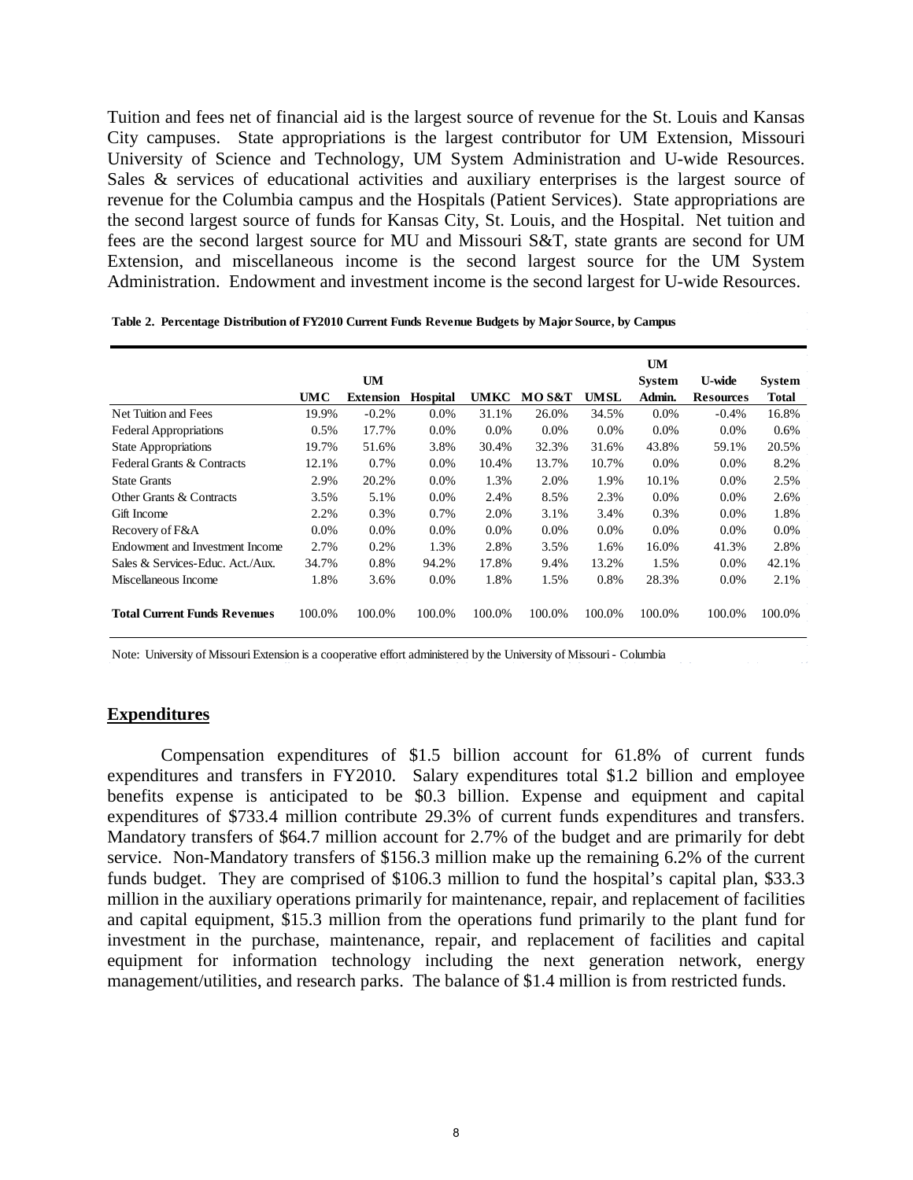Tuition and fees net of financial aid is the largest source of revenue for the St. Louis and Kansas City campuses. State appropriations is the largest contributor for UM Extension, Missouri University of Science and Technology, UM System Administration and U-wide Resources. Sales & services of educational activities and auxiliary enterprises is the largest source of revenue for the Columbia campus and the Hospitals (Patient Services). State appropriations are the second largest source of funds for Kansas City, St. Louis, and the Hospital. Net tuition and fees are the second largest source for MU and Missouri S&T, state grants are second for UM Extension, and miscellaneous income is the second largest source for the UM System Administration. Endowment and investment income is the second largest for U-wide Resources.

**Table 2. Percentage Distribution of FY2010 Current Funds Revenue Budgets by Major Source, by Campus**

| | UMC | UM Extension | Hospital | UMKC | MO S&T | UMSL | UM System Admin. | U-wide Resources | System Total |
|---|---|---|---|---|---|---|---|---|---|
| Net Tuition and Fees | 19.9% | -0.2% | 0.0% | 31.1% | 26.0% | 34.5% | 0.0% | -0.4% | 16.8% |
| Federal Appropriations | 0.5% | 17.7% | 0.0% | 0.0% | 0.0% | 0.0% | 0.0% | 0.0% | 0.6% |
| State Appropriations | 19.7% | 51.6% | 3.8% | 30.4% | 32.3% | 31.6% | 43.8% | 59.1% | 20.5% |
| Federal Grants & Contracts | 12.1% | 0.7% | 0.0% | 10.4% | 13.7% | 10.7% | 0.0% | 0.0% | 8.2% |
| State Grants | 2.9% | 20.2% | 0.0% | 1.3% | 2.0% | 1.9% | 10.1% | 0.0% | 2.5% |
| Other Grants & Contracts | 3.5% | 5.1% | 0.0% | 2.4% | 8.5% | 2.3% | 0.0% | 0.0% | 2.6% |
| Gift Income | 2.2% | 0.3% | 0.7% | 2.0% | 3.1% | 3.4% | 0.3% | 0.0% | 1.8% |
| Recovery of F&A | 0.0% | 0.0% | 0.0% | 0.0% | 0.0% | 0.0% | 0.0% | 0.0% | 0.0% |
| Endowment and Investment Income | 2.7% | 0.2% | 1.3% | 2.8% | 3.5% | 1.6% | 16.0% | 41.3% | 2.8% |
| Sales & Services-Educ. Act./Aux. | 34.7% | 0.8% | 94.2% | 17.8% | 9.4% | 13.2% | 1.5% | 0.0% | 42.1% |
| Miscellaneous Income | 1.8% | 3.6% | 0.0% | 1.8% | 1.5% | 0.8% | 28.3% | 0.0% | 2.1% |
| **Total Current Funds Revenues** | 100.0% | 100.0% | 100.0% | 100.0% | 100.0% | 100.0% | 100.0% | 100.0% | 100.0% |

Note: University of Missouri Extension is a cooperative effort administered by the University of Missouri - Columbia

## Expenditures

Compensation expenditures of $1.5 billion account for 61.8% of current funds expenditures and transfers in FY2010. Salary expenditures total $1.2 billion and employee benefits expense is anticipated to be $0.3 billion. Expense and equipment and capital expenditures of $733.4 million contribute 29.3% of current funds expenditures and transfers. Mandatory transfers of $64.7 million account for 2.7% of the budget and are primarily for debt service. Non-Mandatory transfers of $156.3 million make up the remaining 6.2% of the current funds budget. They are comprised of $106.3 million to fund the hospital's capital plan, $33.3 million in the auxiliary operations primarily for maintenance, repair, and replacement of facilities and capital equipment, $15.3 million from the operations fund primarily to the plant fund for investment in the purchase, maintenance, repair, and replacement of facilities and capital equipment for information technology including the next generation network, energy management/utilities, and research parks. The balance of $1.4 million is from restricted funds.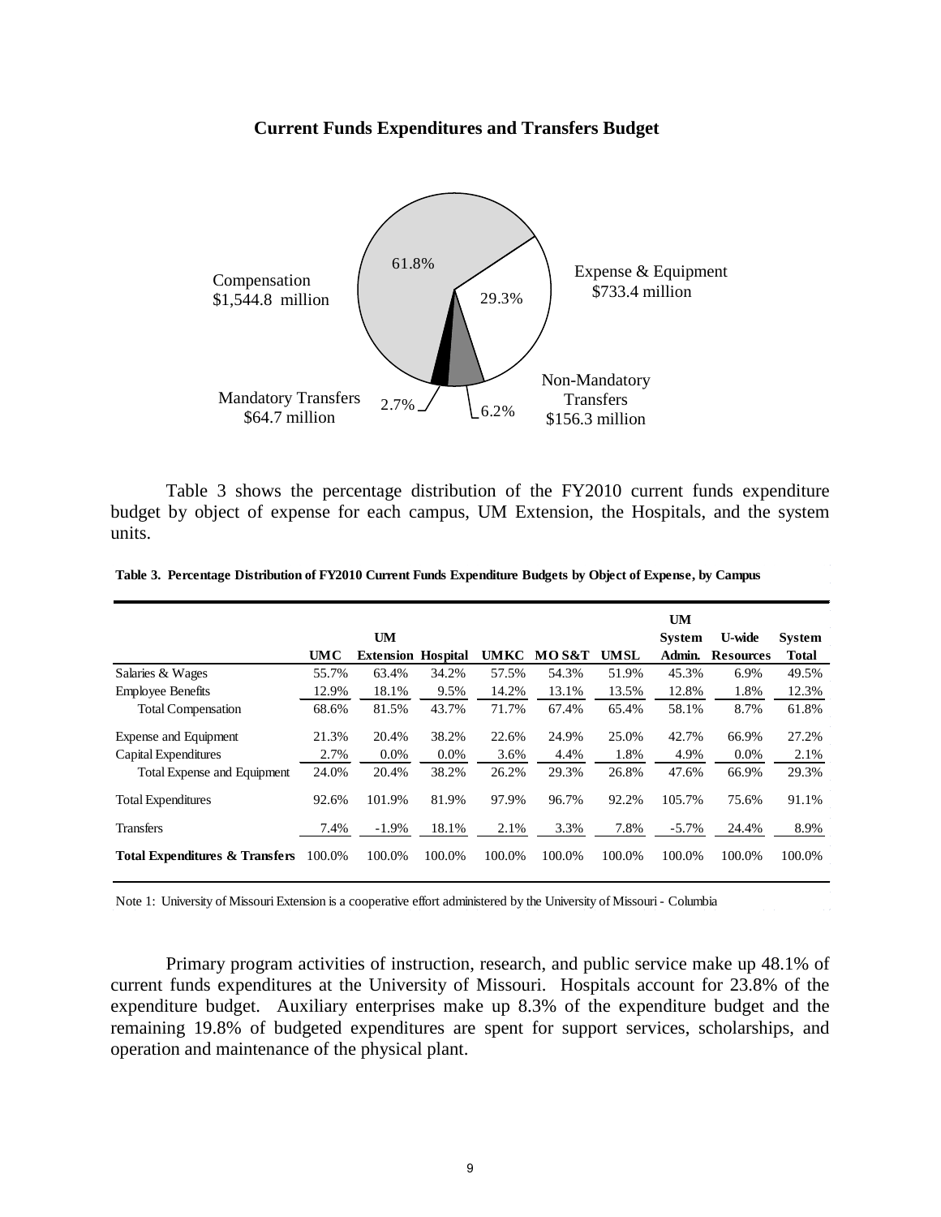**Current Funds Expenditures and Transfers Budget**

Compensation $1,544.8 million — 61.8%

Expense & Equipment $733.4 million — 29.3%

Non-Mandatory Transfers $156.3 million — 6.2%

Mandatory Transfers $64.7 million — 2.7%

Table 3 shows the percentage distribution of the FY2010 current funds expenditure budget by object of expense for each campus, UM Extension, the Hospitals, and the system units.

**Table 3. Percentage Distribution of FY2010 Current Funds Expenditure Budgets by Object of Expense, by Campus**

| | UMC | UM Extension | Hospital | UMKC | MO S&T | UMSL | UM System Admin. | U-wide Resources | System Total |
|---|---|---|---|---|---|---|---|---|---|
| Salaries & Wages | 55.7% | 63.4% | 34.2% | 57.5% | 54.3% | 51.9% | 45.3% | 6.9% | 49.5% |
| Employee Benefits | 12.9% | 18.1% | 9.5% | 14.2% | 13.1% | 13.5% | 12.8% | 1.8% | 12.3% |
| Total Compensation | 68.6% | 81.5% | 43.7% | 71.7% | 67.4% | 65.4% | 58.1% | 8.7% | 61.8% |
| Expense and Equipment | 21.3% | 20.4% | 38.2% | 22.6% | 24.9% | 25.0% | 42.7% | 66.9% | 27.2% |
| Capital Expenditures | 2.7% | 0.0% | 0.0% | 3.6% | 4.4% | 1.8% | 4.9% | 0.0% | 2.1% |
| Total Expense and Equipment | 24.0% | 20.4% | 38.2% | 26.2% | 29.3% | 26.8% | 47.6% | 66.9% | 29.3% |
| Total Expenditures | 92.6% | 101.9% | 81.9% | 97.9% | 96.7% | 92.2% | 105.7% | 75.6% | 91.1% |
| Transfers | 7.4% | -1.9% | 18.1% | 2.1% | 3.3% | 7.8% | -5.7% | 24.4% | 8.9% |
| **Total Expenditures & Transfers** | 100.0% | 100.0% | 100.0% | 100.0% | 100.0% | 100.0% | 100.0% | 100.0% | 100.0% |

Note 1: University of Missouri Extension is a cooperative effort administered by the University of Missouri - Columbia

Primary program activities of instruction, research, and public service make up 48.1% of current funds expenditures at the University of Missouri. Hospitals account for 23.8% of the expenditure budget. Auxiliary enterprises make up 8.3% of the expenditure budget and the remaining 19.8% of budgeted expenditures are spent for support services, scholarships, and operation and maintenance of the physical plant.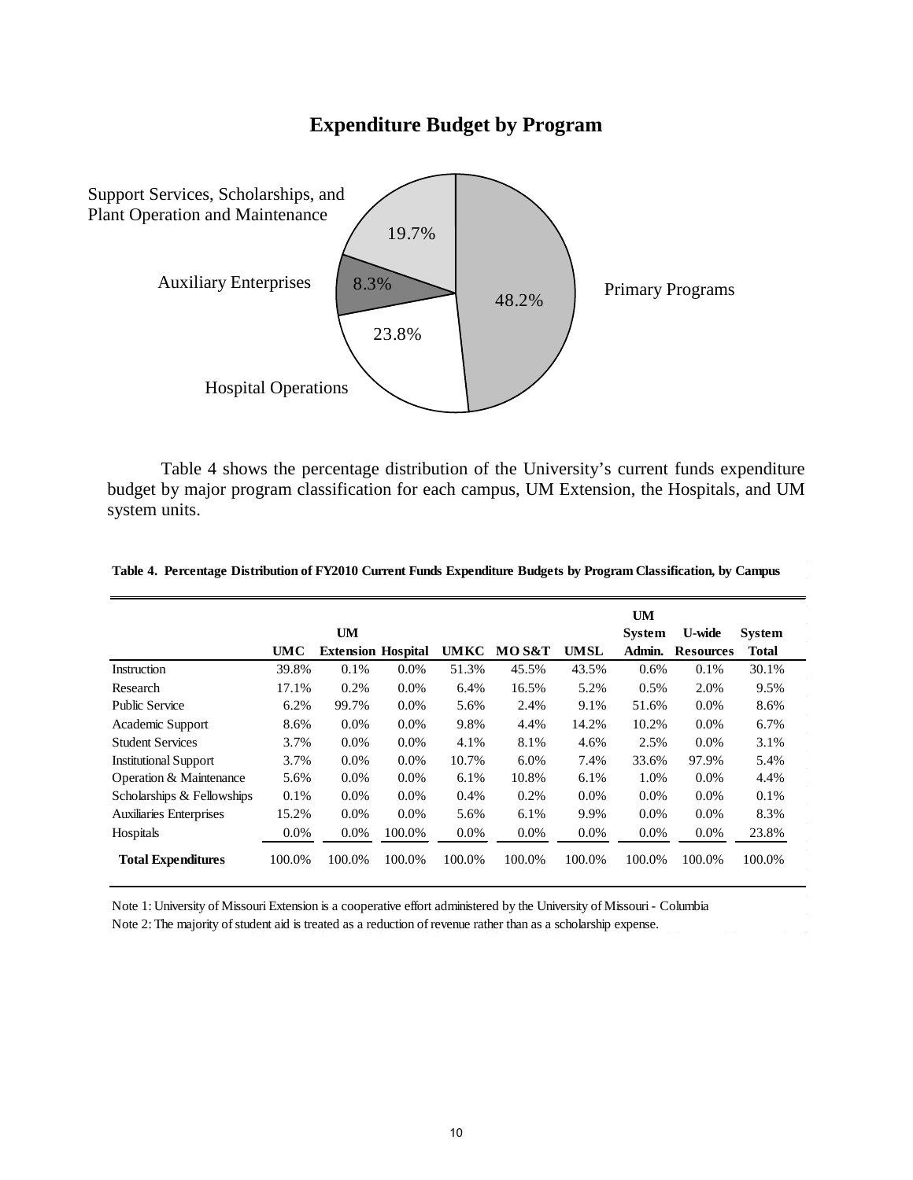## Expenditure Budget by Program

Support Services, Scholarships, and Plant Operation and Maintenance 19.7%

Auxiliary Enterprises 8.3%

Hospital Operations 23.8%

Primary Programs 48.2%

Table 4 shows the percentage distribution of the University's current funds expenditure budget by major program classification for each campus, UM Extension, the Hospitals, and UM system units.

**Table 4. Percentage Distribution of FY2010 Current Funds Expenditure Budgets by Program Classification, by Campus**

| | UMC | UM Extension | Hospital | UMKC | MO S&T | UMSL | UM System Admin. | U-wide Resources | System Total |
|---|---|---|---|---|---|---|---|---|---|
| Instruction | 39.8% | 0.1% | 0.0% | 51.3% | 45.5% | 43.5% | 0.6% | 0.1% | 30.1% |
| Research | 17.1% | 0.2% | 0.0% | 6.4% | 16.5% | 5.2% | 0.5% | 2.0% | 9.5% |
| Public Service | 6.2% | 99.7% | 0.0% | 5.6% | 2.4% | 9.1% | 51.6% | 0.0% | 8.6% |
| Academic Support | 8.6% | 0.0% | 0.0% | 9.8% | 4.4% | 14.2% | 10.2% | 0.0% | 6.7% |
| Student Services | 3.7% | 0.0% | 0.0% | 4.1% | 8.1% | 4.6% | 2.5% | 0.0% | 3.1% |
| Institutional Support | 3.7% | 0.0% | 0.0% | 10.7% | 6.0% | 7.4% | 33.6% | 97.9% | 5.4% |
| Operation & Maintenance | 5.6% | 0.0% | 0.0% | 6.1% | 10.8% | 6.1% | 1.0% | 0.0% | 4.4% |
| Scholarships & Fellowships | 0.1% | 0.0% | 0.0% | 0.4% | 0.2% | 0.0% | 0.0% | 0.0% | 0.1% |
| Auxiliaries Enterprises | 15.2% | 0.0% | 0.0% | 5.6% | 6.1% | 9.9% | 0.0% | 0.0% | 8.3% |
| Hospitals | 0.0% | 0.0% | 100.0% | 0.0% | 0.0% | 0.0% | 0.0% | 0.0% | 23.8% |
| **Total Expenditures** | 100.0% | 100.0% | 100.0% | 100.0% | 100.0% | 100.0% | 100.0% | 100.0% | 100.0% |

Note 1: University of Missouri Extension is a cooperative effort administered by the University of Missouri - Columbia

Note 2: The majority of student aid is treated as a reduction of revenue rather than as a scholarship expense.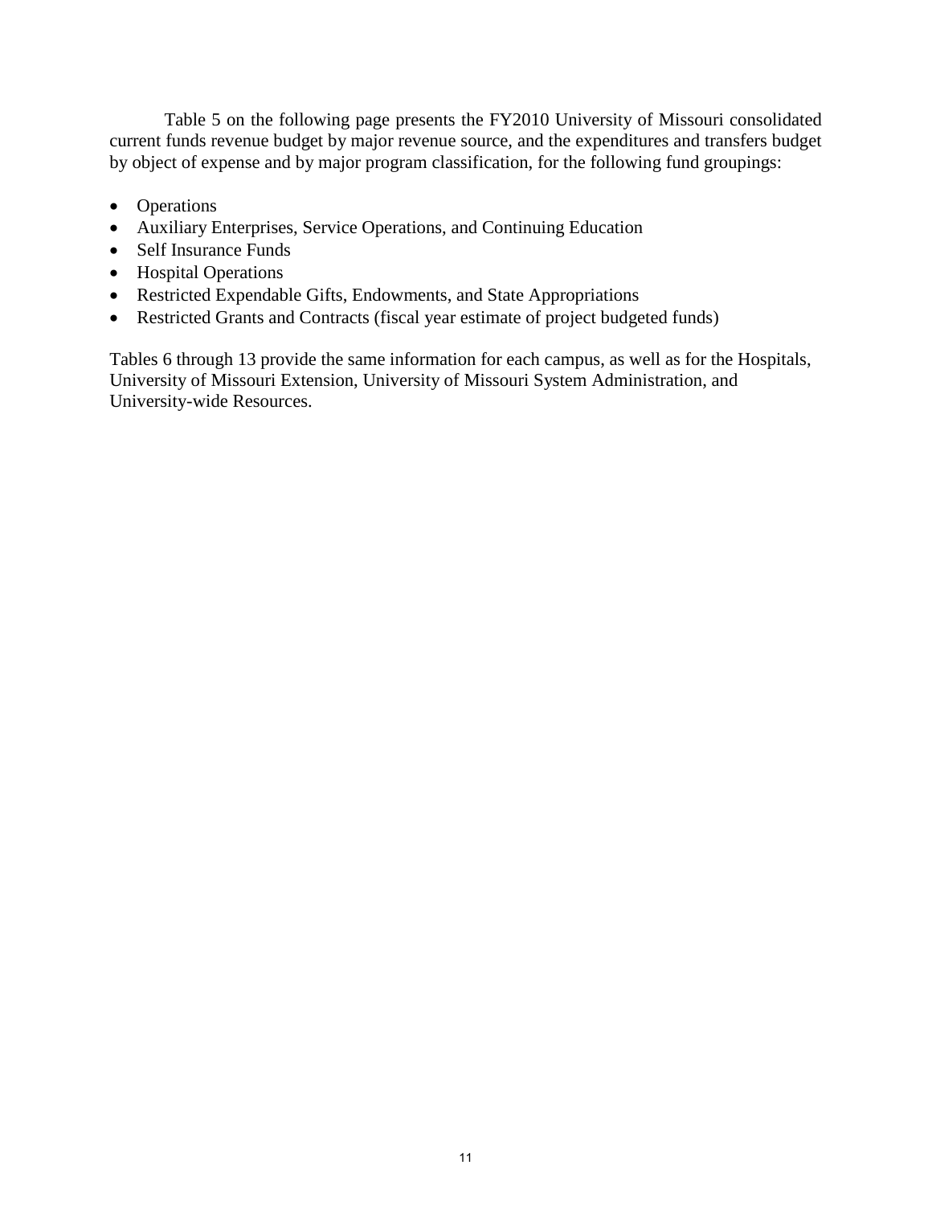Table 5 on the following page presents the FY2010 University of Missouri consolidated current funds revenue budget by major revenue source, and the expenditures and transfers budget by object of expense and by major program classification, for the following fund groupings:

- Operations
- Auxiliary Enterprises, Service Operations, and Continuing Education
- Self Insurance Funds
- Hospital Operations
- Restricted Expendable Gifts, Endowments, and State Appropriations
- Restricted Grants and Contracts (fiscal year estimate of project budgeted funds)

Tables 6 through 13 provide the same information for each campus, as well as for the Hospitals, University of Missouri Extension, University of Missouri System Administration, and University-wide Resources.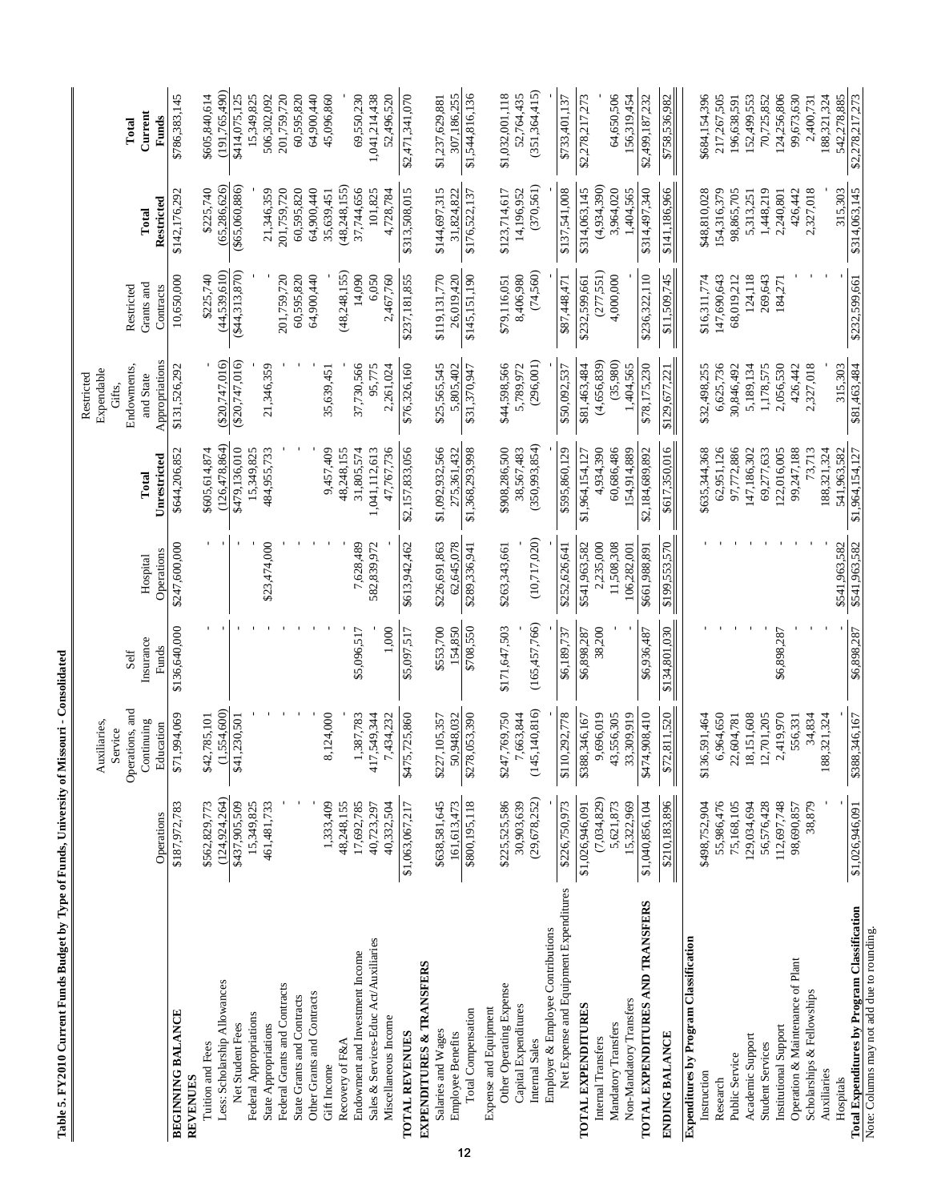**Table 5. FY2010 Current Funds Budget by Type of Funds, University of Missouri - Consolidated**

| | Operations | Auxiliaries, Service Operations, and Continuing Education | Self Insurance Funds | Hospital Operations | Total Unrestricted | Restricted Expendable Gifts, Endowments, and State Appropriations | Restricted Grants and Contracts | Total Restricted | Total Current Funds |
|---|---|---|---|---|---|---|---|---|---|
| **BEGINNING BALANCE** | $187,972,783 | $71,994,069 | $136,640,000 | $247,600,000 | $644,206,852 | $131,526,292 | 10,650,000 | $142,176,292 | $786,383,145 |
| **REVENUES** | | | | | | | | | |
| Tuition and Fees | $562,829,773 | $42,785,101 | - | - | $605,614,874 | - | $225,740 | $225,740 | $605,840,614 |
| Less: Scholarship Allowances | (124,924,264) | (1,554,600) | - | - | (126,478,864) | ($20,747,016) | (44,539,610) | (65,286,626) | (191,765,490) |
| Net Student Fees | $437,905,509 | $41,230,501 | - | - | $479,136,010 | ($20,747,016) | ($44,313,870) | ($65,060,886) | $414,075,125 |
| Federal Appropriations | 15,349,825 | - | - | - | 15,349,825 | - | - | - | 15,349,825 |
| State Appropriations | 461,481,733 | - | - | $23,474,000 | 484,955,733 | 21,346,359 | - | 21,346,359 | 506,302,092 |
| Federal Grants and Contracts | - | - | - | - | - | - | 201,759,720 | 201,759,720 | 201,759,720 |
| State Grants and Contracts | - | - | - | - | - | - | 60,595,820 | 60,595,820 | 60,595,820 |
| Other Grants and Contracts | - | - | - | - | - | - | 64,900,440 | 64,900,440 | 64,900,440 |
| Gift Income | 1,333,409 | 8,124,000 | - | - | 9,457,409 | 35,639,451 | - | 35,639,451 | 45,096,860 |
| Recovery of F&A | 48,248,155 | - | - | - | 48,248,155 | - | (48,248,155) | (48,248,155) | - |
| Endowment and Investment Income | 17,692,785 | 1,387,783 | $5,096,517 | 7,628,489 | 31,805,574 | 37,730,566 | 14,090 | 37,744,656 | 69,550,230 |
| Sales & Services-Educ Act/Auxiliaries | 40,723,297 | 417,549,344 | - | 582,839,972 | 1,041,112,613 | 95,775 | 6,050 | 101,825 | 1,041,214,438 |
| Miscellaneous Income | 40,332,504 | 7,434,232 | 1,000 | - | 47,767,736 | 2,261,024 | 2,467,760 | 4,728,784 | 52,496,520 |
| **TOTAL REVENUES** | $1,063,067,217 | $475,725,860 | $5,097,517 | $613,942,462 | $2,157,833,056 | $76,326,160 | $237,181,855 | $313,508,015 | $2,471,341,070 |
| **EXPENDITURES & TRANSFERS** | | | | | | | | | |
| Salaries and Wages | $638,581,645 | $227,105,357 | $553,700 | $226,691,863 | $1,092,932,566 | $25,565,545 | $119,131,770 | $144,697,315 | $1,237,629,881 |
| Employee Benefits | 161,613,473 | 50,948,032 | 154,850 | 62,645,078 | 275,361,432 | 5,805,402 | 26,019,420 | 31,824,822 | 307,186,255 |
| Total Compensation | $800,195,118 | $278,053,390 | $708,550 | $289,336,941 | $1,368,293,998 | $31,370,947 | $145,151,190 | $176,522,137 | $1,544,816,136 |
| Expense and Equipment | | | | | | | | | |
| Other Operating Expense | $225,525,586 | $247,769,750 | $171,647,503 | $263,343,661 | $908,286,500 | $44,598,566 | $79,116,051 | $123,714,617 | $1,032,001,118 |
| Capital Expenditures | 30,903,639 | 7,663,844 | - | - | 38,567,483 | 5,789,972 | 8,406,980 | 14,196,952 | 52,764,435 |
| Internal Sales | (29,678,252) | (145,140,816) | (165,457,766) | (10,717,020) | (350,993,854) | (296,001) | (74,560) | (370,561) | (351,364,415) |
| Employer & Employee Contributions | - | - | - | - | - | - | - | - | - |
| Net Expense and Equipment Expenditures | $226,750,973 | $110,292,778 | $6,189,737 | $252,626,641 | $595,860,129 | $50,092,537 | $87,448,471 | $137,541,008 | $733,401,137 |
| **TOTAL EXPENDITURES** | $1,026,946,091 | $388,346,167 | $6,898,287 | $541,963,582 | $1,964,154,127 | $81,463,484 | $232,599,661 | $314,063,145 | $2,278,217,273 |
| Internal Transfers | (7,034,829) | 9,696,019 | 38,200 | 2,235,000 | 4,934,390 | (4,656,839) | (277,551) | (4,934,390) | - |
| Mandatory Transfers | 5,621,873 | 43,556,305 | - | 11,508,308 | 60,686,486 | (35,980) | 4,000,000 | 3,964,020 | 64,650,506 |
| Non-Mandatory Transfers | 15,322,969 | 33,309,919 | - | 106,282,001 | 154,914,889 | 1,404,565 | - | 1,404,565 | 156,319,454 |
| **TOTAL EXPENDITURES AND TRANSFERS** | $1,040,856,104 | $474,908,410 | $6,936,487 | $661,988,891 | $2,184,689,892 | $78,175,230 | $236,322,110 | $314,497,340 | $2,499,187,232 |
| **ENDING BALANCE** | $210,183,896 | $72,811,520 | $134,801,030 | $199,553,570 | $617,350,016 | $129,677,221 | $11,509,745 | $141,186,966 | $758,536,982 |
| **Expenditures by Program Classification** | | | | | | | | | |
| Instruction | $498,752,904 | $136,591,464 | - | - | $635,344,368 | $32,498,255 | $16,311,774 | $48,810,028 | $684,154,396 |
| Research | 55,986,476 | 6,964,650 | - | - | 62,951,126 | 6,625,736 | 147,690,643 | 154,316,379 | 217,267,505 |
| Public Service | 75,168,105 | 22,604,781 | - | - | 97,772,886 | 30,846,492 | 68,019,212 | 98,865,705 | 196,638,591 |
| Academic Support | 129,034,694 | 18,151,608 | - | - | 147,186,302 | 5,189,134 | 124,118 | 5,313,251 | 152,499,553 |
| Student Services | 56,576,428 | 12,701,205 | - | - | 69,277,633 | 1,178,575 | 269,643 | 1,448,219 | 70,725,852 |
| Institutional Support | 112,697,748 | 2,419,970 | $6,898,287 | - | 122,016,005 | 2,056,530 | 184,271 | 2,240,801 | 124,256,806 |
| Operation & Maintenance of Plant | 98,690,857 | 556,331 | - | - | 99,247,188 | 426,442 | - | 426,442 | 99,673,630 |
| Scholarships & Fellowships | 38,879 | 34,834 | - | - | 73,713 | 2,327,018 | - | 2,327,018 | 2,400,731 |
| Auxiliaries | - | 188,321,324 | - | - | 188,321,324 | - | - | - | 188,321,324 |
| Hospitals | - | - | - | $541,963,582 | 541,963,582 | 315,303 | - | 315,303 | 542,278,885 |
| **Total Expenditures by Program Classification** | $1,026,946,091 | $388,346,167 | $6,898,287 | $541,963,582 | $1,964,154,127 | $81,463,484 | $232,599,661 | $314,063,145 | $2,278,217,273 |

Note: Columns may not add due to rounding.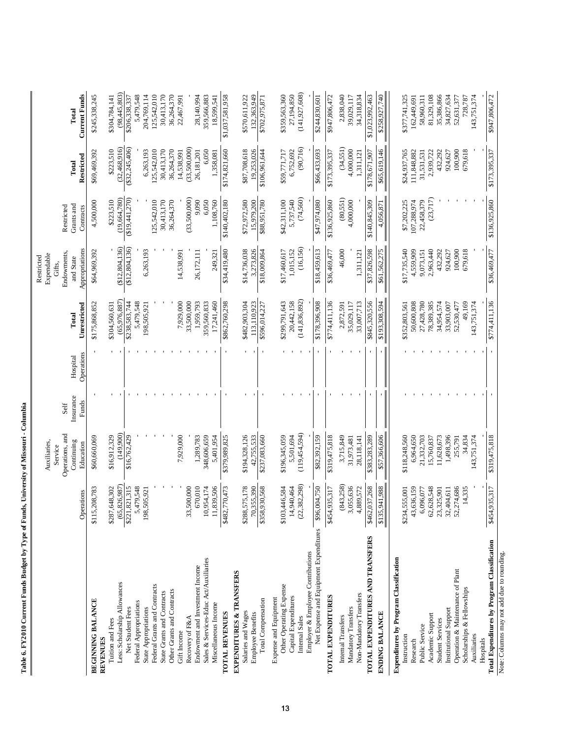**Table 6. FY2010 Current Funds Budget by Type of Funds, University of Missouri - Columbia**

| | Operations | Auxiliaries, Service Operations, and Continuing Education | Self Insurance Funds | Hospital Operations | Total Unrestricted | Restricted Expendable Gifts, Endowments, and State Appropriations | Restricted Grants and Contracts | Total Restricted | Total Current Funds |
|---|---|---|---|---|---|---|---|---|---|
| **BEGINNING BALANCE** | $115,208,783 | $60,660,069 | - | - | $175,868,852 | $64,969,392 | 4,500,000 | $69,469,392 | $245,338,245 |
| **REVENUES** | | | | | | | | | |
| Tuition and Fees | $287,648,302 | $16,912,329 | - | - | $304,560,631 | - | $223,510 | $223,510 | $304,784,141 |
| Less: Scholarship Allowances | (65,826,987) | (149,900) | - | - | (65,976,887) | ($12,804,136) | (19,664,780) | (32,468,916) | (98,445,803) |
| Net Student Fees | $221,821,315 | $16,762,429 | - | - | $238,583,744 | ($12,804,136) | ($19,441,270) | ($32,245,406) | $206,338,337 |
| Federal Appropriations | 5,479,548 | - | - | - | 5,479,548 | - | - | - | 5,479,548 |
| State Appropriations | 198,505,921 | - | - | - | 198,505,921 | 6,263,193 | - | 6,263,193 | 204,769,114 |
| Federal Grants and Contracts | - | - | - | - | - | - | 125,542,010 | 125,542,010 | 125,542,010 |
| State Grants and Contracts | - | - | - | - | - | - | 30,413,170 | 30,413,170 | 30,413,170 |
| Other Grants and Contracts | - | - | - | - | - | - | 36,264,370 | 36,264,370 | 36,264,370 |
| Gift Income | - | 7,929,000 | - | - | 7,929,000 | 14,538,991 | - | 14,538,991 | 22,467,991 |
| Recovery of F&A | 33,500,000 | - | - | - | 33,500,000 | - | (33,500,000) | (33,500,000) | - |
| Endowment and Investment Income | 670,010 | 1,289,783 | - | - | 1,959,793 | 26,172,111 | 9,090 | 26,181,201 | 28,140,994 |
| Sales & Services-Educ Act/Auxiliaries | 10,954,174 | 348,606,659 | - | - | 359,560,833 | - | 6,050 | 6,050 | 359,566,883 |
| Miscellaneous Income | 11,839,506 | 5,401,954 | - | - | 17,241,460 | 249,321 | 1,108,760 | 1,358,081 | 18,599,541 |
| **TOTAL REVENUES** | $482,770,473 | $379,989,825 | - | - | $862,760,298 | $34,419,480 | $140,402,180 | $174,821,660 | $1,037,581,958 |
| **EXPENDITURES & TRANSFERS** | | | | | | | | | |
| Salaries and Wages | $288,575,178 | $194,328,126 | - | - | $482,903,304 | $14,736,038 | $72,972,580 | $87,708,618 | $570,611,922 |
| Employee Benefits | 70,355,390 | 42,755,533 | - | - | 113,110,923 | 3,273,826 | 15,979,200 | 19,253,026 | 132,363,949 |
| Total Compensation | $358,930,568 | $237,083,660 | - | - | $596,014,227 | $18,009,864 | $88,951,780 | $106,961,644 | $702,975,871 |
| Expense and Equipment | | | | | | | | | |
| Other Operating Expense | $103,446,584 | $196,345,059 | - | - | $299,791,643 | $17,460,617 | $42,311,100 | $59,771,717 | $359,563,360 |
| Capital Expenditures | 14,940,464 | 5,501,694 | - | - | 20,442,158 | 1,015,152 | 5,737,540 | 6,752,692 | 27,194,850 |
| Internal Sales | (22,382,298) | (119,454,594) | - | - | (141,836,892) | (16,156) | (74,560) | (90,716) | (141,927,608) |
| Employer & Employee Contributions | - | - | - | - | - | - | - | - | - |
| Net Expense and Equipment Expenditures | $96,004,750 | $82,392,159 | - | - | $178,396,908 | $18,459,613 | $47,974,080 | $66,433,693 | $244,830,601 |
| **TOTAL EXPENDITURES** | $454,935,317 | $319,475,818 | - | - | $774,411,136 | $36,469,477 | $136,925,860 | $173,395,337 | $947,806,472 |
| Internal Transfers | (843,258) | 3,715,849 | - | - | 2,872,591 | 46,000 | (80,551) | (34,551) | 2,838,040 |
| Mandatory Transfers | 3,055,636 | 31,973,481 | - | - | 35,029,117 | - | 4,000,000 | 4,000,000 | 39,029,117 |
| Non-Mandatory Transfers | 4,889,572 | 28,118,141 | - | - | 33,007,713 | 1,311,121 | - | 1,311,121 | 34,318,834 |
| **TOTAL EXPENDITURES AND TRANSFERS** | $462,037,268 | $383,283,289 | - | - | $845,320,556 | $37,826,598 | $140,845,309 | $178,671,907 | $1,023,992,463 |
| **ENDING BALANCE** | $135,941,988 | $57,366,606 | - | - | $193,308,594 | $61,562,275 | 4,056,871 | $65,619,146 | $258,927,740 |
| **Expenditures by Program Classification** | | | | | | | | | |
| Instruction | $234,555,001 | $118,248,560 | - | - | $352,803,561 | $17,735,540 | $7,202,225 | $24,937,765 | $377,741,325 |
| Research | 43,636,159 | 6,964,650 | - | - | 50,600,808 | 4,559,909 | 107,288,974 | 111,848,882 | 162,449,691 |
| Public Service | 6,096,077 | 21,332,703 | - | - | 27,428,780 | 9,073,151 | 22,458,379 | 31,531,531 | 58,960,311 |
| Academic Support | 62,628,548 | 15,760,837 | - | - | 78,389,385 | 2,963,440 | (23,717) | 2,939,722 | 81,329,108 |
| Student Services | 23,325,901 | 11,628,673 | - | - | 34,954,574 | 432,292 | - | 432,292 | 35,386,866 |
| Institutional Support | 32,404,611 | 1,498,396 | - | - | 33,903,007 | 924,627 | - | 924,627 | 34,827,634 |
| Operation & Maintenance of Plant | 52,274,686 | 255,791 | - | - | 52,530,477 | 100,900 | - | 100,900 | 52,631,377 |
| Scholarships & Fellowships | 14,335 | 34,834 | - | - | 49,169 | 679,618 | - | 679,618 | 728,787 |
| Auxiliaries | - | 143,751,374 | - | - | 143,751,374 | - | - | - | 143,751,374 |
| Hospitals | - | - | - | - | - | - | - | - | - |
| **Total Expenditures by Program Classification** | $454,935,317 | $319,475,818 | - | - | $774,411,136 | $36,469,477 | $136,925,860 | $173,395,337 | $947,806,472 |

Note: Columns may not add due to rounding.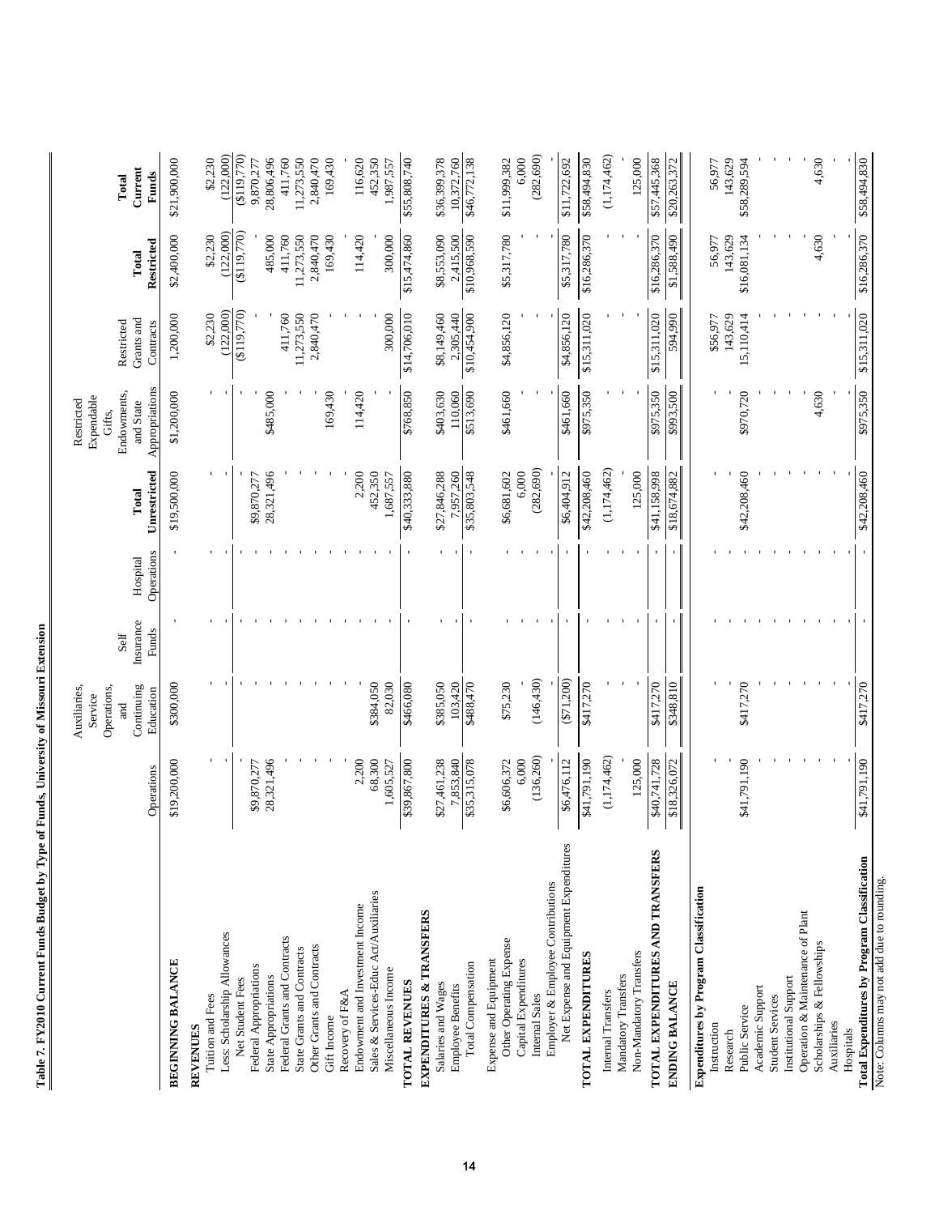**Table 7. FY2010 Current Funds Budget by Type of Funds, University of Missouri Extension**

| | Operations | Auxiliaries, Service Operations, and Continuing Education | Self Insurance Funds | Hospital Operations | Total Unrestricted | Restricted Expendable Gifts, Endowments, and State Appropriations | Restricted Grants and Contracts | Total Restricted | Total Current Funds |
|---|---|---|---|---|---|---|---|---|---|
| **BEGINNING BALANCE** | $19,200,000 | $300,000 | - | - | $19,500,000 | $1,200,000 | 1,200,000 | $2,400,000 | $21,900,000 |
| **REVENUES** | | | | | | | | | |
| Tuition and Fees | - | - | - | - | - | - | $2,230 | $2,230 | $2,230 |
| Less: Scholarship Allowances | - | - | - | - | - | - | (122,000) | (122,000) | (122,000) |
| Net Student Fees | - | - | - | - | - | - | ($119,770) | ($119,770) | ($119,770) |
| Federal Appropriations | $9,870,277 | - | - | - | $9,870,277 | - | - | - | 9,870,277 |
| State Appropriations | 28,321,496 | - | - | - | 28,321,496 | $485,000 | - | 485,000 | 28,806,496 |
| Federal Grants and Contracts | - | - | - | - | - | - | 411,760 | 411,760 | 411,760 |
| State Grants and Contracts | - | - | - | - | - | - | 11,273,550 | 11,273,550 | 11,273,550 |
| Other Grants and Contracts | - | - | - | - | - | - | 2,840,470 | 2,840,470 | 2,840,470 |
| Gift Income | - | - | - | - | - | 169,430 | - | 169,430 | 169,430 |
| Recovery of F&A | - | - | - | - | - | - | - | - | - |
| Endowment and Investment Income | 2,200 | - | - | - | 2,200 | 114,420 | - | 114,420 | 116,620 |
| Sales & Services-Educ Act/Auxiliaries | 68,300 | $384,050 | - | - | 452,350 | - | - | - | 452,350 |
| Miscellaneous Income | 1,605,527 | 82,030 | - | - | 1,687,557 | - | 300,000 | 300,000 | 1,987,557 |
| **TOTAL REVENUES** | $39,867,800 | $466,080 | - | - | $40,333,880 | $768,850 | $14,706,010 | $15,474,860 | $55,808,740 |
| **EXPENDITURES & TRANSFERS** | | | | | | | | | |
| Salaries and Wages | $27,461,238 | $385,050 | - | - | $27,846,288 | $403,630 | $8,149,460 | $8,553,090 | $36,399,378 |
| Employee Benefits | 7,853,840 | 103,420 | - | - | 7,957,260 | 110,060 | 2,305,440 | 2,415,500 | 10,372,760 |
| Total Compensation | $35,315,078 | $488,470 | - | - | $35,803,548 | $513,690 | $10,454,900 | $10,968,590 | $46,772,138 |
| Expense and Equipment | | | | | | | | | |
| Other Operating Expense | $6,606,372 | $75,230 | - | - | $6,681,602 | $461,660 | $4,856,120 | $5,317,780 | $11,999,382 |
| Capital Expenditures | 6,000 | - | - | - | 6,000 | - | - | - | 6,000 |
| Internal Sales | (136,260) | (146,430) | - | - | (282,690) | - | - | - | (282,690) |
| Employer & Employee Contributions | - | - | - | - | - | - | - | - | - |
| Net Expense and Equipment Expenditures | $6,476,112 | ($71,200) | - | - | $6,404,912 | $461,660 | $4,856,120 | $5,317,780 | $11,722,692 |
| **TOTAL EXPENDITURES** | $41,791,190 | $417,270 | - | - | $42,208,460 | $975,350 | $15,311,020 | $16,286,370 | $58,494,830 |
| Internal Transfers | (1,174,462) | - | - | - | (1,174,462) | - | - | - | (1,174,462) |
| Mandatory Transfers | - | - | - | - | - | - | - | - | - |
| Non-Mandatory Transfers | 125,000 | - | - | - | 125,000 | - | - | - | 125,000 |
| **TOTAL EXPENDITURES AND TRANSFERS** | $40,741,728 | $417,270 | - | - | $41,158,998 | $975,350 | $15,311,020 | $16,286,370 | $57,445,368 |
| **ENDING BALANCE** | $18,326,072 | $348,810 | - | - | $18,674,882 | $993,500 | 594,990 | $1,588,490 | $20,263,372 |
| **Expenditures by Program Classification** | | | | | | | | | |
| Instruction | - | - | - | - | - | - | $56,977 | 56,977 | 56,977 |
| Research | - | - | - | - | - | - | 143,629 | 143,629 | 143,629 |
| Public Service | $41,791,190 | $417,270 | - | - | $42,208,460 | $970,720 | 15,110,414 | $16,081,134 | $58,289,594 |
| Academic Support | - | - | - | - | - | - | - | - | - |
| Student Services | - | - | - | - | - | - | - | - | - |
| Institutional Support | - | - | - | - | - | - | - | - | - |
| Operation & Maintenance of Plant | - | - | - | - | - | - | - | - | - |
| Scholarships & Fellowships | - | - | - | - | - | 4,630 | - | 4,630 | 4,630 |
| Auxiliaries | - | - | - | - | - | - | - | - | - |
| Hospitals | - | - | - | - | - | - | - | - | - |
| **Total Expenditures by Program Classification** | $41,791,190 | $417,270 | - | - | $42,208,460 | $975,350 | $15,311,020 | $16,286,370 | $58,494,830 |

Note: Columns may not add due to rounding.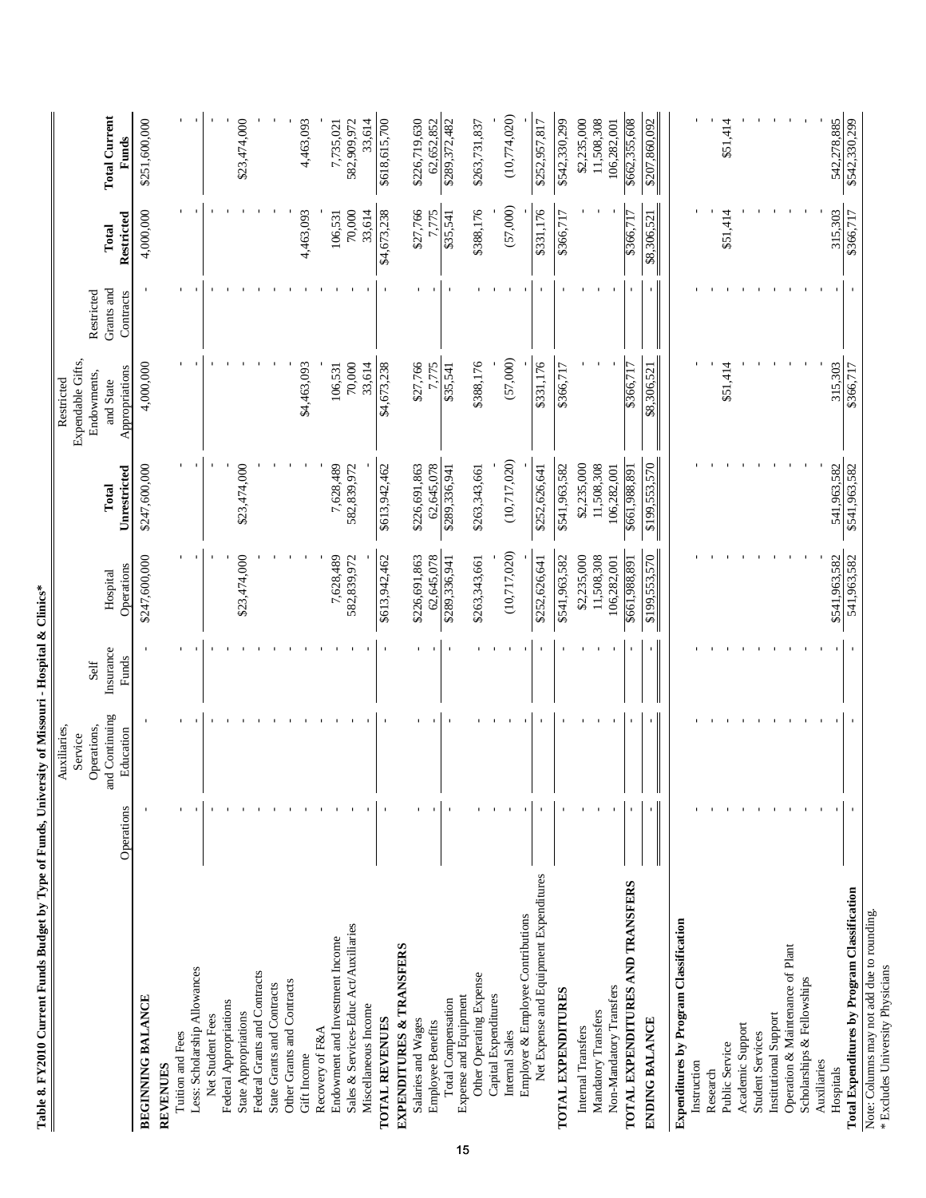**Table 8. FY2010 Current Funds Budget by Type of Funds, University of Missouri - Hospital & Clinics***

| | Operations | Auxiliaries, Service Operations, and Continuing Education | Self Insurance Funds | Hospital Operations | Total Unrestricted | Restricted Expendable Gifts, Endowments, and State Appropriations | Restricted Grants and Contracts | Total Restricted | Total Current Funds |
|---|---|---|---|---|---|---|---|---|---|
| **BEGINNING BALANCE** | - | - | - | $247,600,000 | $247,600,000 | 4,000,000 | - | 4,000,000 | $251,600,000 |
| **REVENUES** | | | | | | | | | |
| Tuition and Fees | - | - | - | - | - | - | - | - | - |
| Less: Scholarship Allowances | - | - | - | - | - | - | - | - | - |
| Net Student Fees | - | - | - | - | - | - | - | - | - |
| Federal Appropriations | - | - | - | - | - | - | - | - | - |
| State Appropriations | - | - | - | $23,474,000 | $23,474,000 | - | - | - | $23,474,000 |
| Federal Grants and Contracts | - | - | - | - | - | - | - | - | - |
| State Grants and Contracts | - | - | - | - | - | - | - | - | - |
| Other Grants and Contracts | - | - | - | - | - | - | - | - | - |
| Gift Income | - | - | - | - | - | $4,463,093 | - | 4,463,093 | 4,463,093 |
| Recovery of F&A | - | - | - | - | - | - | - | - | - |
| Endowment and Investment Income | - | - | - | 7,628,489 | 7,628,489 | 106,531 | - | 106,531 | 7,735,021 |
| Sales & Services-Educ Act/Auxiliaries | - | - | - | 582,839,972 | 582,839,972 | 70,000 | - | 70,000 | 582,909,972 |
| Miscellaneous Income | - | - | - | - | - | 33,614 | - | 33,614 | 33,614 |
| **TOTAL REVENUES** | - | - | - | $613,942,462 | $613,942,462 | $4,673,238 | - | $4,673,238 | $618,615,700 |
| **EXPENDITURES & TRANSFERS** | | | | | | | | | |
| Salaries and Wages | - | - | - | $226,691,863 | $226,691,863 | $27,766 | - | $27,766 | $226,719,630 |
| Employee Benefits | - | - | - | 62,645,078 | 62,645,078 | 7,775 | - | 7,775 | 62,652,852 |
| Total Compensation | - | - | - | $289,336,941 | $289,336,941 | $35,541 | - | $35,541 | $289,372,482 |
| Expense and Equipment | | | | | | | | | |
| Other Operating Expense | - | - | - | $263,343,661 | $263,343,661 | $388,176 | - | $388,176 | $263,731,837 |
| Capital Expenditures | - | - | - | - | - | - | - | - | - |
| Internal Sales | - | - | - | (10,717,020) | (10,717,020) | (57,000) | - | (57,000) | (10,774,020) |
| Employer & Employee Contributions | - | - | - | - | - | - | - | - | - |
| Net Expense and Equipment Expenditures | - | - | - | $252,626,641 | $252,626,641 | $331,176 | - | $331,176 | $252,957,817 |
| **TOTAL EXPENDITURES** | - | - | - | $541,963,582 | $541,963,582 | $366,717 | - | $366,717 | $542,330,299 |
| Internal Transfers | - | - | - | $2,235,000 | $2,235,000 | - | - | - | $2,235,000 |
| Mandatory Transfers | - | - | - | 11,508,308 | 11,508,308 | - | - | - | 11,508,308 |
| Non-Mandatory Transfers | - | - | - | 106,282,001 | 106,282,001 | - | - | - | 106,282,001 |
| **TOTAL EXPENDITURES AND TRANSFERS** | - | - | - | $661,988,891 | $661,988,891 | $366,717 | - | $366,717 | $662,355,608 |
| **ENDING BALANCE** | - | - | - | $199,553,570 | $199,553,570 | $8,306,521 | - | $8,306,521 | $207,860,092 |
| **Expenditures by Program Classification** | | | | | | | | | |
| Instruction | - | - | - | - | - | - | - | - | - |
| Research | - | - | - | - | - | - | - | - | - |
| Public Service | - | - | - | - | - | $51,414 | - | $51,414 | $51,414 |
| Academic Support | - | - | - | - | - | - | - | - | - |
| Student Services | - | - | - | - | - | - | - | - | - |
| Institutional Support | - | - | - | - | - | - | - | - | - |
| Operation & Maintenance of Plant | - | - | - | - | - | - | - | - | - |
| Scholarships & Fellowships | - | - | - | - | - | - | - | - | - |
| Auxiliaries | - | - | - | - | - | - | - | - | - |
| Hospitals | - | - | - | $541,963,582 | 541,963,582 | 315,303 | - | 315,303 | 542,278,885 |
| **Total Expenditures by Program Classification** | - | - | - | 541,963,582 | $541,963,582 | $366,717 | - | $366,717 | $542,330,299 |

Note: Columns may not add due to rounding.
* Excludes University Physicians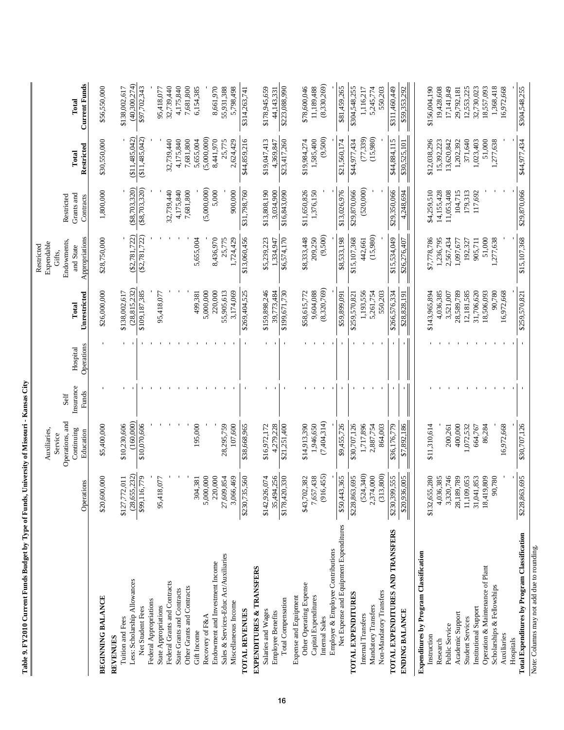**Table 9. FY2010 Current Funds Budget by Type of Funds, University of Missouri - Kansas City**

| | Operations | Auxiliaries, Service Operations, and Continuing Education | Self Insurance Funds | Hospital Operations | Total Unrestricted | Restricted Expendable Gifts, Endowments, and State Appropriations | Restricted Grants and Contracts | Total Restricted | Total Current Funds |
|---|---|---|---|---|---|---|---|---|---|
| **BEGINNING BALANCE** | $20,600,000 | $5,400,000 | - | - | $26,000,000 | $28,750,000 | 1,800,000 | $30,550,000 | $56,550,000 |
| **REVENUES** | | | | | | | | | |
| Tuition and Fees | $127,772,011 | $10,230,606 | - | - | $138,002,617 | - | - | - | $138,002,617 |
| Less: Scholarship Allowances | (28,655,232) | (160,000) | - | - | (28,815,232) | ($2,781,722) | ($8,703,320) | ($11,485,042) | (40,300,274) |
| Net Student Fees | $99,116,779 | $10,070,606 | - | - | $109,187,385 | ($2,781,722) | ($8,703,320) | ($11,485,042) | $97,702,343 |
| Federal Appropriations | - | - | - | - | - | - | - | - | - |
| State Appropriations | 95,418,077 | - | - | - | 95,418,077 | - | - | - | 95,418,077 |
| Federal Grants and Contracts | - | - | - | - | - | - | 32,739,440 | 32,739,440 | 32,739,440 |
| State Grants and Contracts | - | - | - | - | - | - | 4,175,840 | 4,175,840 | 4,175,840 |
| Other Grants and Contracts | - | - | - | - | - | - | 7,681,800 | 7,681,800 | 7,681,800 |
| Gift Income | 304,381 | 195,000 | - | - | 499,381 | 5,655,004 | - | 5,655,004 | 6,154,385 |
| Recovery of F&A | 5,000,000 | - | - | - | 5,000,000 | - | (5,000,000) | (5,000,000) | - |
| Endowment and Investment Income | 220,000 | - | - | - | 220,000 | 8,436,970 | 5,000 | 8,441,970 | 8,661,970 |
| Sales & Services-Educ Act/Auxiliaries | 27,609,854 | 28,295,759 | - | - | 55,905,613 | 25,775 | - | 25,775 | 55,931,388 |
| Miscellaneous Income | 3,066,469 | 107,600 | - | - | 3,174,069 | 1,724,429 | 900,000 | 2,624,429 | 5,798,498 |
| **TOTAL REVENUES** | $230,735,560 | $38,668,965 | - | - | $269,404,525 | $13,060,456 | $31,798,760 | $44,859,216 | $314,263,741 |
| **EXPENDITURES & TRANSFERS** | | | | | | | | | |
| Salaries and Wages | $142,926,074 | $16,972,172 | - | - | $159,898,246 | $5,239,223 | $13,808,190 | $19,047,413 | $178,945,659 |
| Employee Benefits | 35,494,256 | 4,279,228 | - | - | 39,773,484 | 1,334,947 | 3,034,900 | 4,369,847 | 44,143,331 |
| Total Compensation | $178,420,330 | $21,251,400 | - | - | $199,671,730 | $6,574,170 | $16,843,090 | $23,417,260 | $223,088,990 |
| Expense and Equipment | | | | | | | | | |
| Other Operating Expense | $43,702,382 | $14,913,390 | - | - | $58,615,772 | $8,333,448 | $11,650,826 | $19,984,274 | $78,600,046 |
| Capital Expenditures | 7,657,438 | 1,946,650 | - | - | 9,604,088 | 209,250 | 1,376,150 | 1,585,400 | 11,189,488 |
| Internal Sales | (916,455) | (7,404,314) | - | - | (8,320,769) | (9,500) | - | (9,500) | (8,330,269) |
| Employer & Employee Contributions | - | - | - | - | - | - | - | - | - |
| Net Expense and Equipment Expenditures | $50,443,365 | $9,455,726 | - | - | $59,899,091 | $8,533,198 | $13,026,976 | $21,560,174 | $81,459,265 |
| **TOTAL EXPENDITURES** | $228,863,695 | $30,707,126 | - | - | $259,570,821 | $15,107,368 | $29,870,066 | $44,977,434 | $304,548,255 |
| Internal Transfers | (524,340) | 1,717,896 | - | - | 1,193,556 | 442,661 | (520,000) | (77,339) | 1,116,217 |
| Mandatory Transfers | 2,374,000 | 2,887,754 | - | - | 5,261,754 | (15,980) | - | (15,980) | 5,245,774 |
| Non-Mandatory Transfers | (313,800) | 864,003 | - | - | 550,203 | - | - | - | 550,203 |
| **TOTAL EXPENDITURES AND TRANSFERS** | $230,399,555 | $36,176,779 | - | - | $266,576,334 | $15,534,049 | $29,350,066 | $44,884,115 | $311,460,449 |
| **ENDING BALANCE** | $20,936,005 | $7,892,186 | - | - | $28,828,191 | $26,276,407 | 4,248,694 | $30,525,101 | $59,353,292 |
| **Expenditures by Program Classification** | | | | | | | | | |
| Instruction | $132,655,280 | $11,310,614 | - | - | $143,965,894 | $7,778,786 | $4,259,510 | $12,038,296 | $156,004,190 |
| Research | 4,036,385 | - | - | - | 4,036,385 | 1,236,795 | 14,155,428 | 15,392,223 | 19,428,608 |
| Public Service | 3,320,746 | 200,261 | - | - | 3,521,007 | 2,567,434 | 11,053,408 | 13,620,842 | 17,141,849 |
| Academic Support | 28,189,789 | 400,000 | - | - | 28,589,789 | 1,097,677 | 104,715 | 1,202,392 | 29,792,181 |
| Student Services | 11,109,053 | 1,072,532 | - | - | 12,181,585 | 192,327 | 179,313 | 371,640 | 12,553,225 |
| Institutional Support | 31,041,853 | 664,767 | - | - | 31,706,620 | 905,711 | 117,692 | 1,023,403 | 32,730,023 |
| Operation & Maintenance of Plant | 18,419,809 | 86,284 | - | - | 18,506,093 | 51,000 | - | 51,000 | 18,557,093 |
| Scholarships & Fellowships | 90,780 | - | - | - | 90,780 | 1,277,638 | - | 1,277,638 | 1,368,418 |
| Auxiliaries | - | 16,972,668 | - | - | 16,972,668 | - | - | - | 16,972,668 |
| Hospitals | - | - | - | - | - | - | - | - | - |
| **Total Expenditures by Program Classification** | $228,863,695 | $30,707,126 | - | - | $259,570,821 | $15,107,368 | $29,870,066 | $44,977,434 | $304,548,255 |

Note: Columns may not add due to rounding.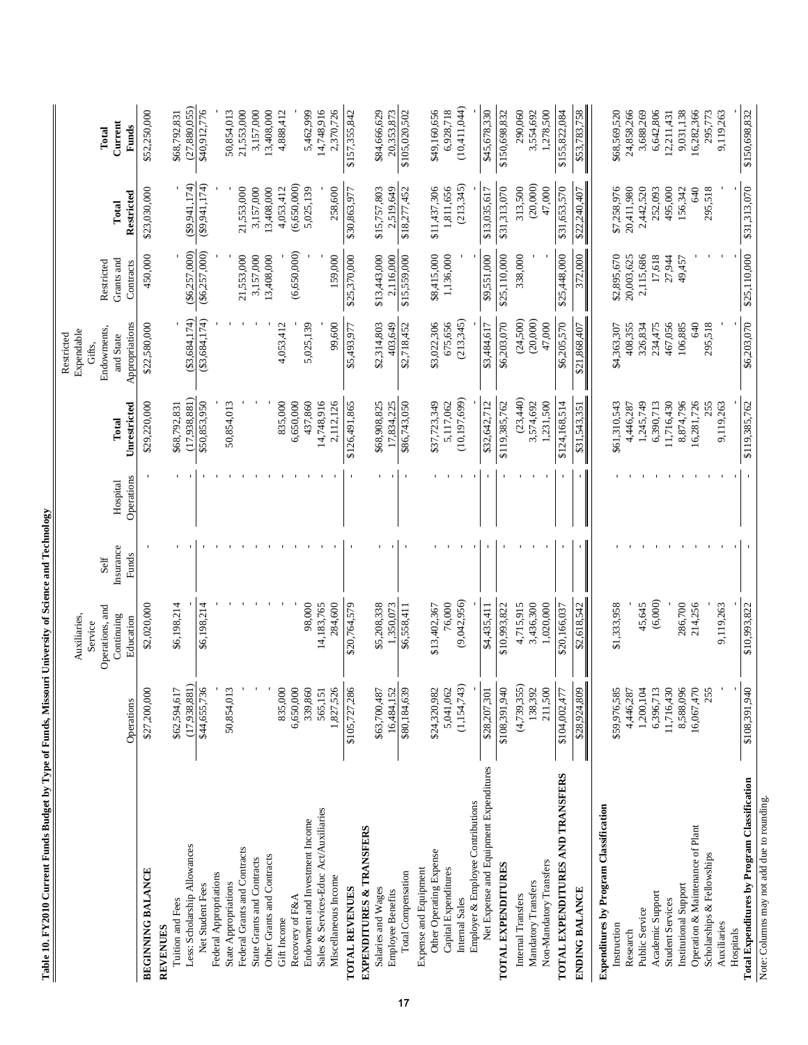**Table 10. FY2010 Current Funds Budget by Type of Funds, Missouri University of Science and Technology**

| | Operations | Auxiliaries, Service Operations, and Continuing Education | Self Insurance Funds | Hospital Operations | Total Unrestricted | Restricted Expendable Gifts, Endowments, and State Appropriations | Restricted Grants and Contracts | Total Restricted | Total Current Funds |
|---|---|---|---|---|---|---|---|---|---|
| **BEGINNING BALANCE** | $27,200,000 | $2,020,000 | - | - | $29,220,000 | $22,580,000 | 450,000 | $23,030,000 | $52,250,000 |
| **REVENUES** | | | | | | | | | |
| Tuition and Fees | $62,594,617 | $6,198,214 | - | - | $68,792,831 | | | - | $68,792,831 |
| Less: Scholarship Allowances | (17,938,881) | - | - | - | (17,938,881) | ($3,684,174) | ($6,257,000) | ($9,941,174) | (27,880,055) |
| Net Student Fees | $44,655,736 | $6,198,214 | - | - | $50,853,950 | ($3,684,174) | ($6,257,000) | ($9,941,174) | $40,912,776 |
| Federal Appropriations | - | - | - | - | - | - | - | - | - |
| State Appropriations | 50,854,013 | - | - | - | 50,854,013 | - | - | - | 50,854,013 |
| Federal Grants and Contracts | - | - | - | - | - | - | 21,553,000 | 21,553,000 | 21,553,000 |
| State Grants and Contracts | - | - | - | - | - | - | 3,157,000 | 3,157,000 | 3,157,000 |
| Other Grants and Contracts | - | - | - | - | - | - | 13,408,000 | 13,408,000 | 13,408,000 |
| Gift Income | 835,000 | - | - | - | 835,000 | 4,053,412 | - | 4,053,412 | 4,888,412 |
| Recovery of F&A | 6,650,000 | - | - | - | 6,650,000 | - | (6,650,000) | (6,650,000) | - |
| Endowment and Investment Income | 339,860 | 98,000 | - | - | 437,860 | 5,025,139 | - | 5,025,139 | 5,462,999 |
| Sales & Services-Educ Act/Auxiliaries | 565,151 | 14,183,765 | - | - | 14,748,916 | - | - | - | 14,748,916 |
| Miscellaneous Income | 1,827,526 | 284,600 | - | - | 2,112,126 | 99,600 | 159,000 | 258,600 | 2,370,726 |
| **TOTAL REVENUES** | $105,727,286 | $20,764,579 | - | - | $126,491,865 | $5,493,977 | $25,370,000 | $30,863,977 | $157,355,842 |
| **EXPENDITURES & TRANSFERS** | | | | | | | | | |
| Salaries and Wages | $63,700,487 | $5,208,338 | - | - | $68,908,825 | $2,314,803 | $13,443,000 | $15,757,803 | $84,666,629 |
| Employee Benefits | 16,484,152 | 1,350,073 | - | - | 17,834,225 | 403,649 | 2,116,000 | 2,519,649 | 20,353,873 |
| Total Compensation | $80,184,639 | $6,558,411 | - | - | $86,743,050 | $2,718,452 | $15,559,000 | $18,277,452 | $105,020,502 |
| Expense and Equipment | | | | | | | | | |
| Other Operating Expense | $24,320,982 | $13,402,367 | - | - | $37,723,349 | $3,022,306 | $8,415,000 | $11,437,306 | $49,160,656 |
| Capital Expenditures | 5,041,062 | 76,000 | - | - | 5,117,062 | 675,656 | 1,136,000 | 1,811,656 | 6,928,718 |
| Internal Sales | (1,154,743) | (9,042,956) | - | - | (10,197,699) | (213,345) | - | (213,345) | (10,411,044) |
| Employer & Employee Contributions | - | - | - | - | - | - | - | - | - |
| Net Expense and Equipment Expenditures | $28,207,301 | $4,435,411 | - | - | $32,642,712 | $3,484,617 | $9,551,000 | $13,035,617 | $45,678,330 |
| **TOTAL EXPENDITURES** | $108,391,940 | $10,993,822 | - | - | $119,385,762 | $6,203,070 | $25,110,000 | $31,313,070 | $150,698,832 |
| Internal Transfers | (4,739,355) | 4,715,915 | - | - | (23,440) | (24,500) | 338,000 | 313,500 | 290,060 |
| Mandatory Transfers | 138,392 | 3,436,300 | - | - | 3,574,692 | (20,000) | - | (20,000) | 3,554,692 |
| Non-Mandatory Transfers | 211,500 | 1,020,000 | - | - | 1,231,500 | 47,000 | - | 47,000 | 1,278,500 |
| **TOTAL EXPENDITURES AND TRANSFERS** | $104,002,477 | $20,166,037 | - | - | $124,168,514 | $6,205,570 | $25,448,000 | $31,653,570 | $155,822,084 |
| **ENDING BALANCE** | $28,924,809 | $2,618,542 | - | - | $31,543,351 | $21,868,407 | 372,000 | $22,240,407 | $53,783,758 |
| **Expenditures by Program Classification** | | | | | | | | | |
| Instruction | $59,976,585 | $1,333,958 | - | - | $61,310,543 | $4,363,307 | $2,895,670 | $7,258,976 | $68,569,520 |
| Research | 4,446,287 | - | - | - | 4,446,287 | 408,355 | 20,003,625 | 20,411,980 | 24,858,266 |
| Public Service | 1,200,104 | 45,645 | - | - | 1,245,749 | 326,834 | 2,115,686 | 2,442,520 | 3,688,269 |
| Academic Support | 6,396,713 | (6,000) | - | - | 6,390,713 | 234,475 | 17,618 | 252,093 | 6,642,806 |
| Student Services | 11,716,430 | - | - | - | 11,716,430 | 467,056 | 27,944 | 495,000 | 12,211,431 |
| Institutional Support | 8,588,096 | 286,700 | - | - | 8,874,796 | 106,885 | 49,457 | 156,342 | 9,031,138 |
| Operation & Maintenance of Plant | 16,067,470 | 214,256 | - | - | 16,281,726 | 640 | - | 640 | 16,282,366 |
| Scholarships & Fellowships | 255 | - | - | - | 255 | 295,518 | - | 295,518 | 295,773 |
| Auxiliaries | - | 9,119,263 | - | - | 9,119,263 | - | - | - | 9,119,263 |
| Hospitals | - | - | - | - | - | - | - | - | - |
| **Total Expenditures by Program Classification** | $108,391,940 | $10,993,822 | - | - | $119,385,762 | $6,203,070 | $25,110,000 | $31,313,070 | $150,698,832 |

Note: Columns may not add due to rounding.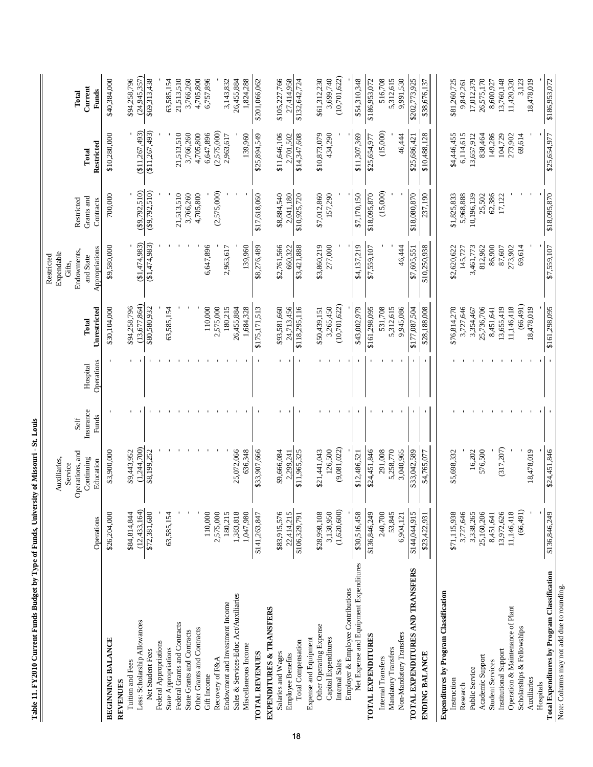**Table 11. FY2010 Current Funds Budget by Type of Funds, University of Missouri - St. Louis**

| | Operations | Auxiliaries, Service Operations, and Continuing Education | Self Insurance Funds | Hospital Operations | Total Unrestricted | Restricted Expendable Gifts, Endowments, and State Appropriations | Restricted Grants and Contracts | Total Restricted | Total Current Funds |
|---|---|---|---|---|---|---|---|---|---|
| **BEGINNING BALANCE** | $26,204,000 | $3,900,000 | - | - | $30,104,000 | $9,580,000 | 700,000 | $10,280,000 | $40,384,000 |
| **REVENUES** | | | | | | | | | |
| Tuition and Fees | $84,814,844 | $9,443,952 | - | - | $94,258,796 | - | - | - | $94,258,796 |
| Less: Scholarship Allowances | (12,433,164) | (1,244,700) | - | - | (13,677,864) | ($1,474,983) | ($9,792,510) | ($11,267,493) | (24,945,357) |
| Net Student Fees | $72,381,680 | $8,199,252 | - | - | $80,580,932 | ($1,474,983) | ($9,792,510) | ($11,267,493) | $69,313,438 |
| Federal Appropriations | - | - | - | - | - | - | - | - | - |
| State Appropriations | 63,585,154 | - | - | - | 63,585,154 | - | - | - | 63,585,154 |
| Federal Grants and Contracts | - | - | - | - | - | - | 21,513,510 | 21,513,510 | 21,513,510 |
| State Grants and Contracts | - | - | - | - | - | - | 3,766,260 | 3,766,260 | 3,766,260 |
| Other Grants and Contracts | - | - | - | - | - | - | 4,705,800 | 4,705,800 | 4,705,800 |
| Gift Income | 110,000 | - | - | - | 110,000 | 6,647,896 | - | 6,647,896 | 6,757,896 |
| Recovery of F&A | 2,575,000 | - | - | - | 2,575,000 | - | (2,575,000) | (2,575,000) | - |
| Endowment and Investment Income | 180,215 | - | - | - | 180,215 | 2,963,617 | - | 2,963,617 | 3,143,832 |
| Sales & Services-Educ Act/Auxiliaries | 1,383,818 | 25,072,066 | - | - | 26,455,884 | - | - | - | 26,455,884 |
| Miscellaneous Income | 1,047,980 | 636,348 | - | - | 1,684,328 | 139,960 | - | 139,960 | 1,824,288 |
| **TOTAL REVENUES** | $141,263,847 | $33,907,666 | - | - | $175,171,513 | $8,276,489 | $17,618,060 | $25,894,549 | $201,066,062 |
| **EXPENDITURES & TRANSFERS** | | | | | | | | | |
| Salaries and Wages | $83,915,576 | $9,666,084 | - | - | $93,581,660 | $2,761,566 | $8,884,540 | $11,646,106 | $105,227,766 |
| Employee Benefits | 22,414,215 | 2,299,241 | - | - | 24,713,456 | 660,322 | 2,041,180 | 2,701,502 | 27,414,958 |
| Total Compensation | $106,329,791 | $11,965,325 | - | - | $118,295,116 | $3,421,888 | $10,925,720 | $14,347,608 | $132,642,724 |
| Expense and Equipment | | | | | | | | | |
| Other Operating Expense | $28,998,108 | $21,441,043 | - | - | $50,439,151 | $3,860,219 | $7,012,860 | $10,873,079 | $61,312,230 |
| Capital Expenditures | 3,138,950 | 126,500 | - | - | 3,265,450 | 277,000 | 157,290 | 434,290 | 3,699,740 |
| Internal Sales | (1,620,600) | (9,081,022) | - | - | (10,701,622) | - | - | - | (10,701,622) |
| Employer & Employee Contributions | - | - | - | - | - | - | - | - | - |
| Net Expense and Equipment Expenditures | $30,516,458 | $12,486,521 | - | - | $43,002,979 | $4,137,219 | $7,170,150 | $11,307,369 | $54,310,348 |
| **TOTAL EXPENDITURES** | $136,846,249 | $24,451,846 | - | - | $161,298,095 | $7,559,107 | $18,095,870 | $25,654,977 | $186,953,072 |
| Internal Transfers | 240,700 | 291,008 | - | - | 531,708 | - | (15,000) | (15,000) | 516,708 |
| Mandatory Transfers | 53,845 | 5,258,770 | - | - | 5,312,615 | - | - | - | 5,312,615 |
| Non-Mandatory Transfers | 6,904,121 | 3,040,965 | - | - | 9,945,086 | 46,444 | - | 46,444 | 9,991,530 |
| **TOTAL EXPENDITURES AND TRANSFERS** | $144,044,915 | $33,042,589 | - | - | $177,087,504 | $7,605,551 | $18,080,870 | $25,686,421 | $202,773,925 |
| **ENDING BALANCE** | $23,422,931 | $4,765,077 | - | - | $28,188,008 | $10,250,938 | 237,190 | $10,488,128 | $38,676,137 |
| **Expenditures by Program Classification** | | | | | | | | | |
| Instruction | $71,115,938 | $5,698,332 | - | - | $76,814,270 | $2,620,622 | $1,825,833 | $4,446,455 | $81,260,725 |
| Research | 3,727,646 | - | - | - | 3,727,646 | 145,727 | 5,968,888 | 6,114,615 | 9,842,261 |
| Public Service | 3,338,265 | 16,202 | - | - | 3,354,467 | 3,461,773 | 10,196,139 | 13,657,912 | 17,012,379 |
| Academic Support | 25,160,206 | 576,500 | - | - | 25,736,706 | 812,962 | 25,502 | 838,464 | 26,575,170 |
| Student Services | 8,451,641 | - | - | - | 8,451,641 | 86,900 | 62,386 | 149,286 | 8,600,927 |
| Institutional Support | 13,972,626 | (317,207) | - | - | 13,655,419 | 87,607 | 17,122 | 104,729 | 13,760,148 |
| Operation & Maintenance of Plant | 11,146,418 | - | - | - | 11,146,418 | 273,902 | - | 273,902 | 11,420,320 |
| Scholarships & Fellowships | (66,491) | - | - | - | (66,491) | 69,614 | - | 69,614 | 3,123 |
| Auxiliaries | - | 18,478,019 | - | - | 18,478,019 | - | - | - | 18,478,019 |
| Hospitals | - | - | - | - | - | - | - | - | - |
| **Total Expenditures by Program Classification** | $136,846,249 | $24,451,846 | - | - | $161,298,095 | $7,559,107 | $18,095,870 | $25,654,977 | $186,953,072 |

Note: Columns may not add due to rounding.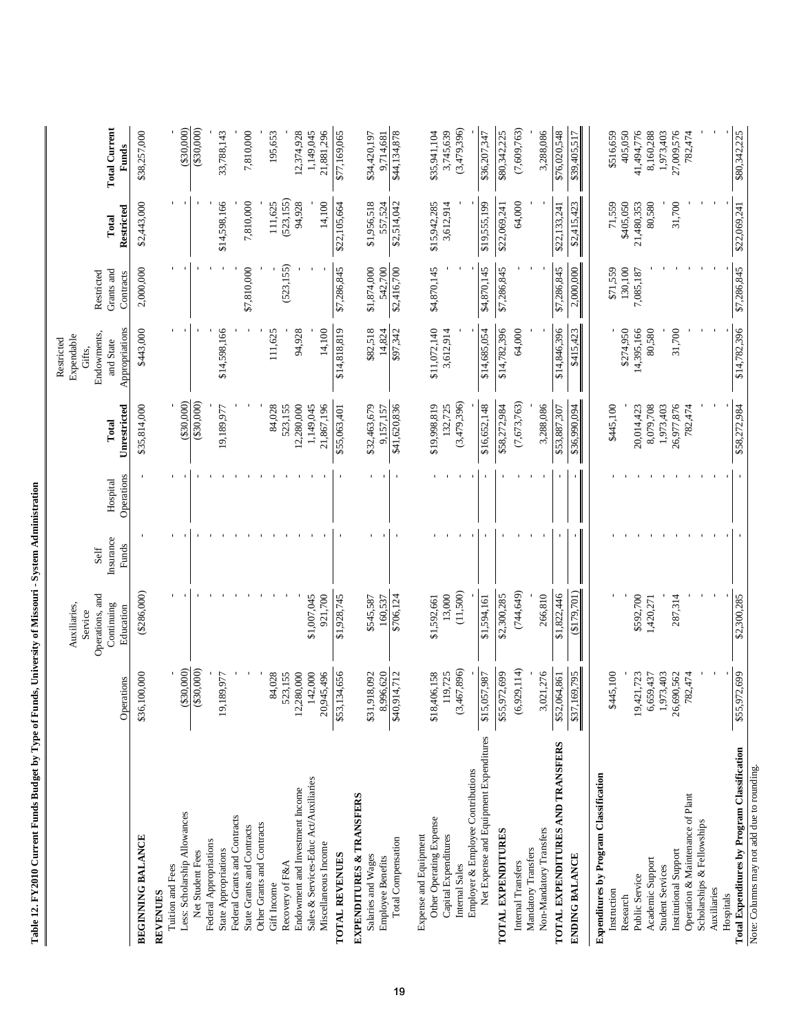**Table 12. FY2010 Current Funds Budget by Type of Funds, University of Missouri - System Administration**

| | Operations | Auxiliaries, Service Operations, and Continuing Education | Self Insurance Funds | Hospital Operations | Total Unrestricted | Restricted Expendable Gifts, Endowments, and State Appropriations | Restricted Grants and Contracts | Total Restricted | Total Current Funds |
|---|---|---|---|---|---|---|---|---|---|
| **BEGINNING BALANCE** | $36,100,000 | ($286,000) | - | - | $35,814,000 | $443,000 | 2,000,000 | $2,443,000 | $38,257,000 |
| **REVENUES** | | | | | | | | | |
| Tuition and Fees | - | - | - | - | - | - | - | - | - |
| Less: Scholarship Allowances | ($30,000) | - | - | - | ($30,000) | - | - | - | ($30,000) |
| Net Student Fees | ($30,000) | - | - | - | ($30,000) | - | - | - | ($30,000) |
| Federal Appropriations | - | - | - | - | - | - | - | - | - |
| State Appropriations | 19,189,977 | - | - | - | 19,189,977 | $14,598,166 | - | $14,598,166 | 33,788,143 |
| Federal Grants and Contracts | - | - | - | - | - | - | - | - | - |
| State Grants and Contracts | - | - | - | - | - | - | $7,810,000 | 7,810,000 | 7,810,000 |
| Other Grants and Contracts | - | - | - | - | - | - | - | - | - |
| Gift Income | 84,028 | - | - | - | 84,028 | 111,625 | - | 111,625 | 195,653 |
| Recovery of F&A | 523,155 | - | - | - | 523,155 | - | (523,155) | (523,155) | - |
| Endowment and Investment Income | 12,280,000 | - | - | - | 12,280,000 | 94,928 | - | 94,928 | 12,374,928 |
| Sales & Services-Educ Act/Auxiliaries | 142,000 | $1,007,045 | - | - | 1,149,045 | - | - | - | 1,149,045 |
| Miscellaneous Income | 20,945,496 | 921,700 | - | - | 21,867,196 | 14,100 | - | 14,100 | 21,881,296 |
| **TOTAL REVENUES** | $53,134,656 | $1,928,745 | - | - | $55,063,401 | $14,818,819 | $7,286,845 | $22,105,664 | $77,169,065 |
| **EXPENDITURES & TRANSFERS** | | | | | | | | | |
| Salaries and Wages | $31,918,092 | $545,587 | - | - | $32,463,679 | $82,518 | $1,874,000 | $1,956,518 | $34,420,197 |
| Employee Benefits | 8,996,620 | 160,537 | - | - | 9,157,157 | 14,824 | 542,700 | 557,524 | 9,714,681 |
| Total Compensation | $40,914,712 | $706,124 | - | - | $41,620,836 | $97,342 | $2,416,700 | $2,514,042 | $44,134,878 |
| Expense and Equipment | | | | | | | | | |
| Other Operating Expense | $18,406,158 | $1,592,661 | - | - | $19,998,819 | $11,072,140 | $4,870,145 | $15,942,285 | $35,941,104 |
| Capital Expenditures | 119,725 | 13,000 | - | - | 132,725 | 3,612,914 | - | 3,612,914 | 3,745,639 |
| Internal Sales | (3,467,896) | (11,500) | - | - | (3,479,396) | - | - | - | (3,479,396) |
| Employer & Employee Contributions | - | - | - | - | - | - | - | - | - |
| Net Expense and Equipment Expenditures | $15,057,987 | $1,594,161 | - | - | $16,652,148 | $14,685,054 | $4,870,145 | $19,555,199 | $36,207,347 |
| **TOTAL EXPENDITURES** | $55,972,699 | $2,300,285 | - | - | $58,272,984 | $14,782,396 | $7,286,845 | $22,069,241 | $80,342,225 |
| Internal Transfers | (6,929,114) | (744,649) | - | - | (7,673,763) | 64,000 | - | 64,000 | (7,609,763) |
| Mandatory Transfers | - | - | - | - | - | - | - | - | - |
| Non-Mandatory Transfers | 3,021,276 | 266,810 | - | - | 3,288,086 | - | - | - | 3,288,086 |
| **TOTAL EXPENDITURES AND TRANSFERS** | $52,064,861 | $1,822,446 | - | - | $53,887,307 | $14,846,396 | $7,286,845 | $22,133,241 | $76,020,548 |
| **ENDING BALANCE** | $37,169,795 | ($179,701) | - | - | $36,990,094 | $415,423 | 2,000,000 | $2,415,423 | $39,405,517 |
| **Expenditures by Program Classification** | | | | | | | | | |
| Instruction | $445,100 | - | - | - | $445,100 | - | $71,559 | 71,559 | $516,659 |
| Research | - | - | - | - | - | $274,950 | 130,100 | $405,050 | 405,050 |
| Public Service | 19,421,723 | $592,700 | - | - | 20,014,423 | 14,395,166 | 7,085,187 | 21,480,353 | 41,494,776 |
| Academic Support | 6,659,437 | 1,420,271 | - | - | 8,079,708 | 80,580 | - | 80,580 | 8,160,288 |
| Student Services | 1,973,403 | - | - | - | 1,973,403 | - | - | - | 1,973,403 |
| Institutional Support | 26,690,562 | 287,314 | - | - | 26,977,876 | 31,700 | - | 31,700 | 27,009,576 |
| Operation & Maintenance of Plant | 782,474 | - | - | - | 782,474 | - | - | - | 782,474 |
| Scholarships & Fellowships | - | - | - | - | - | - | - | - | - |
| Auxiliaries | - | - | - | - | - | - | - | - | - |
| Hospitals | - | - | - | - | - | - | - | - | - |
| **Total Expenditures by Program Classification** | $55,972,699 | $2,300,285 | - | - | $58,272,984 | $14,782,396 | $7,286,845 | $22,069,241 | $80,342,225 |

Note: Columns may not add due to rounding.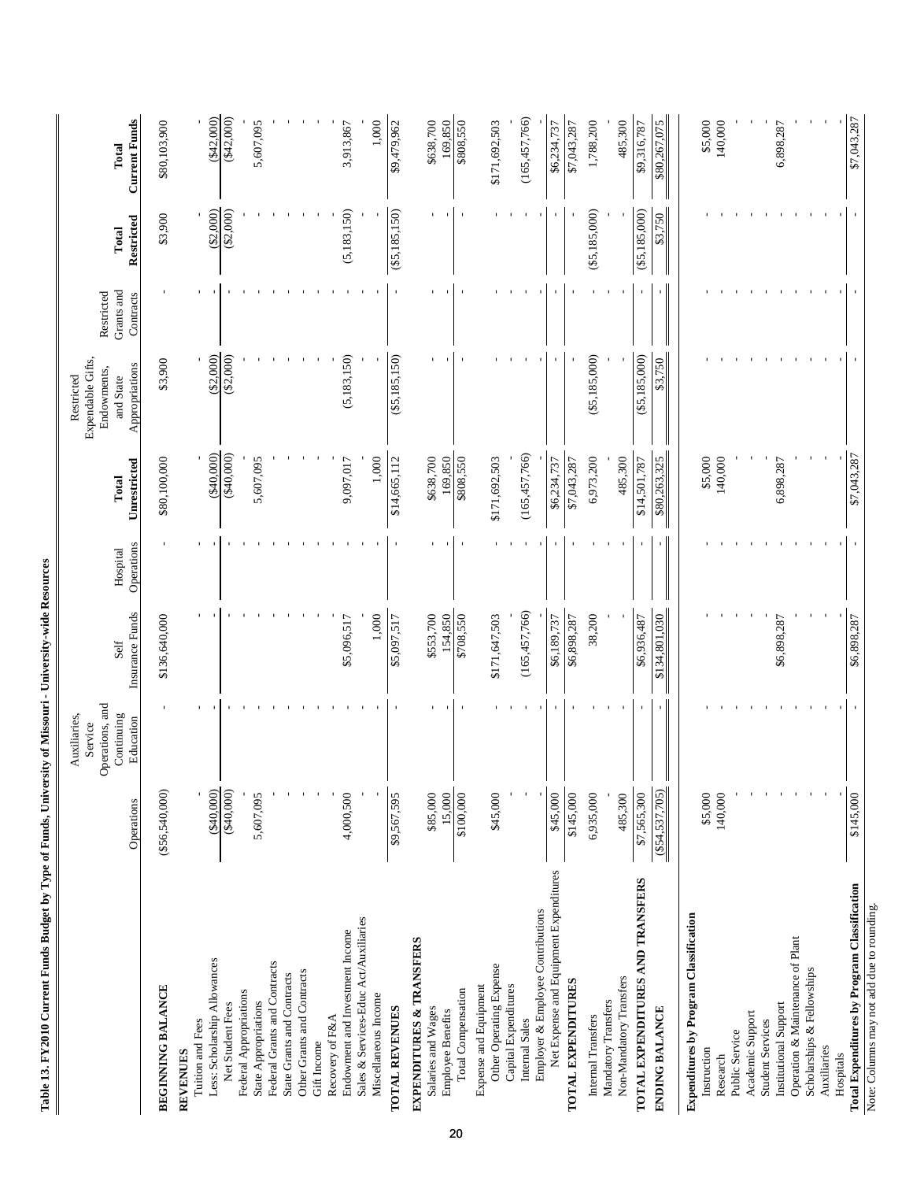**Table 13. FY2010 Current Funds Budget by Type of Funds, University of Missouri - University-wide Resources**

| | Operations | Auxiliaries, Service Operations, and Continuing Education | Self Insurance Funds | Hospital Operations | Total Unrestricted | Restricted Expendable Gifts, Endowments, and State Appropriations | Restricted Grants and Contracts | Total Restricted | Total Current Funds |
|---|---|---|---|---|---|---|---|---|---|
| **BEGINNING BALANCE** | ($56,540,000) | - | $136,640,000 | - | $80,100,000 | $3,900 | - | $3,900 | $80,103,900 |
| **REVENUES** | | | | | | | | | |
| Tuition and Fees | - | - | - | - | - | - | - | - | - |
| Less: Scholarship Allowances | ($40,000) | - | - | - | ($40,000) | ($2,000) | - | ($2,000) | ($42,000) |
| Net Student Fees | ($40,000) | - | - | - | ($40,000) | ($2,000) | - | ($2,000) | ($42,000) |
| Federal Appropriations | - | - | - | - | - | - | - | - | - |
| State Appropriations | 5,607,095 | - | - | - | 5,607,095 | - | - | - | 5,607,095 |
| Federal Grants and Contracts | - | - | - | - | - | - | - | - | - |
| State Grants and Contracts | - | - | - | - | - | - | - | - | - |
| Other Grants and Contracts | - | - | - | - | - | - | - | - | - |
| Gift Income | - | - | - | - | - | - | - | - | - |
| Recovery of F&A | - | - | - | - | - | - | - | - | - |
| Endowment and Investment Income | 4,000,500 | - | $5,096,517 | - | 9,097,017 | (5,183,150) | - | (5,183,150) | 3,913,867 |
| Sales & Services-Educ Act/Auxiliaries | - | - | - | - | - | - | - | - | - |
| Miscellaneous Income | - | - | 1,000 | - | 1,000 | - | - | - | 1,000 |
| **TOTAL REVENUES** | $9,567,595 | - | $5,097,517 | - | $14,665,112 | ($5,185,150) | - | ($5,185,150) | $9,479,962 |
| **EXPENDITURES & TRANSFERS** | | | | | | | | | |
| Salaries and Wages | $85,000 | - | $553,700 | - | $638,700 | - | - | - | $638,700 |
| Employee Benefits | 15,000 | - | 154,850 | - | 169,850 | - | - | - | 169,850 |
| Total Compensation | $100,000 | - | $708,550 | - | $808,550 | - | - | - | $808,550 |
| Expense and Equipment | | | | | | | | | |
| Other Operating Expense | $45,000 | - | $171,647,503 | - | $171,692,503 | - | - | - | $171,692,503 |
| Capital Expenditures | - | - | - | - | - | - | - | - | - |
| Internal Sales | - | - | (165,457,766) | - | (165,457,766) | - | - | - | (165,457,766) |
| Employer & Employee Contributions | - | - | - | - | - | - | - | - | - |
| Net Expense and Equipment Expenditures | $45,000 | - | $6,189,737 | - | $6,234,737 | - | - | - | $6,234,737 |
| **TOTAL EXPENDITURES** | $145,000 | - | $6,898,287 | - | $7,043,287 | - | - | - | $7,043,287 |
| Internal Transfers | 6,935,000 | - | 38,200 | - | 6,973,200 | ($5,185,000) | - | ($5,185,000) | 1,788,200 |
| Mandatory Transfers | - | - | - | - | - | - | - | - | - |
| Non-Mandatory Transfers | 485,300 | - | - | - | 485,300 | - | - | - | 485,300 |
| **TOTAL EXPENDITURES AND TRANSFERS** | $7,565,300 | - | $6,936,487 | - | $14,501,787 | ($5,185,000) | - | ($5,185,000) | $9,316,787 |
| **ENDING BALANCE** | ($54,537,705) | - | $134,801,030 | - | $80,263,325 | $3,750 | - | $3,750 | $80,267,075 |
| **Expenditures by Program Classification** | | | | | | | | | |
| Instruction | $5,000 | - | - | - | $5,000 | - | - | - | $5,000 |
| Research | 140,000 | - | - | - | 140,000 | - | - | - | 140,000 |
| Public Service | - | - | - | - | - | - | - | - | - |
| Academic Support | - | - | - | - | - | - | - | - | - |
| Student Services | - | - | - | - | - | - | - | - | - |
| Institutional Support | - | - | $6,898,287 | - | 6,898,287 | - | - | - | 6,898,287 |
| Operation & Maintenance of Plant | - | - | - | - | - | - | - | - | - |
| Scholarships & Fellowships | - | - | - | - | - | - | - | - | - |
| Auxiliaries | - | - | - | - | - | - | - | - | - |
| Hospitals | - | - | - | - | - | - | - | - | - |
| **Total Expenditures by Program Classification** | $145,000 | - | $6,898,287 | - | $7,043,287 | - | - | - | $7,043,287 |

Note: Columns may not add due to rounding.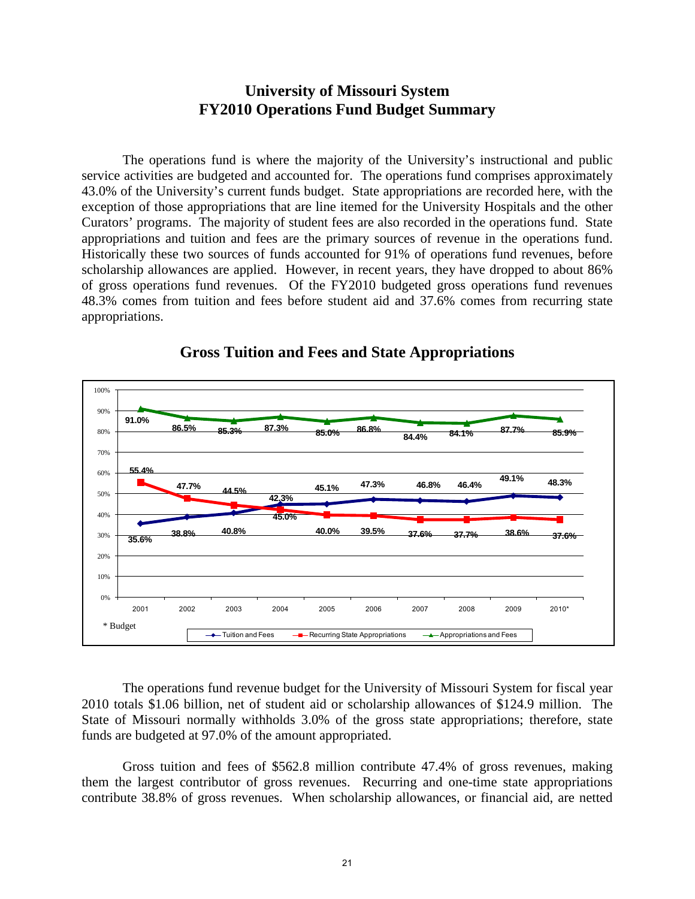# University of Missouri System
# FY2010 Operations Fund Budget Summary

The operations fund is where the majority of the University's instructional and public service activities are budgeted and accounted for. The operations fund comprises approximately 43.0% of the University's current funds budget. State appropriations are recorded here, with the exception of those appropriations that are line itemed for the University Hospitals and the other Curators' programs. The majority of student fees are also recorded in the operations fund. State appropriations and tuition and fees are the primary sources of revenue in the operations fund. Historically these two sources of funds accounted for 91% of operations fund revenues, before scholarship allowances are applied. However, in recent years, they have dropped to about 86% of gross operations fund revenues. Of the FY2010 budgeted gross operations fund revenues 48.3% comes from tuition and fees before student aid and 37.6% comes from recurring state appropriations.

## Gross Tuition and Fees and State Appropriations

| | 2001 | 2002 | 2003 | 2004 | 2005 | 2006 | 2007 | 2008 | 2009 | 2010* |
|---|---|---|---|---|---|---|---|---|---|---|
| Tuition and Fees | 35.6% | 38.8% | 40.8% | 45.0% | 45.1% | 47.3% | 46.8% | 46.4% | 49.1% | 48.3% |
| Recurring State Appropriations | 55.4% | 47.7% | 44.5% | 42.3% | 40.0% | 39.5% | 37.6% | 37.7% | 38.6% | 37.6% |
| Appropriations and Fees | 91.0% | 86.5% | 85.3% | 87.3% | 85.0% | 86.8% | 84.4% | 84.1% | 87.7% | 85.9% |

\* Budget

The operations fund revenue budget for the University of Missouri System for fiscal year 2010 totals $1.06 billion, net of student aid or scholarship allowances of $124.9 million. The State of Missouri normally withholds 3.0% of the gross state appropriations; therefore, state funds are budgeted at 97.0% of the amount appropriated.

Gross tuition and fees of $562.8 million contribute 47.4% of gross revenues, making them the largest contributor of gross revenues. Recurring and one-time state appropriations contribute 38.8% of gross revenues. When scholarship allowances, or financial aid, are netted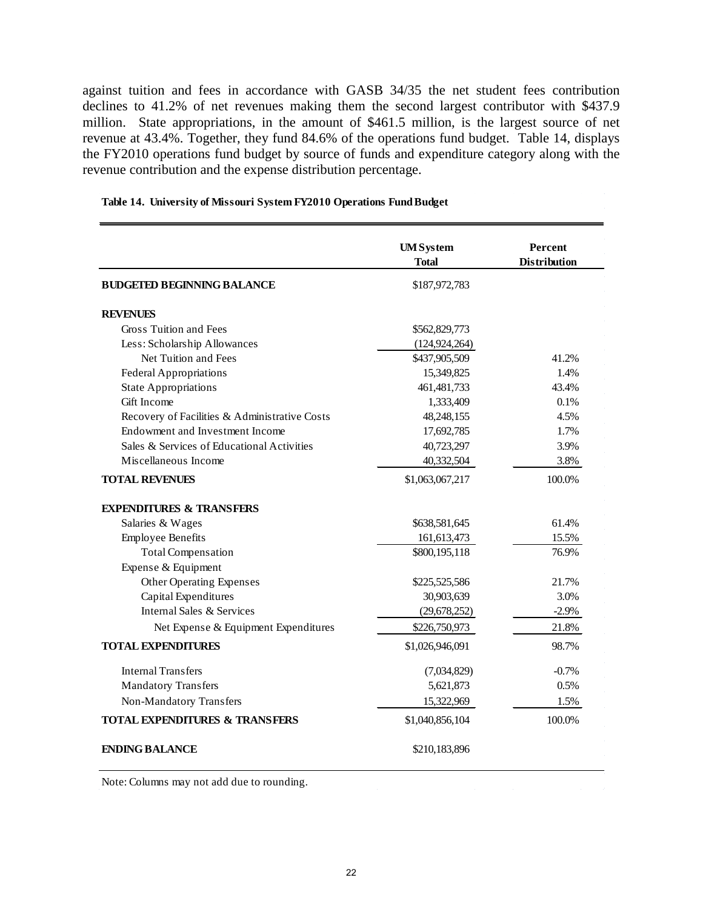against tuition and fees in accordance with GASB 34/35 the net student fees contribution declines to 41.2% of net revenues making them the second largest contributor with $437.9 million. State appropriations, in the amount of $461.5 million, is the largest source of net revenue at 43.4%. Together, they fund 84.6% of the operations fund budget. Table 14, displays the FY2010 operations fund budget by source of funds and expenditure category along with the revenue contribution and the expense distribution percentage.

**Table 14. University of Missouri System FY2010 Operations Fund Budget**

| | UM System Total | Percent Distribution |
|---|---|---|
| **BUDGETED BEGINNING BALANCE** | $187,972,783 | |
| **REVENUES** | | |
| Gross Tuition and Fees | $562,829,773 | |
| Less: Scholarship Allowances | (124,924,264) | |
| Net Tuition and Fees | $437,905,509 | 41.2% |
| Federal Appropriations | 15,349,825 | 1.4% |
| State Appropriations | 461,481,733 | 43.4% |
| Gift Income | 1,333,409 | 0.1% |
| Recovery of Facilities & Administrative Costs | 48,248,155 | 4.5% |
| Endowment and Investment Income | 17,692,785 | 1.7% |
| Sales & Services of Educational Activities | 40,723,297 | 3.9% |
| Miscellaneous Income | 40,332,504 | 3.8% |
| **TOTAL REVENUES** | $1,063,067,217 | 100.0% |
| **EXPENDITURES & TRANSFERS** | | |
| Salaries & Wages | $638,581,645 | 61.4% |
| Employee Benefits | 161,613,473 | 15.5% |
| Total Compensation | $800,195,118 | 76.9% |
| Expense & Equipment | | |
| Other Operating Expenses | $225,525,586 | 21.7% |
| Capital Expenditures | 30,903,639 | 3.0% |
| Internal Sales & Services | (29,678,252) | -2.9% |
| Net Expense & Equipment Expenditures | $226,750,973 | 21.8% |
| **TOTAL EXPENDITURES** | $1,026,946,091 | 98.7% |
| Internal Transfers | (7,034,829) | -0.7% |
| Mandatory Transfers | 5,621,873 | 0.5% |
| Non-Mandatory Transfers | 15,322,969 | 1.5% |
| **TOTAL EXPENDITURES & TRANSFERS** | $1,040,856,104 | 100.0% |
| **ENDING BALANCE** | $210,183,896 | |

Note: Columns may not add due to rounding.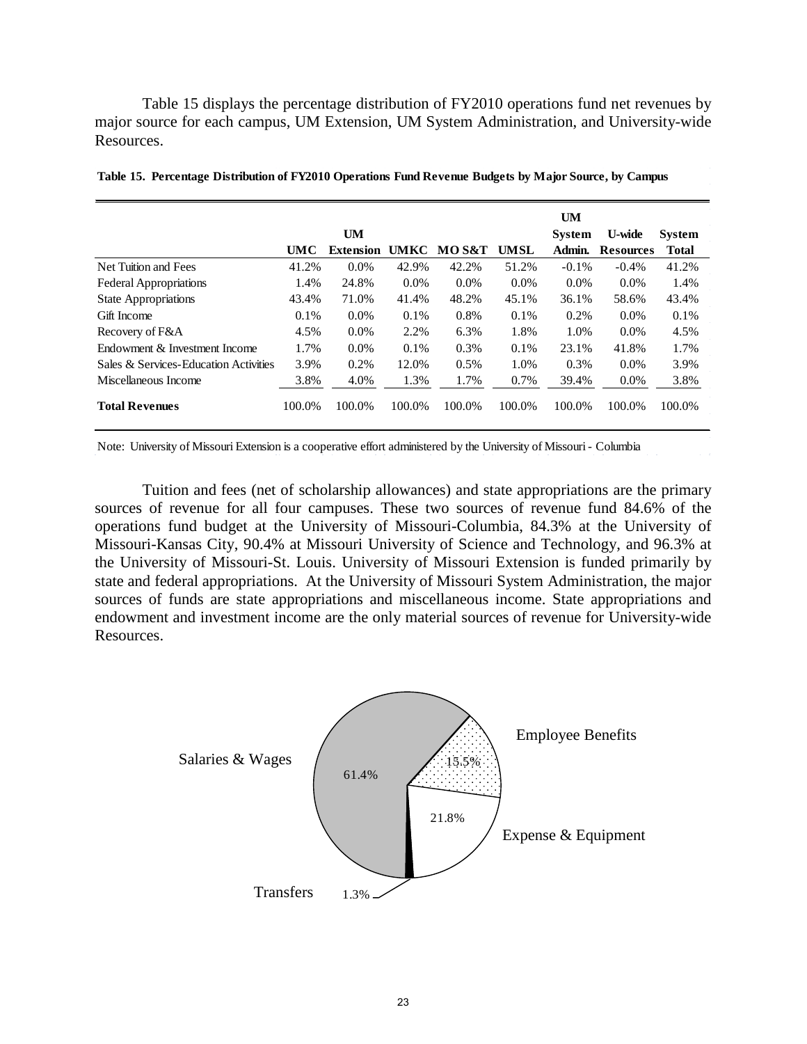Table 15 displays the percentage distribution of FY2010 operations fund net revenues by major source for each campus, UM Extension, UM System Administration, and University-wide Resources.

**Table 15. Percentage Distribution of FY2010 Operations Fund Revenue Budgets by Major Source, by Campus**

| | UMC | UM Extension | UMKC | MO S&T | UMSL | UM System Admin. | U-wide Resources | System Total |
|---|---|---|---|---|---|---|---|---|
| Net Tuition and Fees | 41.2% | 0.0% | 42.9% | 42.2% | 51.2% | -0.1% | -0.4% | 41.2% |
| Federal Appropriations | 1.4% | 24.8% | 0.0% | 0.0% | 0.0% | 0.0% | 0.0% | 1.4% |
| State Appropriations | 43.4% | 71.0% | 41.4% | 48.2% | 45.1% | 36.1% | 58.6% | 43.4% |
| Gift Income | 0.1% | 0.0% | 0.1% | 0.8% | 0.1% | 0.2% | 0.0% | 0.1% |
| Recovery of F&A | 4.5% | 0.0% | 2.2% | 6.3% | 1.8% | 1.0% | 0.0% | 4.5% |
| Endowment & Investment Income | 1.7% | 0.0% | 0.1% | 0.3% | 0.1% | 23.1% | 41.8% | 1.7% |
| Sales & Services-Education Activities | 3.9% | 0.2% | 12.0% | 0.5% | 1.0% | 0.3% | 0.0% | 3.9% |
| Miscellaneous Income | 3.8% | 4.0% | 1.3% | 1.7% | 0.7% | 39.4% | 0.0% | 3.8% |
| **Total Revenues** | 100.0% | 100.0% | 100.0% | 100.0% | 100.0% | 100.0% | 100.0% | 100.0% |

Note: University of Missouri Extension is a cooperative effort administered by the University of Missouri - Columbia

Tuition and fees (net of scholarship allowances) and state appropriations are the primary sources of revenue for all four campuses. These two sources of revenue fund 84.6% of the operations fund budget at the University of Missouri-Columbia, 84.3% at the University of Missouri-Kansas City, 90.4% at Missouri University of Science and Technology, and 96.3% at the University of Missouri-St. Louis. University of Missouri Extension is funded primarily by state and federal appropriations. At the University of Missouri System Administration, the major sources of funds are state appropriations and miscellaneous income. State appropriations and endowment and investment income are the only material sources of revenue for University-wide Resources.

Salaries & Wages 61.4%
Employee Benefits 15.5%
Expense & Equipment 21.8%
Transfers 1.3%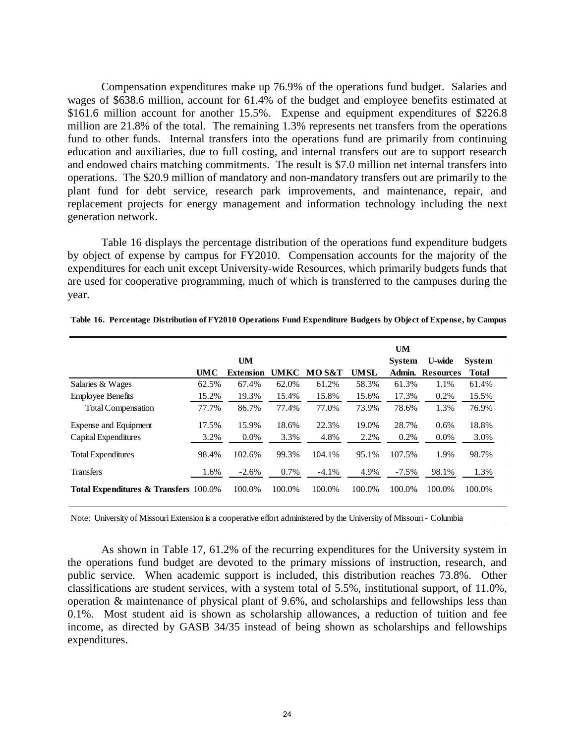Compensation expenditures make up 76.9% of the operations fund budget. Salaries and wages of $638.6 million, account for 61.4% of the budget and employee benefits estimated at $161.6 million account for another 15.5%. Expense and equipment expenditures of $226.8 million are 21.8% of the total. The remaining 1.3% represents net transfers from the operations fund to other funds. Internal transfers into the operations fund are primarily from continuing education and auxiliaries, due to full costing, and internal transfers out are to support research and endowed chairs matching commitments. The result is $7.0 million net internal transfers into operations. The $20.9 million of mandatory and non-mandatory transfers out are primarily to the plant fund for debt service, research park improvements, and maintenance, repair, and replacement projects for energy management and information technology including the next generation network.

Table 16 displays the percentage distribution of the operations fund expenditure budgets by object of expense by campus for FY2010. Compensation accounts for the majority of the expenditures for each unit except University-wide Resources, which primarily budgets funds that are used for cooperative programming, much of which is transferred to the campuses during the year.

**Table 16. Percentage Distribution of FY2010 Operations Fund Expenditure Budgets by Object of Expense, by Campus**

| | UMC | UM Extension | UMKC | MO S&T | UMSL | UM System Admin. | U-wide Resources | System Total |
|---|---|---|---|---|---|---|---|---|
| Salaries & Wages | 62.5% | 67.4% | 62.0% | 61.2% | 58.3% | 61.3% | 1.1% | 61.4% |
| Employee Benefits | 15.2% | 19.3% | 15.4% | 15.8% | 15.6% | 17.3% | 0.2% | 15.5% |
| Total Compensation | 77.7% | 86.7% | 77.4% | 77.0% | 73.9% | 78.6% | 1.3% | 76.9% |
| Expense and Equipment | 17.5% | 15.9% | 18.6% | 22.3% | 19.0% | 28.7% | 0.6% | 18.8% |
| Capital Expenditures | 3.2% | 0.0% | 3.3% | 4.8% | 2.2% | 0.2% | 0.0% | 3.0% |
| Total Expenditures | 98.4% | 102.6% | 99.3% | 104.1% | 95.1% | 107.5% | 1.9% | 98.7% |
| Transfers | 1.6% | -2.6% | 0.7% | -4.1% | 4.9% | -7.5% | 98.1% | 1.3% |
| **Total Expenditures & Transfers** | 100.0% | 100.0% | 100.0% | 100.0% | 100.0% | 100.0% | 100.0% | 100.0% |

Note: University of Missouri Extension is a cooperative effort administered by the University of Missouri - Columbia

As shown in Table 17, 61.2% of the recurring expenditures for the University system in the operations fund budget are devoted to the primary missions of instruction, research, and public service. When academic support is included, this distribution reaches 73.8%. Other classifications are student services, with a system total of 5.5%, institutional support, of 11.0%, operation & maintenance of physical plant of 9.6%, and scholarships and fellowships less than 0.1%. Most student aid is shown as scholarship allowances, a reduction of tuition and fee income, as directed by GASB 34/35 instead of being shown as scholarships and fellowships expenditures.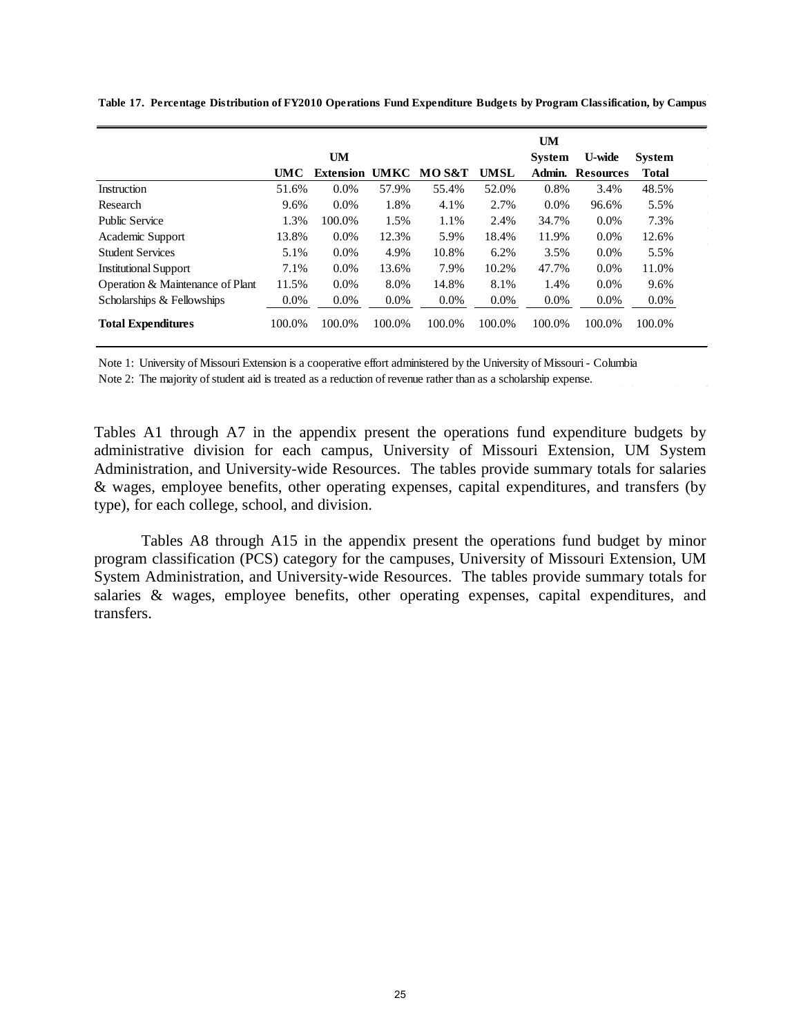**Table 17. Percentage Distribution of FY2010 Operations Fund Expenditure Budgets by Program Classification, by Campus**

| | UMC | UM Extension | UMKC | MO S&T | UMSL | UM System Admin. | U-wide Resources | System Total |
|---|---|---|---|---|---|---|---|---|
| Instruction | 51.6% | 0.0% | 57.9% | 55.4% | 52.0% | 0.8% | 3.4% | 48.5% |
| Research | 9.6% | 0.0% | 1.8% | 4.1% | 2.7% | 0.0% | 96.6% | 5.5% |
| Public Service | 1.3% | 100.0% | 1.5% | 1.1% | 2.4% | 34.7% | 0.0% | 7.3% |
| Academic Support | 13.8% | 0.0% | 12.3% | 5.9% | 18.4% | 11.9% | 0.0% | 12.6% |
| Student Services | 5.1% | 0.0% | 4.9% | 10.8% | 6.2% | 3.5% | 0.0% | 5.5% |
| Institutional Support | 7.1% | 0.0% | 13.6% | 7.9% | 10.2% | 47.7% | 0.0% | 11.0% |
| Operation & Maintenance of Plant | 11.5% | 0.0% | 8.0% | 14.8% | 8.1% | 1.4% | 0.0% | 9.6% |
| Scholarships & Fellowships | 0.0% | 0.0% | 0.0% | 0.0% | 0.0% | 0.0% | 0.0% | 0.0% |
| **Total Expenditures** | 100.0% | 100.0% | 100.0% | 100.0% | 100.0% | 100.0% | 100.0% | 100.0% |

Note 1: University of Missouri Extension is a cooperative effort administered by the University of Missouri - Columbia

Note 2: The majority of student aid is treated as a reduction of revenue rather than as a scholarship expense.

Tables A1 through A7 in the appendix present the operations fund expenditure budgets by administrative division for each campus, University of Missouri Extension, UM System Administration, and University-wide Resources. The tables provide summary totals for salaries & wages, employee benefits, other operating expenses, capital expenditures, and transfers (by type), for each college, school, and division.

Tables A8 through A15 in the appendix present the operations fund budget by minor program classification (PCS) category for the campuses, University of Missouri Extension, UM System Administration, and University-wide Resources. The tables provide summary totals for salaries & wages, employee benefits, other operating expenses, capital expenditures, and transfers.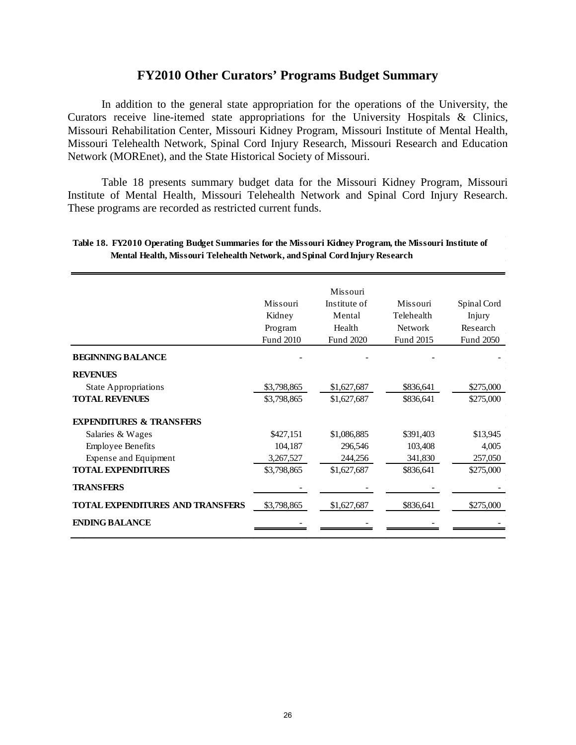# FY2010 Other Curators' Programs Budget Summary

In addition to the general state appropriation for the operations of the University, the Curators receive line-itemed state appropriations for the University Hospitals & Clinics, Missouri Rehabilitation Center, Missouri Kidney Program, Missouri Institute of Mental Health, Missouri Telehealth Network, Spinal Cord Injury Research, Missouri Research and Education Network (MOREnet), and the State Historical Society of Missouri.

Table 18 presents summary budget data for the Missouri Kidney Program, Missouri Institute of Mental Health, Missouri Telehealth Network and Spinal Cord Injury Research. These programs are recorded as restricted current funds.

**Table 18. FY2010 Operating Budget Summaries for the Missouri Kidney Program, the Missouri Institute of Mental Health, Missouri Telehealth Network, and Spinal Cord Injury Research**

| | Missouri Kidney Program Fund 2010 | Missouri Institute of Mental Health Fund 2020 | Missouri Telehealth Network Fund 2015 | Spinal Cord Injury Research Fund 2050 |
|---|---|---|---|---|
| **BEGINNING BALANCE** | - | - | - | - |
| **REVENUES** | | | | |
| State Appropriations | $3,798,865 | $1,627,687 | $836,641 | $275,000 |
| **TOTAL REVENUES** | $3,798,865 | $1,627,687 | $836,641 | $275,000 |
| **EXPENDITURES & TRANSFERS** | | | | |
| Salaries & Wages | $427,151 | $1,086,885 | $391,403 | $13,945 |
| Employee Benefits | 104,187 | 296,546 | 103,408 | 4,005 |
| Expense and Equipment | 3,267,527 | 244,256 | 341,830 | 257,050 |
| **TOTAL EXPENDITURES** | $3,798,865 | $1,627,687 | $836,641 | $275,000 |
| **TRANSFERS** | - | - | - | - |
| **TOTAL EXPENDITURES AND TRANSFERS** | $3,798,865 | $1,627,687 | $836,641 | $275,000 |
| **ENDING BALANCE** | - | - | - | - |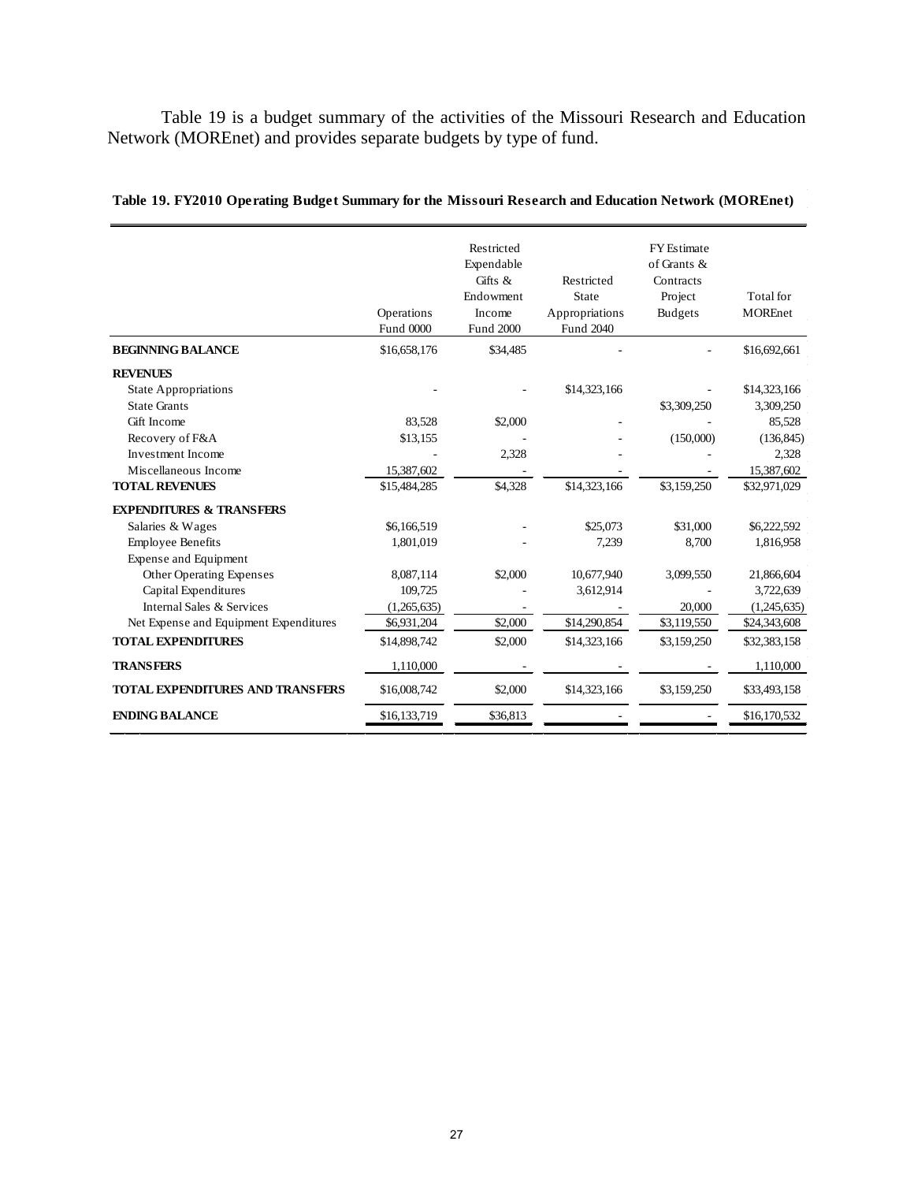Table 19 is a budget summary of the activities of the Missouri Research and Education Network (MOREnet) and provides separate budgets by type of fund.

**Table 19. FY2010 Operating Budget Summary for the Missouri Research and Education Network (MOREnet)**

| | Operations Fund 0000 | Restricted Expendable Gifts & Endowment Income Fund 2000 | Restricted State Appropriations Fund 2040 | FY Estimate of Grants & Contracts Project Budgets | Total for MOREnet |
|---|---|---|---|---|---|
| **BEGINNING BALANCE** | $16,658,176 | $34,485 | - | - | $16,692,661 |
| **REVENUES** | | | | | |
| State Appropriations | - | - | $14,323,166 | - | $14,323,166 |
| State Grants | | | | $3,309,250 | 3,309,250 |
| Gift Income | 83,528 | $2,000 | - | - | 85,528 |
| Recovery of F&A | $13,155 | - | - | (150,000) | (136,845) |
| Investment Income | - | 2,328 | - | - | 2,328 |
| Miscellaneous Income | 15,387,602 | - | - | - | 15,387,602 |
| **TOTAL REVENUES** | $15,484,285 | $4,328 | $14,323,166 | $3,159,250 | $32,971,029 |
| **EXPENDITURES & TRANSFERS** | | | | | |
| Salaries & Wages | $6,166,519 | - | $25,073 | $31,000 | $6,222,592 |
| Employee Benefits | 1,801,019 | - | 7,239 | 8,700 | 1,816,958 |
| Expense and Equipment | | | | | |
| Other Operating Expenses | 8,087,114 | $2,000 | 10,677,940 | 3,099,550 | 21,866,604 |
| Capital Expenditures | 109,725 | - | 3,612,914 | - | 3,722,639 |
| Internal Sales & Services | (1,265,635) | - | - | 20,000 | (1,245,635) |
| Net Expense and Equipment Expenditures | $6,931,204 | $2,000 | $14,290,854 | $3,119,550 | $24,343,608 |
| **TOTAL EXPENDITURES** | $14,898,742 | $2,000 | $14,323,166 | $3,159,250 | $32,383,158 |
| **TRANSFERS** | 1,110,000 | - | - | - | 1,110,000 |
| **TOTAL EXPENDITURES AND TRANSFERS** | $16,008,742 | $2,000 | $14,323,166 | $3,159,250 | $33,493,158 |
| **ENDING BALANCE** | $16,133,719 | $36,813 | - | - | $16,170,532 |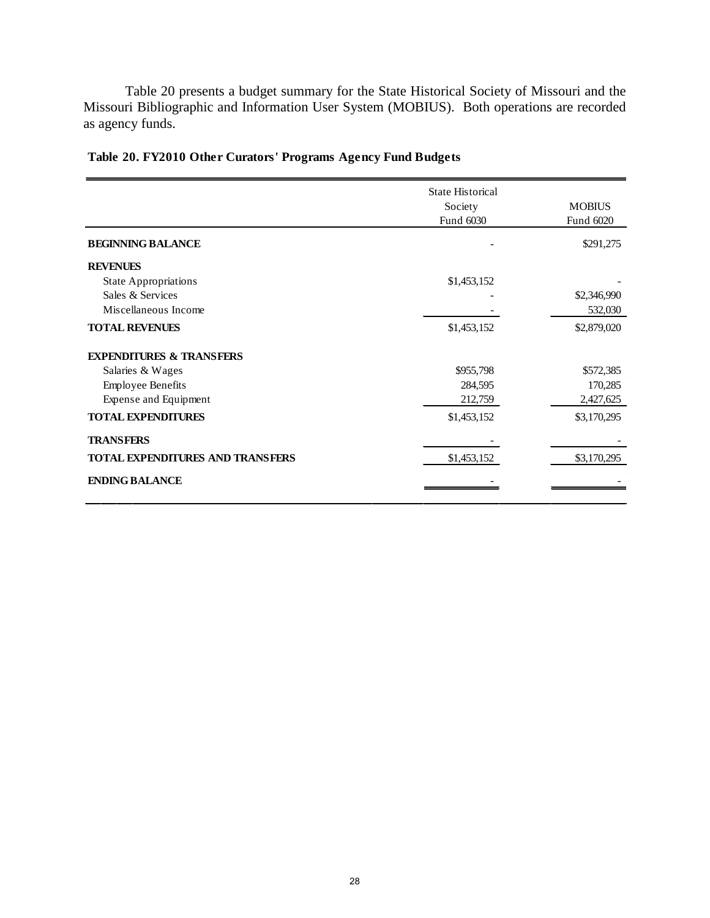Table 20 presents a budget summary for the State Historical Society of Missouri and the Missouri Bibliographic and Information User System (MOBIUS). Both operations are recorded as agency funds.

**Table 20. FY2010 Other Curators' Programs Agency Fund Budgets**

| | State Historical Society Fund 6030 | MOBIUS Fund 6020 |
|---|---|---|
| **BEGINNING BALANCE** | - | \$291,275 |
| **REVENUES** | | |
| State Appropriations | \$1,453,152 | - |
| Sales & Services | - | \$2,346,990 |
| Miscellaneous Income | - | 532,030 |
| **TOTAL REVENUES** | \$1,453,152 | \$2,879,020 |
| **EXPENDITURES & TRANSFERS** | | |
| Salaries & Wages | \$955,798 | \$572,385 |
| Employee Benefits | 284,595 | 170,285 |
| Expense and Equipment | 212,759 | 2,427,625 |
| **TOTAL EXPENDITURES** | \$1,453,152 | \$3,170,295 |
| **TRANSFERS** | - | - |
| **TOTAL EXPENDITURES AND TRANSFERS** | \$1,453,152 | \$3,170,295 |
| **ENDING BALANCE** | - | - |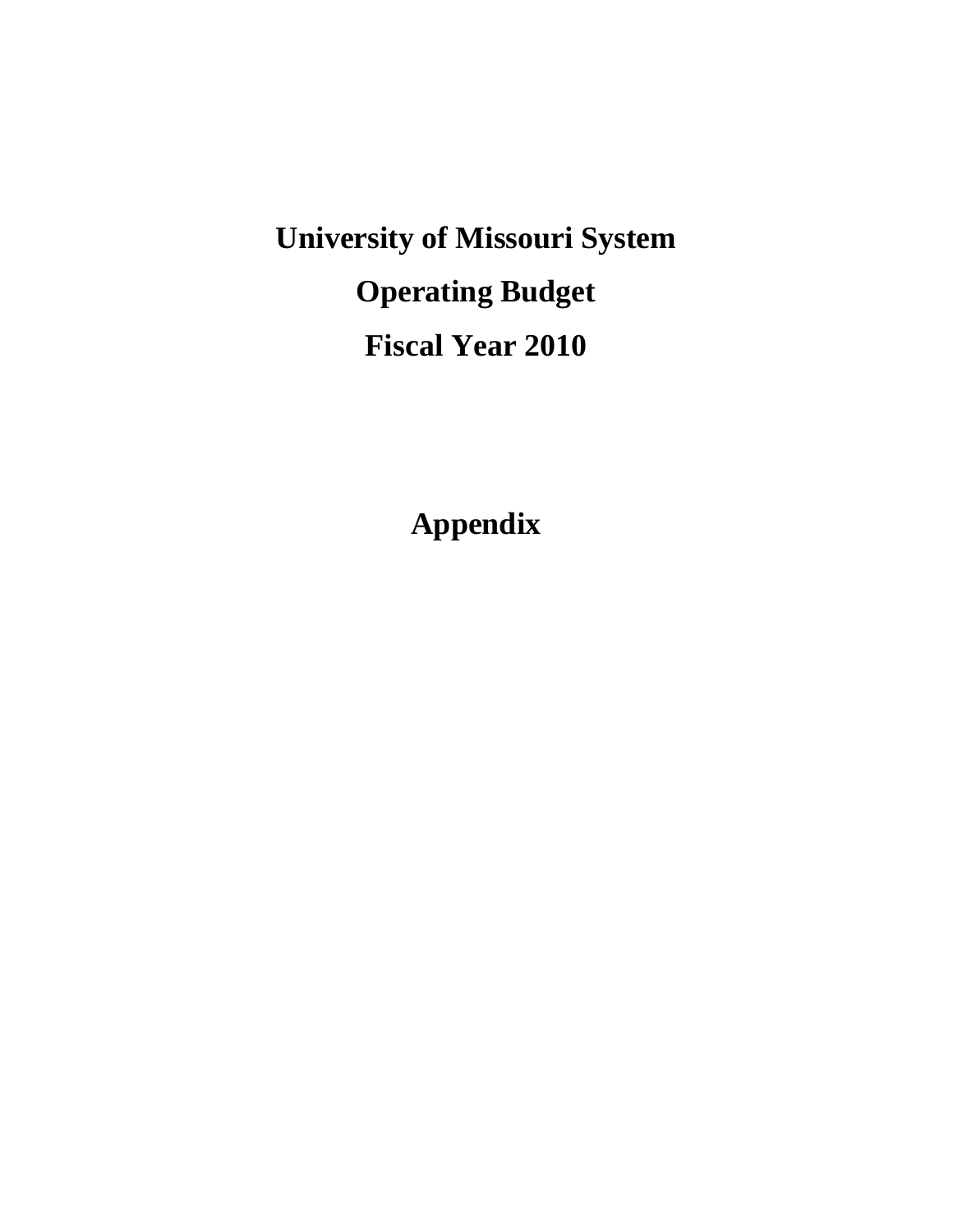# University of Missouri System

# Operating Budget

# Fiscal Year 2010

# Appendix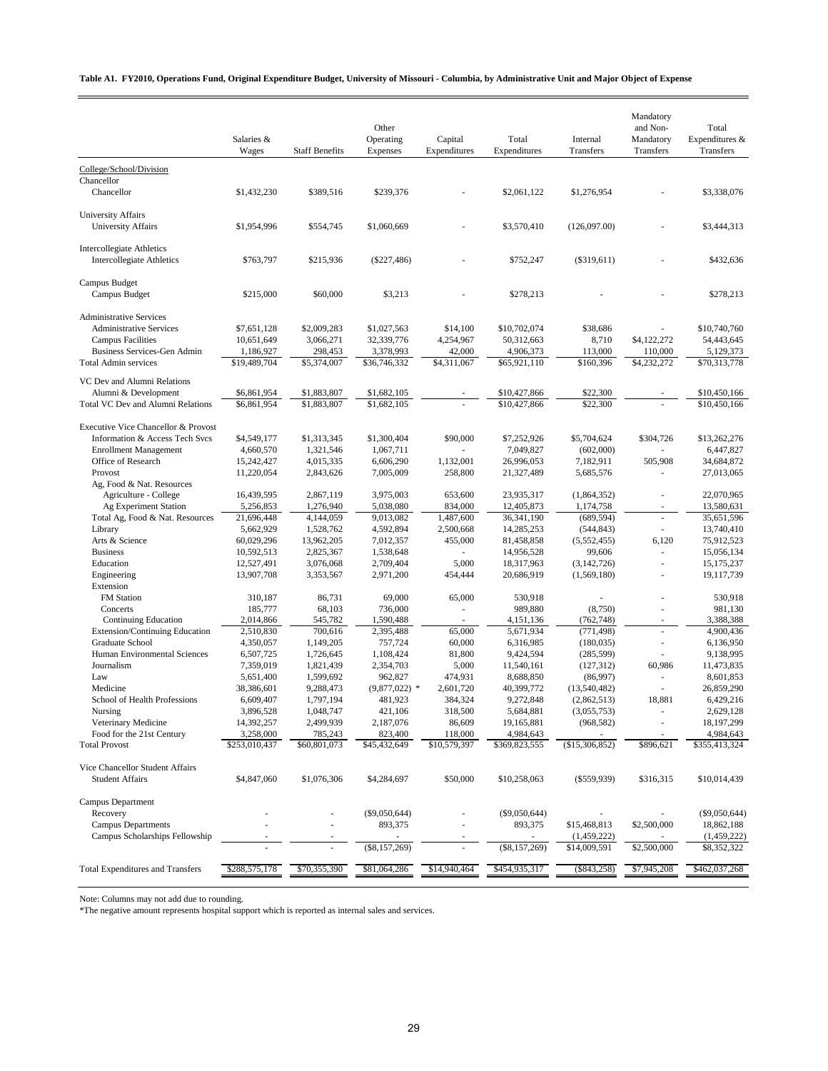**Table A1. FY2010, Operations Fund, Original Expenditure Budget, University of Missouri - Columbia, by Administrative Unit and Major Object of Expense**

| | Salaries & Wages | Staff Benefits | Other Operating Expenses | Capital Expenditures | Total Expenditures | Internal Transfers | Mandatory and Non-Mandatory Transfers | Total Expenditures & Transfers |
|---|---|---|---|---|---|---|---|---|
| College/School/Division | | | | | | | | |
| Chancellor | | | | | | | | |
| Chancellor | $1,432,230 | $389,516 | $239,376 | - | $2,061,122 | $1,276,954 | - | $3,338,076 |
| University Affairs | | | | | | | | |
| University Affairs | $1,954,996 | $554,745 | $1,060,669 | - | $3,570,410 | (126,097.00) | - | $3,444,313 |
| Intercollegiate Athletics | | | | | | | | |
| Intercollegiate Athletics | $763,797 | $215,936 | ($227,486) | - | $752,247 | ($319,611) | - | $432,636 |
| Campus Budget | | | | | | | | |
| Campus Budget | $215,000 | $60,000 | $3,213 | - | $278,213 | - | - | $278,213 |
| Administrative Services | | | | | | | | |
| Administrative Services | $7,651,128 | $2,009,283 | $1,027,563 | $14,100 | $10,702,074 | $38,686 | - | $10,740,760 |
| Campus Facilities | 10,651,649 | 3,066,271 | 32,339,776 | 4,254,967 | 50,312,663 | 8,710 | $4,122,272 | 54,443,645 |
| Business Services-Gen Admin | 1,186,927 | 298,453 | 3,378,993 | 42,000 | 4,906,373 | 113,000 | 110,000 | 5,129,373 |
| Total Admin services | $19,489,704 | $5,374,007 | $36,746,332 | $4,311,067 | $65,921,110 | $160,396 | $4,232,272 | $70,313,778 |
| VC Dev and Alumni Relations | | | | | | | | |
| Alumni & Development | $6,861,954 | $1,883,807 | $1,682,105 | - | $10,427,866 | $22,300 | - | $10,450,166 |
| Total VC Dev and Alumni Relations | $6,861,954 | $1,883,807 | $1,682,105 | - | $10,427,866 | $22,300 | - | $10,450,166 |
| Executive Vice Chancellor & Provost | | | | | | | | |
| Information & Access Tech Svcs | $4,549,177 | $1,313,345 | $1,300,404 | $90,000 | $7,252,926 | $5,704,624 | $304,726 | $13,262,276 |
| Enrollment Management | 4,660,570 | 1,321,546 | 1,067,711 | - | 7,049,827 | (602,000) | - | 6,447,827 |
| Office of Research | 15,242,427 | 4,015,335 | 6,606,290 | 1,132,001 | 26,996,053 | 7,182,911 | 505,908 | 34,684,872 |
| Provost | 11,220,054 | 2,843,626 | 7,005,009 | 258,800 | 21,327,489 | 5,685,576 | - | 27,013,065 |
| Ag, Food & Nat. Resources | | | | | | | | |
| Agriculture - College | 16,439,595 | 2,867,119 | 3,975,003 | 653,600 | 23,935,317 | (1,864,352) | - | 22,070,965 |
| Ag Experiment Station | 5,256,853 | 1,276,940 | 5,038,080 | 834,000 | 12,405,873 | 1,174,758 | - | 13,580,631 |
| Total Ag, Food & Nat. Resources | 21,696,448 | 4,144,059 | 9,013,082 | 1,487,600 | 36,341,190 | (689,594) | - | 35,651,596 |
| Library | 5,662,929 | 1,528,762 | 4,592,894 | 2,500,668 | 14,285,253 | (544,843) | - | 13,740,410 |
| Arts & Science | 60,029,296 | 13,962,205 | 7,012,357 | 455,000 | 81,458,858 | (5,552,455) | 6,120 | 75,912,523 |
| Business | 10,592,513 | 2,825,367 | 1,538,648 | - | 14,956,528 | 99,606 | - | 15,056,134 |
| Education | 12,527,491 | 3,076,068 | 2,709,404 | 5,000 | 18,317,963 | (3,142,726) | - | 15,175,237 |
| Engineering | 13,907,708 | 3,353,567 | 2,971,200 | 454,444 | 20,686,919 | (1,569,180) | - | 19,117,739 |
| Extension | | | | | | | | |
| FM Station | 310,187 | 86,731 | 69,000 | 65,000 | 530,918 | - | - | 530,918 |
| Concerts | 185,777 | 68,103 | 736,000 | - | 989,880 | (8,750) | - | 981,130 |
| Continuing Education | 2,014,866 | 545,782 | 1,590,488 | - | 4,151,136 | (762,748) | - | 3,388,388 |
| Extension/Continuing Education | 2,510,830 | 700,616 | 2,395,488 | 65,000 | 5,671,934 | (771,498) | - | 4,900,436 |
| Graduate School | 4,350,057 | 1,149,205 | 757,724 | 60,000 | 6,316,985 | (180,035) | - | 6,136,950 |
| Human Environmental Sciences | 6,507,725 | 1,726,645 | 1,108,424 | 81,800 | 9,424,594 | (285,599) | - | 9,138,995 |
| Journalism | 7,359,019 | 1,821,439 | 2,354,703 | 5,000 | 11,540,161 | (127,312) | 60,986 | 11,473,835 |
| Law | 5,651,400 | 1,599,692 | 962,827 | 474,931 | 8,688,850 | (86,997) | - | 8,601,853 |
| Medicine | 38,386,601 | 9,288,473 | (9,877,022) * | 2,601,720 | 40,399,772 | (13,540,482) | - | 26,859,290 |
| School of Health Professions | 6,609,407 | 1,797,194 | 481,923 | 384,324 | 9,272,848 | (2,862,513) | 18,881 | 6,429,216 |
| Nursing | 3,896,528 | 1,048,747 | 421,106 | 318,500 | 5,684,881 | (3,055,753) | - | 2,629,128 |
| Veterinary Medicine | 14,392,257 | 2,499,939 | 2,187,076 | 86,609 | 19,165,881 | (968,582) | - | 18,197,299 |
| Food for the 21st Century | 3,258,000 | 785,243 | 823,400 | 118,000 | 4,984,643 | - | - | 4,984,643 |
| Total Provost | $253,010,437 | $60,801,073 | $45,432,649 | $10,579,397 | $369,823,555 | ($15,306,852) | $896,621 | $355,413,324 |
| Vice Chancellor Student Affairs | | | | | | | | |
| Student Affairs | $4,847,060 | $1,076,306 | $4,284,697 | $50,000 | $10,258,063 | ($559,939) | $316,315 | $10,014,439 |
| Campus Department | | | | | | | | |
| Recovery | - | - | ($9,050,644) | - | ($9,050,644) | - | - | ($9,050,644) |
| Campus Departments | - | - | 893,375 | - | 893,375 | $15,468,813 | $2,500,000 | 18,862,188 |
| Campus Scholarships Fellowship | - | - | - | - | - | (1,459,222) | - | (1,459,222) |
| | - | - | ($8,157,269) | - | ($8,157,269) | $14,009,591 | $2,500,000 | $8,352,322 |
| Total Expenditures and Transfers | $288,575,178 | $70,355,390 | $81,064,286 | $14,940,464 | $454,935,317 | ($843,258) | $7,945,208 | $462,037,268 |

Note: Columns may not add due to rounding.

*The negative amount represents hospital support which is reported as internal sales and services.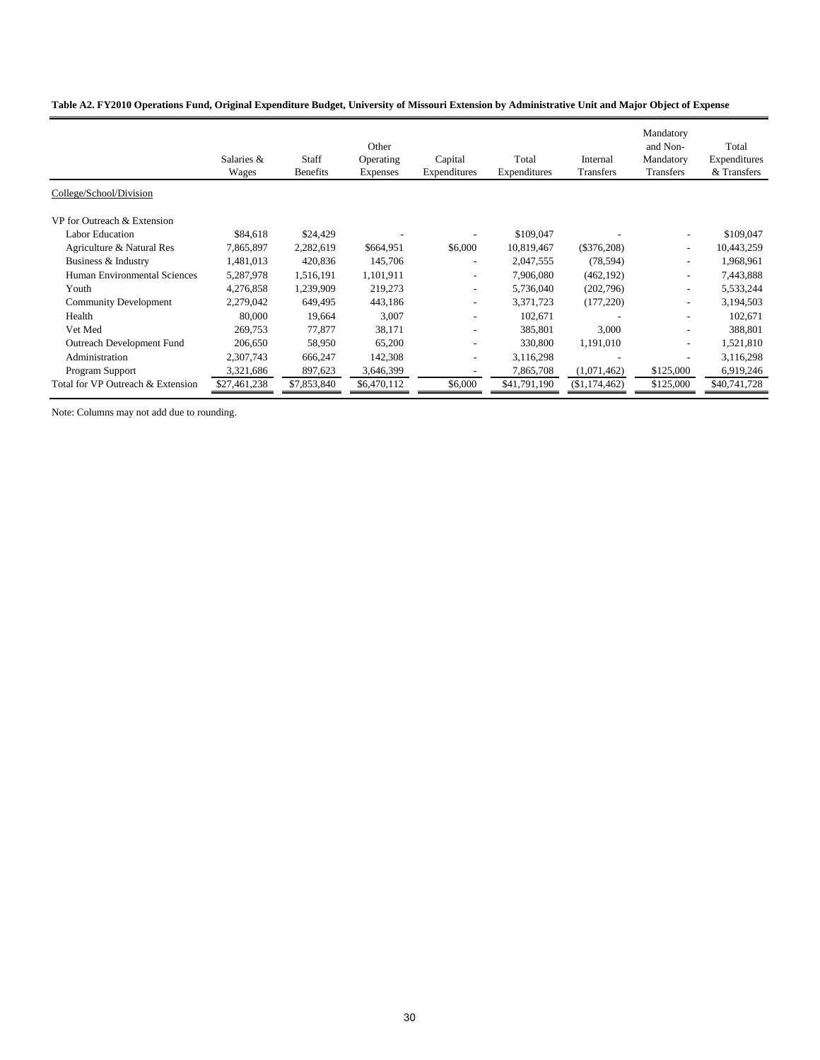**Table A2. FY2010 Operations Fund, Original Expenditure Budget, University of Missouri Extension by Administrative Unit and Major Object of Expense**

| | Salaries & Wages | Staff Benefits | Other Operating Expenses | Capital Expenditures | Total Expenditures | Internal Transfers | Mandatory and Non-Mandatory Transfers | Total Expenditures & Transfers |
|---|---|---|---|---|---|---|---|---|
| College/School/Division | | | | | | | | |
| VP for Outreach & Extension | | | | | | | | |
| Labor Education | $84,618 | $24,429 | - | - | $109,047 | - | - | $109,047 |
| Agriculture & Natural Res | 7,865,897 | 2,282,619 | $664,951 | $6,000 | 10,819,467 | ($376,208) | - | 10,443,259 |
| Business & Industry | 1,481,013 | 420,836 | 145,706 | - | 2,047,555 | (78,594) | - | 1,968,961 |
| Human Environmental Sciences | 5,287,978 | 1,516,191 | 1,101,911 | - | 7,906,080 | (462,192) | - | 7,443,888 |
| Youth | 4,276,858 | 1,239,909 | 219,273 | - | 5,736,040 | (202,796) | - | 5,533,244 |
| Community Development | 2,279,042 | 649,495 | 443,186 | - | 3,371,723 | (177,220) | - | 3,194,503 |
| Health | 80,000 | 19,664 | 3,007 | - | 102,671 | - | - | 102,671 |
| Vet Med | 269,753 | 77,877 | 38,171 | - | 385,801 | 3,000 | - | 388,801 |
| Outreach Development Fund | 206,650 | 58,950 | 65,200 | - | 330,800 | 1,191,010 | - | 1,521,810 |
| Administration | 2,307,743 | 666,247 | 142,308 | - | 3,116,298 | - | - | 3,116,298 |
| Program Support | 3,321,686 | 897,623 | 3,646,399 | - | 7,865,708 | (1,071,462) | $125,000 | 6,919,246 |
| Total for VP Outreach & Extension | $27,461,238 | $7,853,840 | $6,470,112 | $6,000 | $41,791,190 | ($1,174,462) | $125,000 | $40,741,728 |

Note: Columns may not add due to rounding.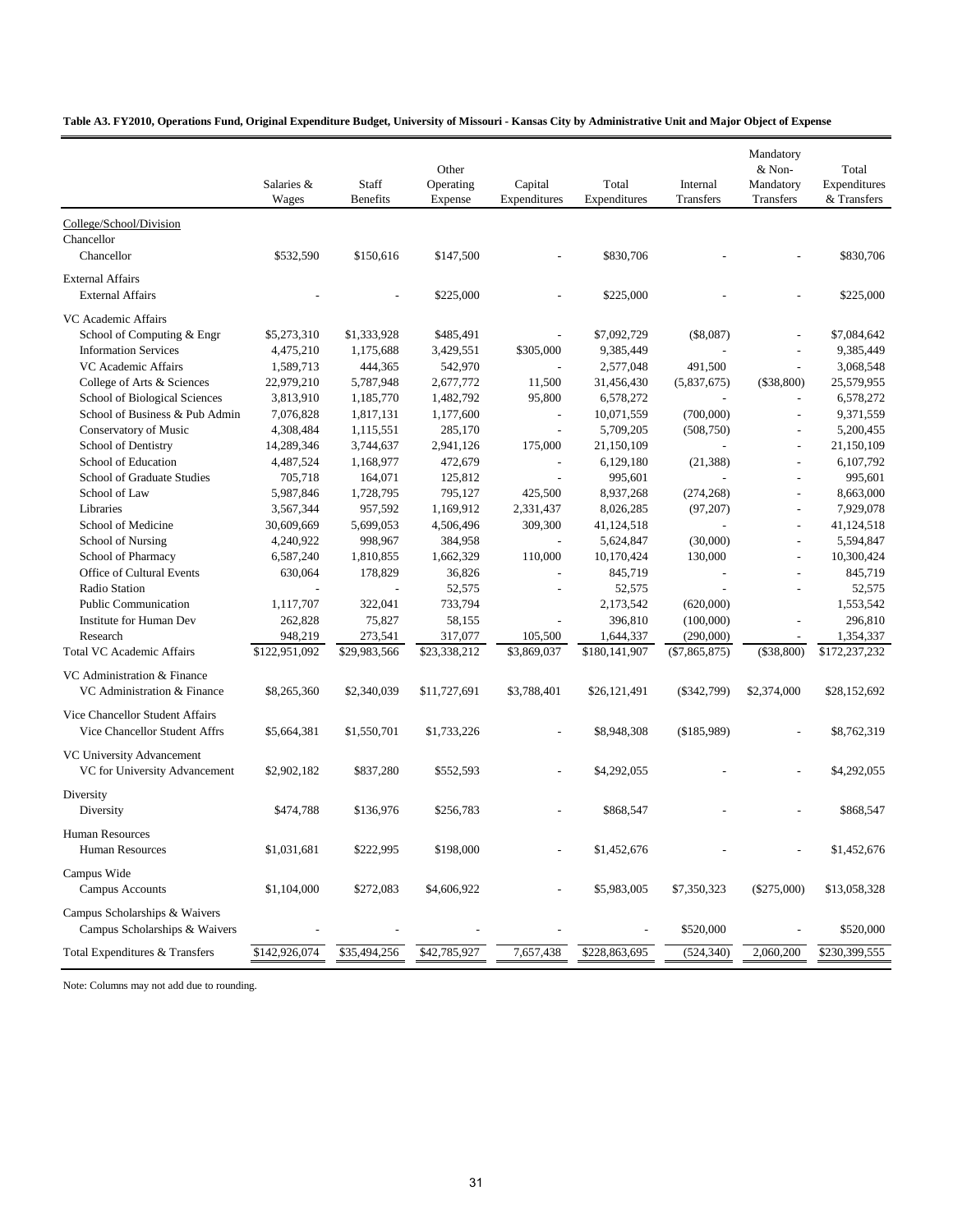**Table A3. FY2010, Operations Fund, Original Expenditure Budget, University of Missouri - Kansas City by Administrative Unit and Major Object of Expense**

| | Salaries & Wages | Staff Benefits | Other Operating Expense | Capital Expenditures | Total Expenditures | Internal Transfers | Mandatory & Non-Mandatory Transfers | Total Expenditures & Transfers |
|---|---|---|---|---|---|---|---|---|
| College/School/Division | | | | | | | | |
| Chancellor | | | | | | | | |
| Chancellor | $532,590 | $150,616 | $147,500 | - | $830,706 | - | - | $830,706 |
| External Affairs | | | | | | | | |
| External Affairs | - | - | $225,000 | - | $225,000 | - | - | $225,000 |
| VC Academic Affairs | | | | | | | | |
| School of Computing & Engr | $5,273,310 | $1,333,928 | $485,491 | - | $7,092,729 | ($8,087) | - | $7,084,642 |
| Information Services | 4,475,210 | 1,175,688 | 3,429,551 | $305,000 | 9,385,449 | - | - | 9,385,449 |
| VC Academic Affairs | 1,589,713 | 444,365 | 542,970 | - | 2,577,048 | 491,500 | - | 3,068,548 |
| College of Arts & Sciences | 22,979,210 | 5,787,948 | 2,677,772 | 11,500 | 31,456,430 | (5,837,675) | ($38,800) | 25,579,955 |
| School of Biological Sciences | 3,813,910 | 1,185,770 | 1,482,792 | 95,800 | 6,578,272 | - | - | 6,578,272 |
| School of Business & Pub Admin | 7,076,828 | 1,817,131 | 1,177,600 | - | 10,071,559 | (700,000) | - | 9,371,559 |
| Conservatory of Music | 4,308,484 | 1,115,551 | 285,170 | - | 5,709,205 | (508,750) | - | 5,200,455 |
| School of Dentistry | 14,289,346 | 3,744,637 | 2,941,126 | 175,000 | 21,150,109 | - | - | 21,150,109 |
| School of Education | 4,487,524 | 1,168,977 | 472,679 | - | 6,129,180 | (21,388) | - | 6,107,792 |
| School of Graduate Studies | 705,718 | 164,071 | 125,812 | - | 995,601 | - | - | 995,601 |
| School of Law | 5,987,846 | 1,728,795 | 795,127 | 425,500 | 8,937,268 | (274,268) | - | 8,663,000 |
| Libraries | 3,567,344 | 957,592 | 1,169,912 | 2,331,437 | 8,026,285 | (97,207) | - | 7,929,078 |
| School of Medicine | 30,609,669 | 5,699,053 | 4,506,496 | 309,300 | 41,124,518 | - | - | 41,124,518 |
| School of Nursing | 4,240,922 | 998,967 | 384,958 | - | 5,624,847 | (30,000) | - | 5,594,847 |
| School of Pharmacy | 6,587,240 | 1,810,855 | 1,662,329 | 110,000 | 10,170,424 | 130,000 | - | 10,300,424 |
| Office of Cultural Events | 630,064 | 178,829 | 36,826 | - | 845,719 | - | - | 845,719 |
| Radio Station | - | - | 52,575 | - | 52,575 | - | - | 52,575 |
| Public Communication | 1,117,707 | 322,041 | 733,794 | | 2,173,542 | (620,000) | | 1,553,542 |
| Institute for Human Dev | 262,828 | 75,827 | 58,155 | - | 396,810 | (100,000) | - | 296,810 |
| Research | 948,219 | 273,541 | 317,077 | 105,500 | 1,644,337 | (290,000) | - | 1,354,337 |
| Total VC Academic Affairs | $122,951,092 | $29,983,566 | $23,338,212 | $3,869,037 | $180,141,907 | ($7,865,875) | ($38,800) | $172,237,232 |
| VC Administration & Finance | | | | | | | | |
| VC Administration & Finance | $8,265,360 | $2,340,039 | $11,727,691 | $3,788,401 | $26,121,491 | ($342,799) | $2,374,000 | $28,152,692 |
| Vice Chancellor Student Affairs | | | | | | | | |
| Vice Chancellor Student Affrs | $5,664,381 | $1,550,701 | $1,733,226 | - | $8,948,308 | ($185,989) | - | $8,762,319 |
| VC University Advancement | | | | | | | | |
| VC for University Advancement | $2,902,182 | $837,280 | $552,593 | - | $4,292,055 | | - | $4,292,055 |
| Diversity | | | | | | | | |
| Diversity | $474,788 | $136,976 | $256,783 | - | $868,547 | - | - | $868,547 |
| Human Resources | | | | | | | | |
| Human Resources | $1,031,681 | $222,995 | $198,000 | - | $1,452,676 | - | - | $1,452,676 |
| Campus Wide | | | | | | | | |
| Campus Accounts | $1,104,000 | $272,083 | $4,606,922 | - | $5,983,005 | $7,350,323 | ($275,000) | $13,058,328 |
| Campus Scholarships & Waivers | | | | | | | | |
| Campus Scholarships & Waivers | - | - | - | - | - | $520,000 | - | $520,000 |
| Total Expenditures & Transfers | $142,926,074 | $35,494,256 | $42,785,927 | 7,657,438 | $228,863,695 | (524,340) | 2,060,200 | $230,399,555 |

Note: Columns may not add due to rounding.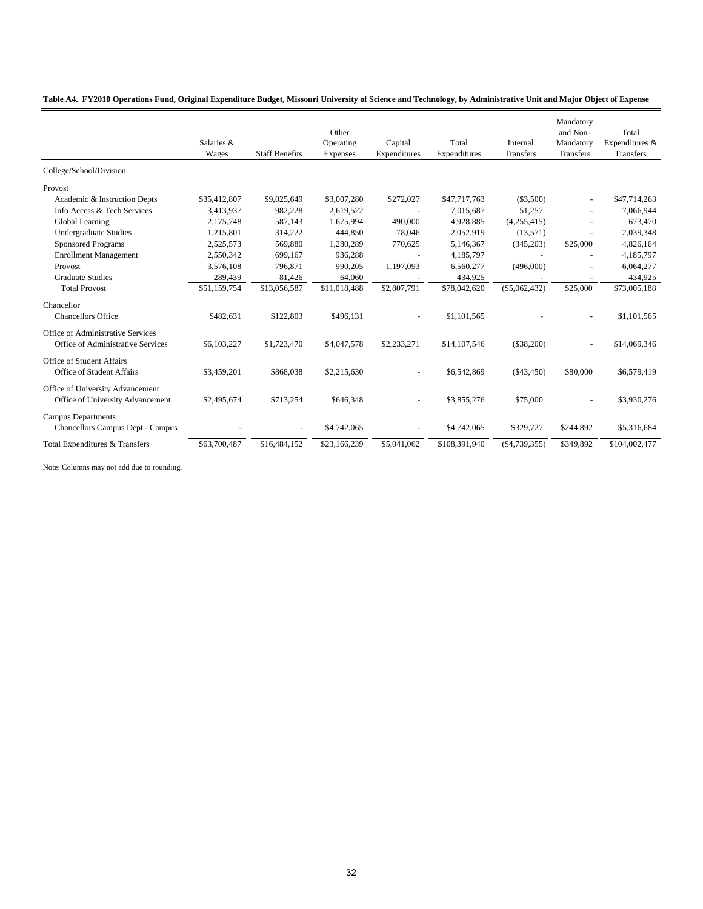**Table A4. FY2010 Operations Fund, Original Expenditure Budget, Missouri University of Science and Technology, by Administrative Unit and Major Object of Expense**

| | Salaries & Wages | Staff Benefits | Other Operating Expenses | Capital Expenditures | Total Expenditures | Internal Transfers | Mandatory and Non-Mandatory Transfers | Total Expenditures & Transfers |
|---|---|---|---|---|---|---|---|---|
| College/School/Division | | | | | | | | |
| Provost | | | | | | | | |
| Academic & Instruction Depts | $35,412,807 | $9,025,649 | $3,007,280 | $272,027 | $47,717,763 | ($3,500) | - | $47,714,263 |
| Info Access & Tech Services | 3,413,937 | 982,228 | 2,619,522 | - | 7,015,687 | 51,257 | - | 7,066,944 |
| Global Learning | 2,175,748 | 587,143 | 1,675,994 | 490,000 | 4,928,885 | (4,255,415) | - | 673,470 |
| Undergraduate Studies | 1,215,801 | 314,222 | 444,850 | 78,046 | 2,052,919 | (13,571) | - | 2,039,348 |
| Sponsored Programs | 2,525,573 | 569,880 | 1,280,289 | 770,625 | 5,146,367 | (345,203) | $25,000 | 4,826,164 |
| Enrollment Management | 2,550,342 | 699,167 | 936,288 | - | 4,185,797 | - | - | 4,185,797 |
| Provost | 3,576,108 | 796,871 | 990,205 | 1,197,093 | 6,560,277 | (496,000) | - | 6,064,277 |
| Graduate Studies | 289,439 | 81,426 | 64,060 | - | 434,925 | - | - | 434,925 |
| Total Provost | $51,159,754 | $13,056,587 | $11,018,488 | $2,807,791 | $78,042,620 | ($5,062,432) | $25,000 | $73,005,188 |
| Chancellor | | | | | | | | |
| Chancellors Office | $482,631 | $122,803 | $496,131 | - | $1,101,565 | - | - | $1,101,565 |
| Office of Administrative Services | | | | | | | | |
| Office of Administrative Services | $6,103,227 | $1,723,470 | $4,047,578 | $2,233,271 | $14,107,546 | ($38,200) | - | $14,069,346 |
| Office of Student Affairs | | | | | | | | |
| Office of Student Affairs | $3,459,201 | $868,038 | $2,215,630 | - | $6,542,869 | ($43,450) | $80,000 | $6,579,419 |
| Office of University Advancement | | | | | | | | |
| Office of University Advancement | $2,495,674 | $713,254 | $646,348 | - | $3,855,276 | $75,000 | - | $3,930,276 |
| Campus Departments | | | | | | | | |
| Chancellors Campus Dept - Campus | - | - | $4,742,065 | - | $4,742,065 | $329,727 | $244,892 | $5,316,684 |
| Total Expenditures & Transfers | $63,700,487 | $16,484,152 | $23,166,239 | $5,041,062 | $108,391,940 | ($4,739,355) | $349,892 | $104,002,477 |

Note: Columns may not add due to rounding.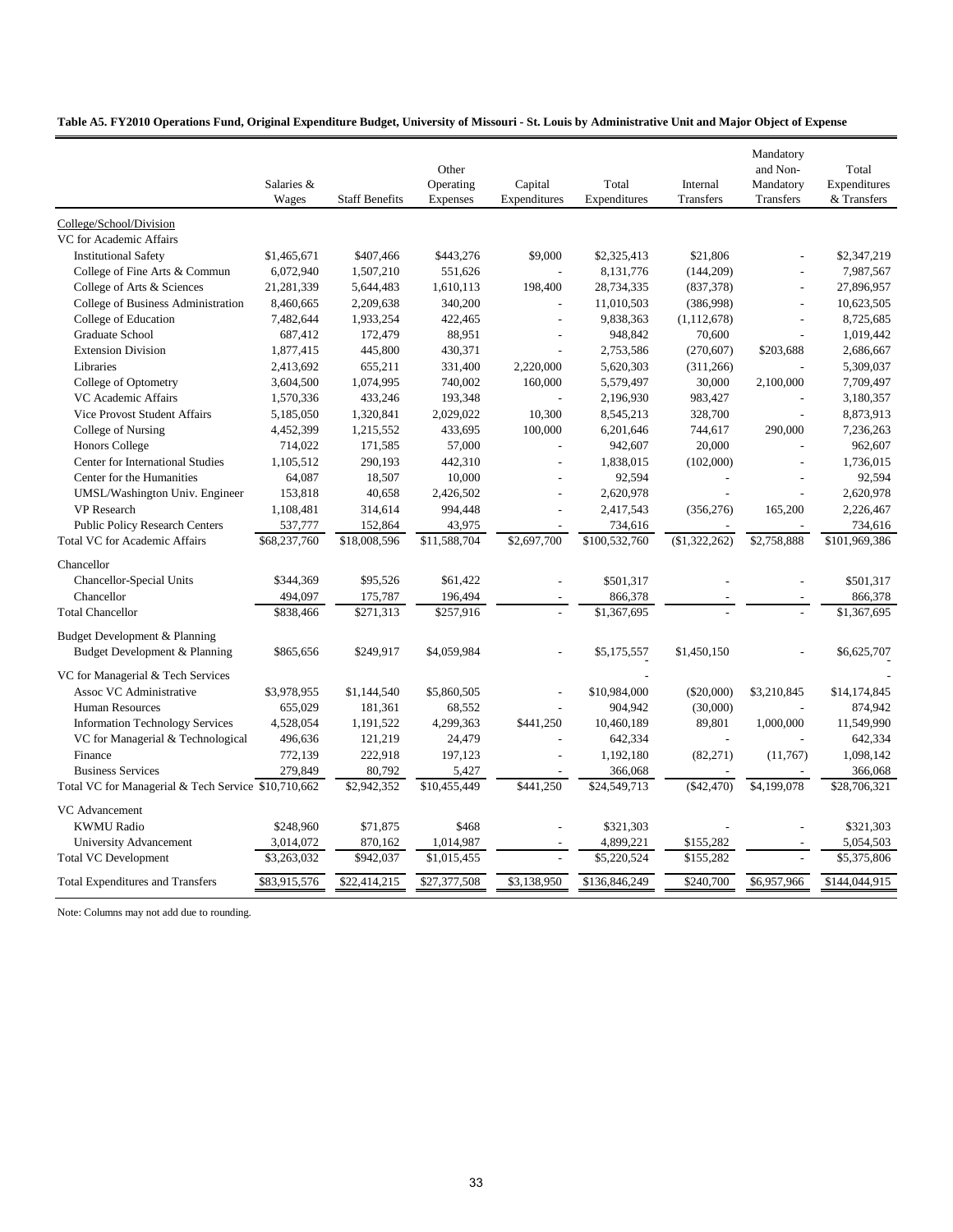**Table A5. FY2010 Operations Fund, Original Expenditure Budget, University of Missouri - St. Louis by Administrative Unit and Major Object of Expense**

| College/School/Division | Salaries & Wages | Staff Benefits | Other Operating Expenses | Capital Expenditures | Total Expenditures | Internal Transfers | Mandatory and Non-Mandatory Transfers | Total Expenditures & Transfers |
|---|---|---|---|---|---|---|---|---|
| VC for Academic Affairs | | | | | | | | |
| Institutional Safety | $1,465,671 | $407,466 | $443,276 | $9,000 | $2,325,413 | $21,806 | - | $2,347,219 |
| College of Fine Arts & Commun | 6,072,940 | 1,507,210 | 551,626 | - | 8,131,776 | (144,209) | - | 7,987,567 |
| College of Arts & Sciences | 21,281,339 | 5,644,483 | 1,610,113 | 198,400 | 28,734,335 | (837,378) | - | 27,896,957 |
| College of Business Administration | 8,460,665 | 2,209,638 | 340,200 | - | 11,010,503 | (386,998) | - | 10,623,505 |
| College of Education | 7,482,644 | 1,933,254 | 422,465 | - | 9,838,363 | (1,112,678) | - | 8,725,685 |
| Graduate School | 687,412 | 172,479 | 88,951 | - | 948,842 | 70,600 | - | 1,019,442 |
| Extension Division | 1,877,415 | 445,800 | 430,371 | - | 2,753,586 | (270,607) | $203,688 | 2,686,667 |
| Libraries | 2,413,692 | 655,211 | 331,400 | 2,220,000 | 5,620,303 | (311,266) | - | 5,309,037 |
| College of Optometry | 3,604,500 | 1,074,995 | 740,002 | 160,000 | 5,579,497 | 30,000 | 2,100,000 | 7,709,497 |
| VC Academic Affairs | 1,570,336 | 433,246 | 193,348 | - | 2,196,930 | 983,427 | - | 3,180,357 |
| Vice Provost Student Affairs | 5,185,050 | 1,320,841 | 2,029,022 | 10,300 | 8,545,213 | 328,700 | - | 8,873,913 |
| College of Nursing | 4,452,399 | 1,215,552 | 433,695 | 100,000 | 6,201,646 | 744,617 | 290,000 | 7,236,263 |
| Honors College | 714,022 | 171,585 | 57,000 | - | 942,607 | 20,000 | - | 962,607 |
| Center for International Studies | 1,105,512 | 290,193 | 442,310 | - | 1,838,015 | (102,000) | - | 1,736,015 |
| Center for the Humanities | 64,087 | 18,507 | 10,000 | - | 92,594 | - | - | 92,594 |
| UMSL/Washington Univ. Engineer | 153,818 | 40,658 | 2,426,502 | - | 2,620,978 | - | - | 2,620,978 |
| VP Research | 1,108,481 | 314,614 | 994,448 | - | 2,417,543 | (356,276) | 165,200 | 2,226,467 |
| Public Policy Research Centers | 537,777 | 152,864 | 43,975 | - | 734,616 | - | - | 734,616 |
| Total VC for Academic Affairs | $68,237,760 | $18,008,596 | $11,588,704 | $2,697,700 | $100,532,760 | ($1,322,262) | $2,758,888 | $101,969,386 |
| Chancellor | | | | | | | | |
| Chancellor-Special Units | $344,369 | $95,526 | $61,422 | - | $501,317 | - | - | $501,317 |
| Chancellor | 494,097 | 175,787 | 196,494 | - | 866,378 | - | - | 866,378 |
| Total Chancellor | $838,466 | $271,313 | $257,916 | - | $1,367,695 | - | - | $1,367,695 |
| Budget Development & Planning | | | | | | | | |
| Budget Development & Planning | $865,656 | $249,917 | $4,059,984 | - | $5,175,557 | $1,450,150 | - | $6,625,707 |
| VC for Managerial & Tech Services | | | | | | | | |
| Assoc VC Administrative | $3,978,955 | $1,144,540 | $5,860,505 | - | $10,984,000 | ($20,000) | $3,210,845 | $14,174,845 |
| Human Resources | 655,029 | 181,361 | 68,552 | - | 904,942 | (30,000) | - | 874,942 |
| Information Technology Services | 4,528,054 | 1,191,522 | 4,299,363 | $441,250 | 10,460,189 | 89,801 | 1,000,000 | 11,549,990 |
| VC for Managerial & Technological | 496,636 | 121,219 | 24,479 | - | 642,334 | - | - | 642,334 |
| Finance | 772,139 | 222,918 | 197,123 | - | 1,192,180 | (82,271) | (11,767) | 1,098,142 |
| Business Services | 279,849 | 80,792 | 5,427 | - | 366,068 | - | - | 366,068 |
| Total VC for Managerial & Tech Service | $10,710,662 | $2,942,352 | $10,455,449 | $441,250 | $24,549,713 | ($42,470) | $4,199,078 | $28,706,321 |
| VC Advancement | | | | | | | | |
| KWMU Radio | $248,960 | $71,875 | $468 | - | $321,303 | - | - | $321,303 |
| University Advancement | 3,014,072 | 870,162 | 1,014,987 | - | 4,899,221 | $155,282 | - | 5,054,503 |
| Total VC Development | $3,263,032 | $942,037 | $1,015,455 | - | $5,220,524 | $155,282 | - | $5,375,806 |
| Total Expenditures and Transfers | $83,915,576 | $22,414,215 | $27,377,508 | $3,138,950 | $136,846,249 | $240,700 | $6,957,966 | $144,044,915 |

Note: Columns may not add due to rounding.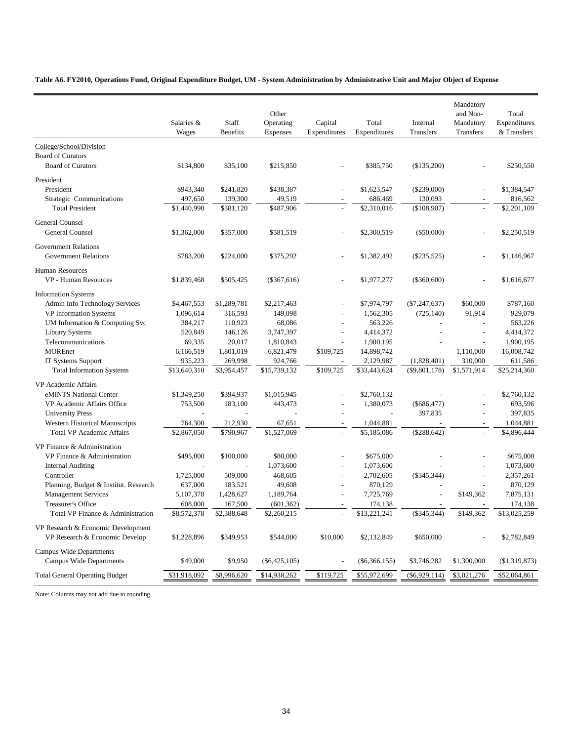**Table A6. FY2010, Operations Fund, Original Expenditure Budget, UM - System Administration by Administrative Unit and Major Object of Expense**

| | Salaries & Wages | Staff Benefits | Other Operating Expenses | Capital Expenditures | Total Expenditures | Internal Transfers | Mandatory and Non-Mandatory Transfers | Total Expenditures & Transfers |
|---|---|---|---|---|---|---|---|---|
| College/School/Division | | | | | | | | |
| Board of Curators | | | | | | | | |
| Board of Curators | $134,800 | $35,100 | $215,850 | - | $385,750 | ($135,200) | - | $250,550 |
| President | | | | | | | | |
| President | $943,340 | $241,820 | $438,387 | - | $1,623,547 | ($239,000) | - | $1,384,547 |
| Strategic Communications | 497,650 | 139,300 | 49,519 | - | 686,469 | 130,093 | - | 816,562 |
| Total President | $1,440,990 | $381,120 | $487,906 | - | $2,310,016 | ($108,907) | - | $2,201,109 |
| General Counsel | | | | | | | | |
| General Counsel | $1,362,000 | $357,000 | $581,519 | - | $2,300,519 | ($50,000) | - | $2,250,519 |
| Government Relations | | | | | | | | |
| Government Relations | $783,200 | $224,000 | $375,292 | - | $1,382,492 | ($235,525) | - | $1,146,967 |
| Human Resources | | | | | | | | |
| VP - Human Resources | $1,839,468 | $505,425 | ($367,616) | - | $1,977,277 | ($360,600) | - | $1,616,677 |
| Information Systems | | | | | | | | |
| Admin Info Technology Services | $4,467,553 | $1,289,781 | $2,217,463 | - | $7,974,797 | ($7,247,637) | $60,000 | $787,160 |
| VP Information Systems | 1,096,614 | 316,593 | 149,098 | - | 1,562,305 | (725,140) | 91,914 | 929,079 |
| UM Information & Computing Svc | 384,217 | 110,923 | 68,086 | - | 563,226 | - | - | 563,226 |
| Library Systems | 520,849 | 146,126 | 3,747,397 | - | 4,414,372 | - | - | 4,414,372 |
| Telecommunications | 69,335 | 20,017 | 1,810,843 | - | 1,900,195 | - | - | 1,900,195 |
| MOREnet | 6,166,519 | 1,801,019 | 6,821,479 | $109,725 | 14,898,742 | - | 1,110,000 | 16,008,742 |
| IT Systems Support | 935,223 | 269,998 | 924,766 | - | 2,129,987 | (1,828,401) | 310,000 | 611,586 |
| Total Information Systems | $13,640,310 | $3,954,457 | $15,739,132 | $109,725 | $33,443,624 | ($9,801,178) | $1,571,914 | $25,214,360 |
| VP Academic Affairs | | | | | | | | |
| eMINTS National Center | $1,349,250 | $394,937 | $1,015,945 | - | $2,760,132 | - | - | $2,760,132 |
| VP Academic Affairs Office | 753,500 | 183,100 | 443,473 | - | 1,380,073 | ($686,477) | - | 693,596 |
| University Press | - | - | - | - | - | 397,835 | - | 397,835 |
| Western Historical Manuscripts | 764,300 | 212,930 | 67,651 | - | 1,044,881 | - | - | 1,044,881 |
| Total VP Academic Affairs | $2,867,050 | $790,967 | $1,527,069 | - | $5,185,086 | ($288,642) | - | $4,896,444 |
| VP Finance & Administration | | | | | | | | |
| VP Finance & Administration | $495,000 | $100,000 | $80,000 | - | $675,000 | - | - | $675,000 |
| Internal Auditing | - | - | 1,073,600 | - | 1,073,600 | - | - | 1,073,600 |
| Controller | 1,725,000 | 509,000 | 468,605 | - | 2,702,605 | ($345,344) | - | 2,357,261 |
| Planning, Budget & Institut. Research | 637,000 | 183,521 | 49,608 | - | 870,129 | - | - | 870,129 |
| Management Services | 5,107,378 | 1,428,627 | 1,189,764 | - | 7,725,769 | - | $149,362 | 7,875,131 |
| Treasurer's Office | 608,000 | 167,500 | (601,362) | - | 174,138 | - | - | 174,138 |
| Total VP Finance & Administration | $8,572,378 | $2,388,648 | $2,260,215 | - | $13,221,241 | ($345,344) | $149,362 | $13,025,259 |
| VP Research & Economic Development | | | | | | | | |
| VP Research & Economic Develop | $1,228,896 | $349,953 | $544,000 | $10,000 | $2,132,849 | $650,000 | - | $2,782,849 |
| Campus Wide Departments | | | | | | | | |
| Campus Wide Departments | $49,000 | $9,950 | ($6,425,105) | - | ($6,366,155) | $3,746,282 | $1,300,000 | ($1,319,873) |
| Total General Operating Budget | $31,918,092 | $8,996,620 | $14,938,262 | $119,725 | $55,972,699 | ($6,929,114) | $3,021,276 | $52,064,861 |

Note: Columns may not add due to rounding.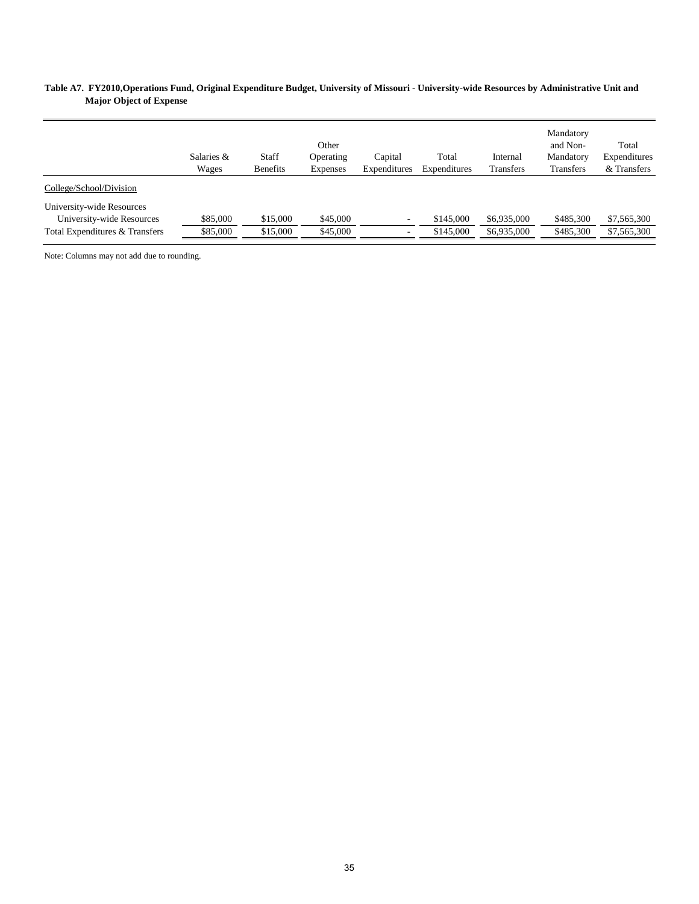**Table A7. FY2010,Operations Fund, Original Expenditure Budget, University of Missouri - University-wide Resources by Administrative Unit and Major Object of Expense**

| | Salaries & Wages | Staff Benefits | Other Operating Expenses | Capital Expenditures | Total Expenditures | Internal Transfers | Mandatory and Non-Mandatory Transfers | Total Expenditures & Transfers |
|---|---|---|---|---|---|---|---|---|
| College/School/Division | | | | | | | | |
| University-wide Resources | | | | | | | | |
| University-wide Resources | $85,000 | $15,000 | $45,000 | - | $145,000 | $6,935,000 | $485,300 | $7,565,300 |
| Total Expenditures & Transfers | $85,000 | $15,000 | $45,000 | - | $145,000 | $6,935,000 | $485,300 | $7,565,300 |

Note: Columns may not add due to rounding.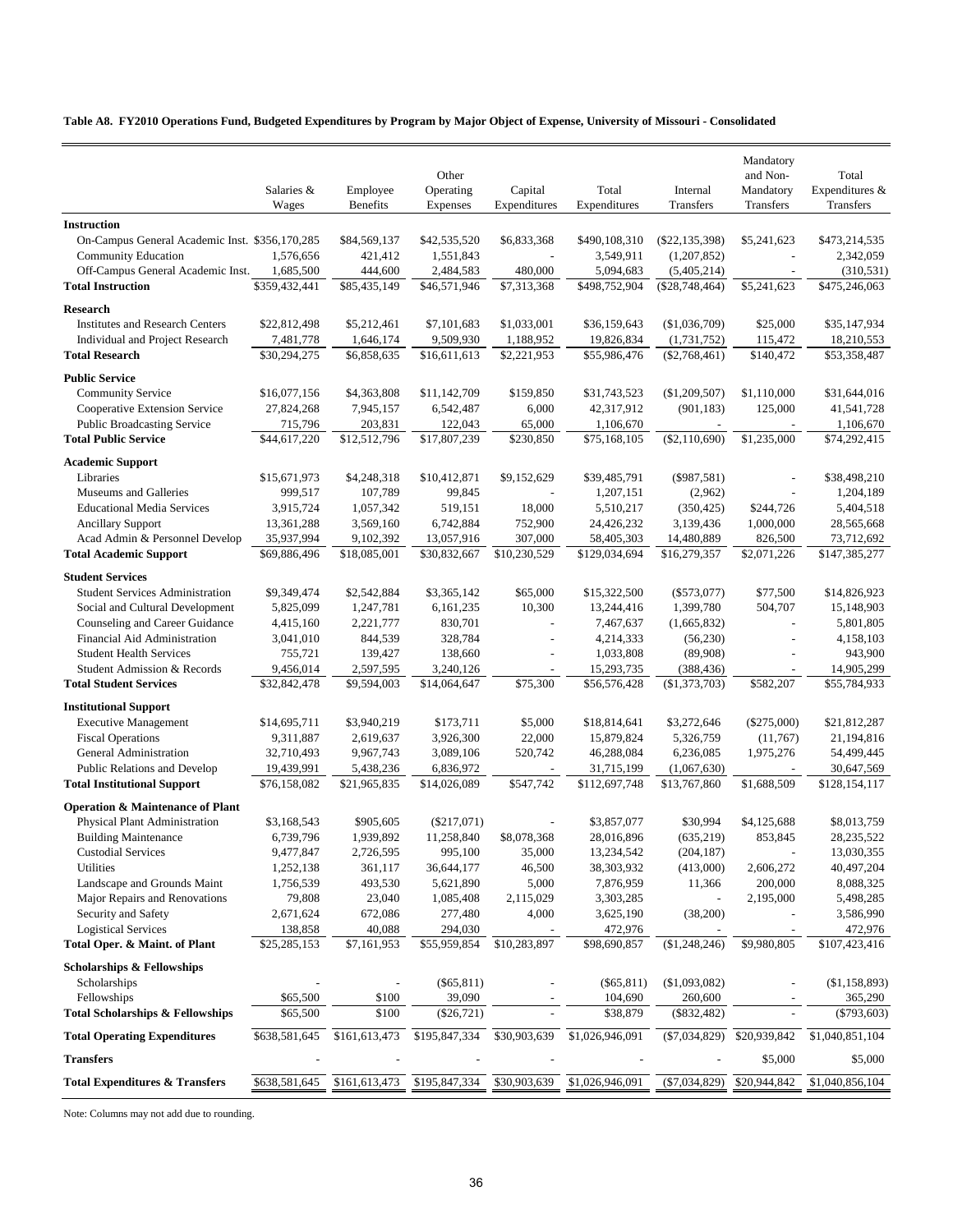**Table A8. FY2010 Operations Fund, Budgeted Expenditures by Program by Major Object of Expense, University of Missouri - Consolidated**

| | Salaries & Wages | Employee Benefits | Other Operating Expenses | Capital Expenditures | Total Expenditures | Internal Transfers | Mandatory and Non-Mandatory Transfers | Total Expenditures & Transfers |
|---|---|---|---|---|---|---|---|---|
| **Instruction** | | | | | | | | |
| On-Campus General Academic Inst. | $356,170,285 | $84,569,137 | $42,535,520 | $6,833,368 | $490,108,310 | ($22,135,398) | $5,241,623 | $473,214,535 |
| Community Education | 1,576,656 | 421,412 | 1,551,843 | - | 3,549,911 | (1,207,852) | - | 2,342,059 |
| Off-Campus General Academic Inst. | 1,685,500 | 444,600 | 2,484,583 | 480,000 | 5,094,683 | (5,405,214) | - | (310,531) |
| **Total Instruction** | $359,432,441 | $85,435,149 | $46,571,946 | $7,313,368 | $498,752,904 | ($28,748,464) | $5,241,623 | $475,246,063 |
| **Research** | | | | | | | | |
| Institutes and Research Centers | $22,812,498 | $5,212,461 | $7,101,683 | $1,033,001 | $36,159,643 | ($1,036,709) | $25,000 | $35,147,934 |
| Individual and Project Research | 7,481,778 | 1,646,174 | 9,509,930 | 1,188,952 | 19,826,834 | (1,731,752) | 115,472 | 18,210,553 |
| **Total Research** | $30,294,275 | $6,858,635 | $16,611,613 | $2,221,953 | $55,986,476 | ($2,768,461) | $140,472 | $53,358,487 |
| **Public Service** | | | | | | | | |
| Community Service | $16,077,156 | $4,363,808 | $11,142,709 | $159,850 | $31,743,523 | ($1,209,507) | $1,110,000 | $31,644,016 |
| Cooperative Extension Service | 27,824,268 | 7,945,157 | 6,542,487 | 6,000 | 42,317,912 | (901,183) | 125,000 | 41,541,728 |
| Public Broadcasting Service | 715,796 | 203,831 | 122,043 | 65,000 | 1,106,670 | - | - | 1,106,670 |
| **Total Public Service** | $44,617,220 | $12,512,796 | $17,807,239 | $230,850 | $75,168,105 | ($2,110,690) | $1,235,000 | $74,292,415 |
| **Academic Support** | | | | | | | | |
| Libraries | $15,671,973 | $4,248,318 | $10,412,871 | $9,152,629 | $39,485,791 | ($987,581) | - | $38,498,210 |
| Museums and Galleries | 999,517 | 107,789 | 99,845 | - | 1,207,151 | (2,962) | - | 1,204,189 |
| Educational Media Services | 3,915,724 | 1,057,342 | 519,151 | 18,000 | 5,510,217 | (350,425) | $244,726 | 5,404,518 |
| Ancillary Support | 13,361,288 | 3,569,160 | 6,742,884 | 752,900 | 24,426,232 | 3,139,436 | 1,000,000 | 28,565,668 |
| Acad Admin & Personnel Develop | 35,937,994 | 9,102,392 | 13,057,916 | 307,000 | 58,405,303 | 14,480,889 | 826,500 | 73,712,692 |
| **Total Academic Support** | $69,886,496 | $18,085,001 | $30,832,667 | $10,230,529 | $129,034,694 | $16,279,357 | $2,071,226 | $147,385,277 |
| **Student Services** | | | | | | | | |
| Student Services Administration | $9,349,474 | $2,542,884 | $3,365,142 | $65,000 | $15,322,500 | ($573,077) | $77,500 | $14,826,923 |
| Social and Cultural Development | 5,825,099 | 1,247,781 | 6,161,235 | 10,300 | 13,244,416 | 1,399,780 | 504,707 | 15,148,903 |
| Counseling and Career Guidance | 4,415,160 | 2,221,777 | 830,701 | - | 7,467,637 | (1,665,832) | - | 5,801,805 |
| Financial Aid Administration | 3,041,010 | 844,539 | 328,784 | - | 4,214,333 | (56,230) | - | 4,158,103 |
| Student Health Services | 755,721 | 139,427 | 138,660 | - | 1,033,808 | (89,908) | - | 943,900 |
| Student Admission & Records | 9,456,014 | 2,597,595 | 3,240,126 | - | 15,293,735 | (388,436) | - | 14,905,299 |
| **Total Student Services** | $32,842,478 | $9,594,003 | $14,064,647 | $75,300 | $56,576,428 | ($1,373,703) | $582,207 | $55,784,933 |
| **Institutional Support** | | | | | | | | |
| Executive Management | $14,695,711 | $3,940,219 | $173,711 | $5,000 | $18,814,641 | $3,272,646 | ($275,000) | $21,812,287 |
| Fiscal Operations | 9,311,887 | 2,619,637 | 3,926,300 | 22,000 | 15,879,824 | 5,326,759 | (11,767) | 21,194,816 |
| General Administration | 32,710,493 | 9,967,743 | 3,089,106 | 520,742 | 46,288,084 | 6,236,085 | 1,975,276 | 54,499,445 |
| Public Relations and Develop | 19,439,991 | 5,438,236 | 6,836,972 | - | 31,715,199 | (1,067,630) | - | 30,647,569 |
| **Total Institutional Support** | $76,158,082 | $21,965,835 | $14,026,089 | $547,742 | $112,697,748 | $13,767,860 | $1,688,509 | $128,154,117 |
| **Operation & Maintenance of Plant** | | | | | | | | |
| Physical Plant Administration | $3,168,543 | $905,605 | ($217,071) | - | $3,857,077 | $30,994 | $4,125,688 | $8,013,759 |
| Building Maintenance | 6,739,796 | 1,939,892 | 11,258,840 | $8,078,368 | 28,016,896 | (635,219) | 853,845 | 28,235,522 |
| Custodial Services | 9,477,847 | 2,726,595 | 995,100 | 35,000 | 13,234,542 | (204,187) | - | 13,030,355 |
| Utilities | 1,252,138 | 361,117 | 36,644,177 | 46,500 | 38,303,932 | (413,000) | 2,606,272 | 40,497,204 |
| Landscape and Grounds Maint | 1,756,539 | 493,530 | 5,621,890 | 5,000 | 7,876,959 | 11,366 | 200,000 | 8,088,325 |
| Major Repairs and Renovations | 79,808 | 23,040 | 1,085,408 | 2,115,029 | 3,303,285 | - | 2,195,000 | 5,498,285 |
| Security and Safety | 2,671,624 | 672,086 | 277,480 | 4,000 | 3,625,190 | (38,200) | - | 3,586,990 |
| Logistical Services | 138,858 | 40,088 | 294,030 | - | 472,976 | - | - | 472,976 |
| **Total Oper. & Maint. of Plant** | $25,285,153 | $7,161,953 | $55,959,854 | $10,283,897 | $98,690,857 | ($1,248,246) | $9,980,805 | $107,423,416 |
| **Scholarships & Fellowships** | | | | | | | | |
| Scholarships | - | - | ($65,811) | - | ($65,811) | ($1,093,082) | - | ($1,158,893) |
| Fellowships | $65,500 | $100 | 39,090 | - | 104,690 | 260,600 | - | 365,290 |
| **Total Scholarships & Fellowships** | $65,500 | $100 | ($26,721) | - | $38,879 | ($832,482) | - | ($793,603) |
| **Total Operating Expenditures** | $638,581,645 | $161,613,473 | $195,847,334 | $30,903,639 | $1,026,946,091 | ($7,034,829) | $20,939,842 | $1,040,851,104 |
| **Transfers** | - | - | - | - | - | - | $5,000 | $5,000 |
| **Total Expenditures & Transfers** | $638,581,645 | $161,613,473 | $195,847,334 | $30,903,639 | $1,026,946,091 | ($7,034,829) | $20,944,842 | $1,040,856,104 |

Note: Columns may not add due to rounding.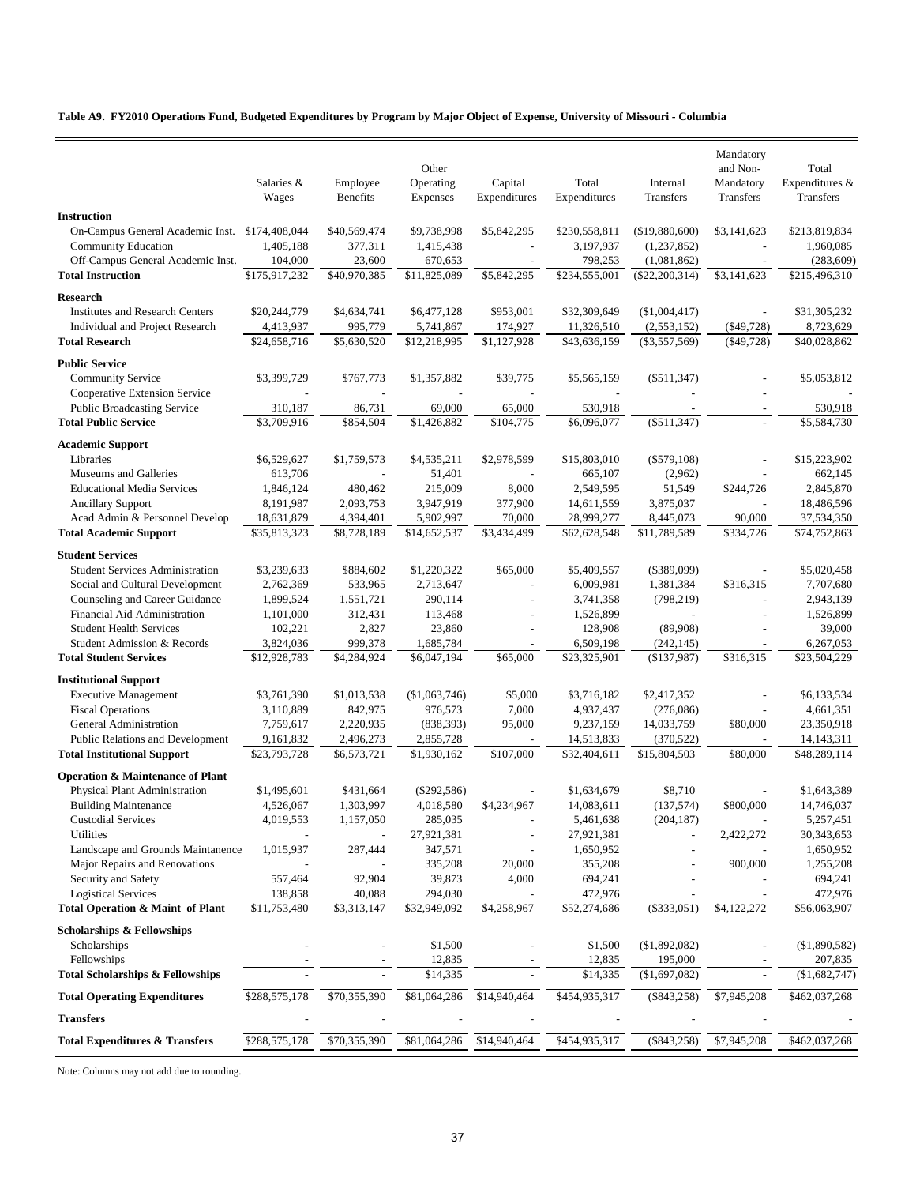**Table A9. FY2010 Operations Fund, Budgeted Expenditures by Program by Major Object of Expense, University of Missouri - Columbia**

| | Salaries & Wages | Employee Benefits | Other Operating Expenses | Capital Expenditures | Total Expenditures | Internal Transfers | Mandatory and Non-Mandatory Transfers | Total Expenditures & Transfers |
|---|---|---|---|---|---|---|---|---|
| **Instruction** | | | | | | | | |
| On-Campus General Academic Inst. | $174,408,044 | $40,569,474 | $9,738,998 | $5,842,295 | $230,558,811 | ($19,880,600) | $3,141,623 | $213,819,834 |
| Community Education | 1,405,188 | 377,311 | 1,415,438 | - | 3,197,937 | (1,237,852) | - | 1,960,085 |
| Off-Campus General Academic Inst. | 104,000 | 23,600 | 670,653 | - | 798,253 | (1,081,862) | - | (283,609) |
| **Total Instruction** | $175,917,232 | $40,970,385 | $11,825,089 | $5,842,295 | $234,555,001 | ($22,200,314) | $3,141,623 | $215,496,310 |
| **Research** | | | | | | | | |
| Institutes and Research Centers | $20,244,779 | $4,634,741 | $6,477,128 | $953,001 | $32,309,649 | ($1,004,417) | - | $31,305,232 |
| Individual and Project Research | 4,413,937 | 995,779 | 5,741,867 | 174,927 | 11,326,510 | (2,553,152) | ($49,728) | 8,723,629 |
| **Total Research** | $24,658,716 | $5,630,520 | $12,218,995 | $1,127,928 | $43,636,159 | ($3,557,569) | ($49,728) | $40,028,862 |
| **Public Service** | | | | | | | | |
| Community Service | $3,399,729 | $767,773 | $1,357,882 | $39,775 | $5,565,159 | ($511,347) | - | $5,053,812 |
| Cooperative Extension Service | - | - | - | - | - | - | - | - |
| Public Broadcasting Service | 310,187 | 86,731 | 69,000 | 65,000 | 530,918 | - | - | 530,918 |
| **Total Public Service** | $3,709,916 | $854,504 | $1,426,882 | $104,775 | $6,096,077 | ($511,347) | - | $5,584,730 |
| **Academic Support** | | | | | | | | |
| Libraries | $6,529,627 | $1,759,573 | $4,535,211 | $2,978,599 | $15,803,010 | ($579,108) | - | $15,223,902 |
| Museums and Galleries | 613,706 | - | 51,401 | - | 665,107 | (2,962) | - | 662,145 |
| Educational Media Services | 1,846,124 | 480,462 | 215,009 | 8,000 | 2,549,595 | 51,549 | $244,726 | 2,845,870 |
| Ancillary Support | 8,191,987 | 2,093,753 | 3,947,919 | 377,900 | 14,611,559 | 3,875,037 | - | 18,486,596 |
| Acad Admin & Personnel Develop | 18,631,879 | 4,394,401 | 5,902,997 | 70,000 | 28,999,277 | 8,445,073 | 90,000 | 37,534,350 |
| **Total Academic Support** | $35,813,323 | $8,728,189 | $14,652,537 | $3,434,499 | $62,628,548 | $11,789,589 | $334,726 | $74,752,863 |
| **Student Services** | | | | | | | | |
| Student Services Administration | $3,239,633 | $884,602 | $1,220,322 | $65,000 | $5,409,557 | ($389,099) | - | $5,020,458 |
| Social and Cultural Development | 2,762,369 | 533,965 | 2,713,647 | - | 6,009,981 | 1,381,384 | $316,315 | 7,707,680 |
| Counseling and Career Guidance | 1,899,524 | 1,551,721 | 290,114 | - | 3,741,358 | (798,219) | - | 2,943,139 |
| Financial Aid Administration | 1,101,000 | 312,431 | 113,468 | - | 1,526,899 | - | - | 1,526,899 |
| Student Health Services | 102,221 | 2,827 | 23,860 | - | 128,908 | (89,908) | - | 39,000 |
| Student Admission & Records | 3,824,036 | 999,378 | 1,685,784 | - | 6,509,198 | (242,145) | - | 6,267,053 |
| **Total Student Services** | $12,928,783 | $4,284,924 | $6,047,194 | $65,000 | $23,325,901 | ($137,987) | $316,315 | $23,504,229 |
| **Institutional Support** | | | | | | | | |
| Executive Management | $3,761,390 | $1,013,538 | ($1,063,746) | $5,000 | $3,716,182 | $2,417,352 | - | $6,133,534 |
| Fiscal Operations | 3,110,889 | 842,975 | 976,573 | 7,000 | 4,937,437 | (276,086) | - | 4,661,351 |
| General Administration | 7,759,617 | 2,220,935 | (838,393) | 95,000 | 9,237,159 | 14,033,759 | $80,000 | 23,350,918 |
| Public Relations and Development | 9,161,832 | 2,496,273 | 2,855,728 | - | 14,513,833 | (370,522) | - | 14,143,311 |
| **Total Institutional Support** | $23,793,728 | $6,573,721 | $1,930,162 | $107,000 | $32,404,611 | $15,804,503 | $80,000 | $48,289,114 |
| **Operation & Maintenance of Plant** | | | | | | | | |
| Physical Plant Administration | $1,495,601 | $431,664 | ($292,586) | - | $1,634,679 | $8,710 | - | $1,643,389 |
| Building Maintenance | 4,526,067 | 1,303,997 | 4,018,580 | $4,234,967 | 14,083,611 | (137,574) | $800,000 | 14,746,037 |
| Custodial Services | 4,019,553 | 1,157,050 | 285,035 | - | 5,461,638 | (204,187) | - | 5,257,451 |
| Utilities | - | - | 27,921,381 | - | 27,921,381 | - | 2,422,272 | 30,343,653 |
| Landscape and Grounds Maintanence | 1,015,937 | 287,444 | 347,571 | - | 1,650,952 | - | - | 1,650,952 |
| Major Repairs and Renovations | - | - | 335,208 | 20,000 | 355,208 | - | 900,000 | 1,255,208 |
| Security and Safety | 557,464 | 92,904 | 39,873 | 4,000 | 694,241 | - | - | 694,241 |
| Logistical Services | 138,858 | 40,088 | 294,030 | - | 472,976 | - | - | 472,976 |
| **Total Operation & Maint of Plant** | $11,753,480 | $3,313,147 | $32,949,092 | $4,258,967 | $52,274,686 | ($333,051) | $4,122,272 | $56,063,907 |
| **Scholarships & Fellowships** | | | | | | | | |
| Scholarships | - | - | $1,500 | - | $1,500 | ($1,892,082) | - | ($1,890,582) |
| Fellowships | - | - | 12,835 | - | 12,835 | 195,000 | - | 207,835 |
| **Total Scholarships & Fellowships** | - | - | $14,335 | - | $14,335 | ($1,697,082) | - | ($1,682,747) |
| **Total Operating Expenditures** | $288,575,178 | $70,355,390 | $81,064,286 | $14,940,464 | $454,935,317 | ($843,258) | $7,945,208 | $462,037,268 |
| **Transfers** | - | - | - | - | - | - | - | - |
| **Total Expenditures & Transfers** | $288,575,178 | $70,355,390 | $81,064,286 | $14,940,464 | $454,935,317 | ($843,258) | $7,945,208 | $462,037,268 |

Note: Columns may not add due to rounding.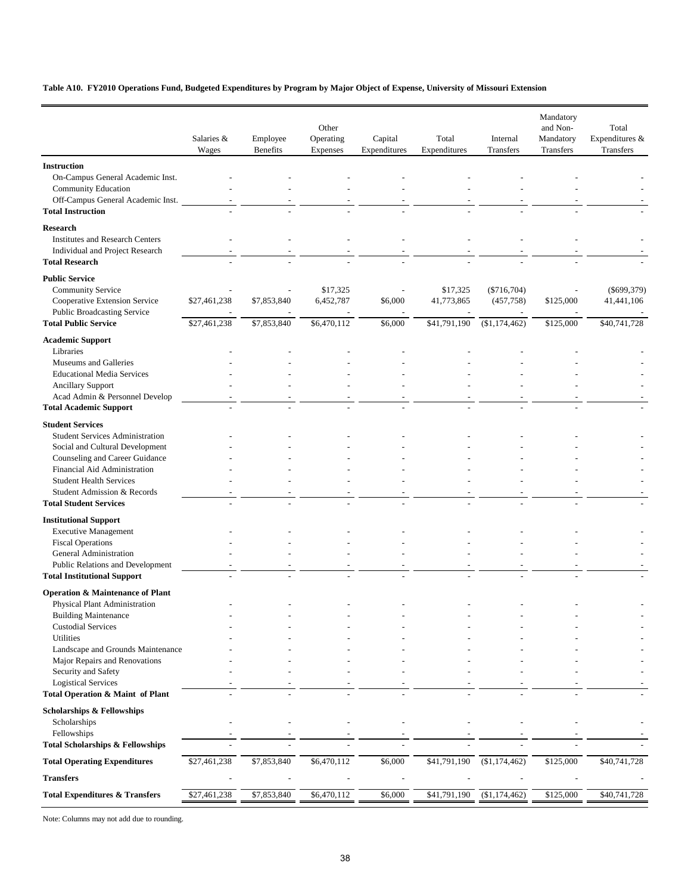**Table A10. FY2010 Operations Fund, Budgeted Expenditures by Program by Major Object of Expense, University of Missouri Extension**

| | Salaries & Wages | Employee Benefits | Other Operating Expenses | Capital Expenditures | Total Expenditures | Internal Transfers | Mandatory and Non-Mandatory Transfers | Total Expenditures & Transfers |
|---|---|---|---|---|---|---|---|---|
| **Instruction** | | | | | | | | |
| On-Campus General Academic Inst. | - | - | - | - | - | - | - | - |
| Community Education | - | - | - | - | - | - | - | - |
| Off-Campus General Academic Inst. | - | - | - | - | - | - | - | - |
| **Total Instruction** | - | - | - | - | - | - | - | - |
| **Research** | | | | | | | | |
| Institutes and Research Centers | - | - | - | - | - | - | - | - |
| Individual and Project Research | - | - | - | - | - | - | - | - |
| **Total Research** | - | - | - | - | - | - | - | - |
| **Public Service** | | | | | | | | |
| Community Service | - | - | $17,325 | - | $17,325 | ($716,704) | - | ($699,379) |
| Cooperative Extension Service | $27,461,238 | $7,853,840 | 6,452,787 | $6,000 | 41,773,865 | (457,758) | $125,000 | 41,441,106 |
| Public Broadcasting Service | - | - | - | - | - | - | - | - |
| **Total Public Service** | $27,461,238 | $7,853,840 | $6,470,112 | $6,000 | $41,791,190 | ($1,174,462) | $125,000 | $40,741,728 |
| **Academic Support** | | | | | | | | |
| Libraries | - | - | - | - | - | - | - | - |
| Museums and Galleries | - | - | - | - | - | - | - | - |
| Educational Media Services | - | - | - | - | - | - | - | - |
| Ancillary Support | - | - | - | - | - | - | - | - |
| Acad Admin & Personnel Develop | - | - | - | - | - | - | - | - |
| **Total Academic Support** | - | - | - | - | - | - | - | - |
| **Student Services** | | | | | | | | |
| Student Services Administration | - | - | - | - | - | - | - | - |
| Social and Cultural Development | - | - | - | - | - | - | - | - |
| Counseling and Career Guidance | - | - | - | - | - | - | - | - |
| Financial Aid Administration | - | - | - | - | - | - | - | - |
| Student Health Services | - | - | - | - | - | - | - | - |
| Student Admission & Records | - | - | - | - | - | - | - | - |
| **Total Student Services** | - | - | - | - | - | - | - | - |
| **Institutional Support** | | | | | | | | |
| Executive Management | - | - | - | - | - | - | - | - |
| Fiscal Operations | - | - | - | - | - | - | - | - |
| General Administration | - | - | - | - | - | - | - | - |
| Public Relations and Development | - | - | - | - | - | - | - | - |
| **Total Institutional Support** | - | - | - | - | - | - | - | - |
| **Operation & Maintenance of Plant** | | | | | | | | |
| Physical Plant Administration | - | - | - | - | - | - | - | - |
| Building Maintenance | - | - | - | - | - | - | - | - |
| Custodial Services | - | - | - | - | - | - | - | - |
| Utilities | - | - | - | - | - | - | - | - |
| Landscape and Grounds Maintenance | - | - | - | - | - | - | - | - |
| Major Repairs and Renovations | - | - | - | - | - | - | - | - |
| Security and Safety | - | - | - | - | - | - | - | - |
| Logistical Services | - | - | - | - | - | - | - | - |
| **Total Operation & Maint of Plant** | - | - | - | - | - | - | - | - |
| **Scholarships & Fellowships** | | | | | | | | |
| Scholarships | - | - | - | - | - | - | - | - |
| Fellowships | - | - | - | - | - | - | - | - |
| **Total Scholarships & Fellowships** | - | - | - | - | - | - | - | - |
| **Total Operating Expenditures** | $27,461,238 | $7,853,840 | $6,470,112 | $6,000 | $41,791,190 | ($1,174,462) | $125,000 | $40,741,728 |
| **Transfers** | - | - | - | - | - | - | - | - |
| **Total Expenditures & Transfers** | $27,461,238 | $7,853,840 | $6,470,112 | $6,000 | $41,791,190 | ($1,174,462) | $125,000 | $40,741,728 |

Note: Columns may not add due to rounding.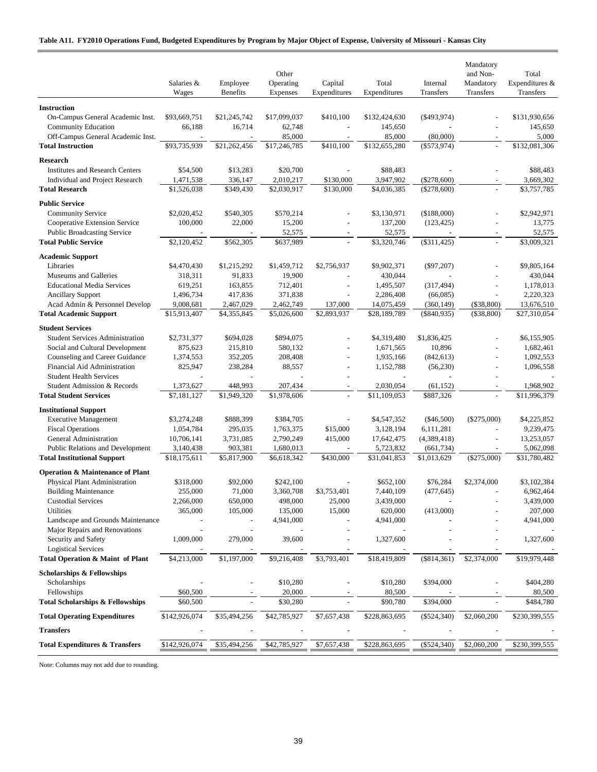**Table A11. FY2010 Operations Fund, Budgeted Expenditures by Program by Major Object of Expense, University of Missouri - Kansas City**

| | Salaries & Wages | Employee Benefits | Other Operating Expenses | Capital Expenditures | Total Expenditures | Internal Transfers | Mandatory and Non-Mandatory Transfers | Total Expenditures & Transfers |
|---|---|---|---|---|---|---|---|---|
| **Instruction** | | | | | | | | |
| On-Campus General Academic Inst. | $93,669,751 | $21,245,742 | $17,099,037 | $410,100 | $132,424,630 | ($493,974) | - | $131,930,656 |
| Community Education | 66,188 | 16,714 | 62,748 | - | 145,650 | - | - | 145,650 |
| Off-Campus General Academic Inst. | - | - | 85,000 | - | 85,000 | (80,000) | - | 5,000 |
| **Total Instruction** | $93,735,939 | $21,262,456 | $17,246,785 | $410,100 | $132,655,280 | ($573,974) | - | $132,081,306 |
| **Research** | | | | | | | | |
| Institutes and Research Centers | $54,500 | $13,283 | $20,700 | - | $88,483 | - | - | $88,483 |
| Individual and Project Research | 1,471,538 | 336,147 | 2,010,217 | $130,000 | 3,947,902 | ($278,600) | - | 3,669,302 |
| **Total Research** | $1,526,038 | $349,430 | $2,030,917 | $130,000 | $4,036,385 | ($278,600) | - | $3,757,785 |
| **Public Service** | | | | | | | | |
| Community Service | $2,020,452 | $540,305 | $570,214 | - | $3,130,971 | ($188,000) | - | $2,942,971 |
| Cooperative Extension Service | 100,000 | 22,000 | 15,200 | - | 137,200 | (123,425) | - | 13,775 |
| Public Broadcasting Service | - | - | 52,575 | - | 52,575 | - | - | 52,575 |
| **Total Public Service** | $2,120,452 | $562,305 | $637,989 | - | $3,320,746 | ($311,425) | - | $3,009,321 |
| **Academic Support** | | | | | | | | |
| Libraries | $4,470,430 | $1,215,292 | $1,459,712 | $2,756,937 | $9,902,371 | ($97,207) | - | $9,805,164 |
| Museums and Galleries | 318,311 | 91,833 | 19,900 | - | 430,044 | - | - | 430,044 |
| Educational Media Services | 619,251 | 163,855 | 712,401 | - | 1,495,507 | (317,494) | - | 1,178,013 |
| Ancillary Support | 1,496,734 | 417,836 | 371,838 | - | 2,286,408 | (66,085) | - | 2,220,323 |
| Acad Admin & Personnel Develop | 9,008,681 | 2,467,029 | 2,462,749 | 137,000 | 14,075,459 | (360,149) | ($38,800) | 13,676,510 |
| **Total Academic Support** | $15,913,407 | $4,355,845 | $5,026,600 | $2,893,937 | $28,189,789 | ($840,935) | ($38,800) | $27,310,054 |
| **Student Services** | | | | | | | | |
| Student Services Administration | $2,731,377 | $694,028 | $894,075 | - | $4,319,480 | $1,836,425 | - | $6,155,905 |
| Social and Cultural Development | 875,623 | 215,810 | 580,132 | - | 1,671,565 | 10,896 | - | 1,682,461 |
| Counseling and Career Guidance | 1,374,553 | 352,205 | 208,408 | - | 1,935,166 | (842,613) | - | 1,092,553 |
| Financial Aid Administration | 825,947 | 238,284 | 88,557 | - | 1,152,788 | (56,230) | - | 1,096,558 |
| Student Health Services | - | - | - | - | - | - | - | - |
| Student Admission & Records | 1,373,627 | 448,993 | 207,434 | - | 2,030,054 | (61,152) | - | 1,968,902 |
| **Total Student Services** | $7,181,127 | $1,949,320 | $1,978,606 | - | $11,109,053 | $887,326 | - | $11,996,379 |
| **Institutional Support** | | | | | | | | |
| Executive Management | $3,274,248 | $888,399 | $384,705 | - | $4,547,352 | ($46,500) | ($275,000) | $4,225,852 |
| Fiscal Operations | 1,054,784 | 295,035 | 1,763,375 | $15,000 | 3,128,194 | 6,111,281 | - | 9,239,475 |
| General Administration | 10,706,141 | 3,731,085 | 2,790,249 | 415,000 | 17,642,475 | (4,389,418) | - | 13,253,057 |
| Public Relations and Development | 3,140,438 | 903,381 | 1,680,013 | - | 5,723,832 | (661,734) | - | 5,062,098 |
| **Total Institutional Support** | $18,175,611 | $5,817,900 | $6,618,342 | $430,000 | $31,041,853 | $1,013,629 | ($275,000) | $31,780,482 |
| **Operation & Maintenance of Plant** | | | | | | | | |
| Physical Plant Administration | $318,000 | $92,000 | $242,100 | - | $652,100 | $76,284 | $2,374,000 | $3,102,384 |
| Building Maintenance | 255,000 | 71,000 | 3,360,708 | $3,753,401 | 7,440,109 | (477,645) | - | 6,962,464 |
| Custodial Services | 2,266,000 | 650,000 | 498,000 | 25,000 | 3,439,000 | - | - | 3,439,000 |
| Utilities | 365,000 | 105,000 | 135,000 | 15,000 | 620,000 | (413,000) | - | 207,000 |
| Landscape and Grounds Maintenance | - | - | 4,941,000 | - | 4,941,000 | - | - | 4,941,000 |
| Major Repairs and Renovations | - | - | - | - | - | - | - | - |
| Security and Safety | 1,009,000 | 279,000 | 39,600 | - | 1,327,600 | - | - | 1,327,600 |
| Logistical Services | - | - | - | - | - | - | - | - |
| **Total Operation & Maint of Plant** | $4,213,000 | $1,197,000 | $9,216,408 | $3,793,401 | $18,419,809 | ($814,361) | $2,374,000 | $19,979,448 |
| **Scholarships & Fellowships** | | | | | | | | |
| Scholarships | - | - | $10,280 | - | $10,280 | $394,000 | - | $404,280 |
| Fellowships | $60,500 | - | 20,000 | - | 80,500 | - | - | 80,500 |
| **Total Scholarships & Fellowships** | $60,500 | - | $30,280 | - | $90,780 | $394,000 | - | $484,780 |
| **Total Operating Expenditures** | $142,926,074 | $35,494,256 | $42,785,927 | $7,657,438 | $228,863,695 | ($524,340) | $2,060,200 | $230,399,555 |
| **Transfers** | - | - | - | - | - | - | - | - |
| **Total Expenditures & Transfers** | $142,926,074 | $35,494,256 | $42,785,927 | $7,657,438 | $228,863,695 | ($524,340) | $2,060,200 | $230,399,555 |

Note: Columns may not add due to rounding.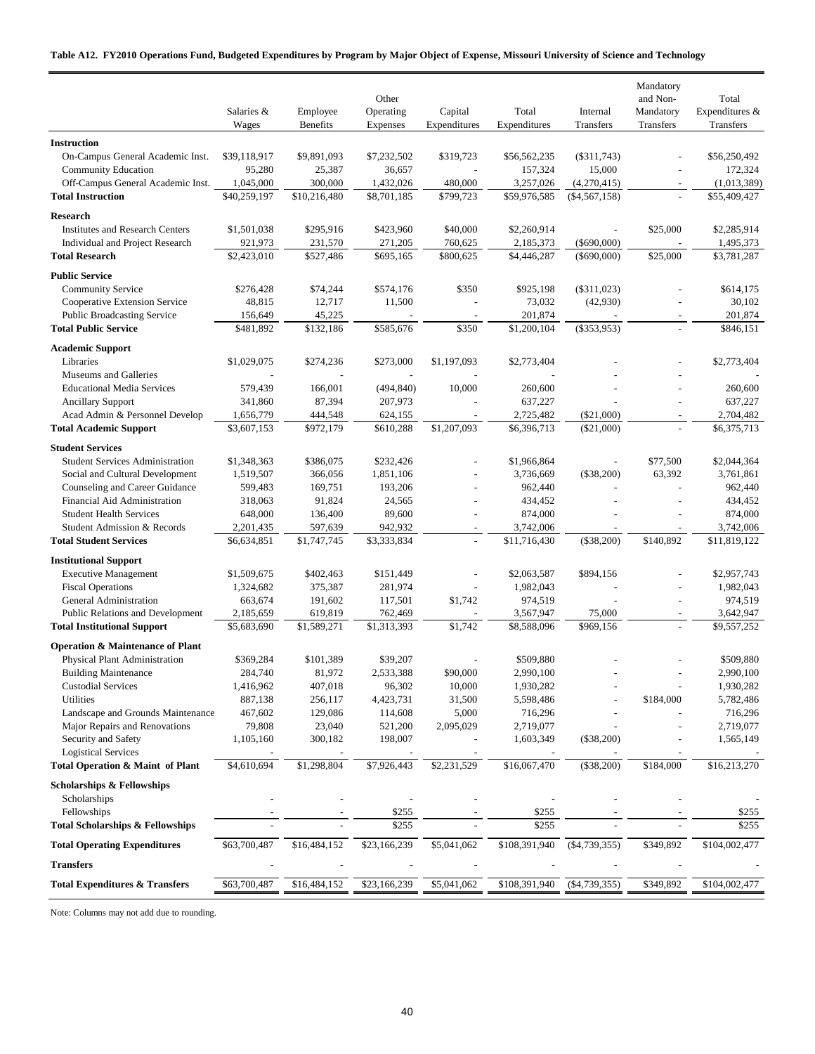**Table A12. FY2010 Operations Fund, Budgeted Expenditures by Program by Major Object of Expense, Missouri University of Science and Technology**

| | Salaries & Wages | Employee Benefits | Other Operating Expenses | Capital Expenditures | Total Expenditures | Internal Transfers | Mandatory and Non-Mandatory Transfers | Total Expenditures & Transfers |
|---|---|---|---|---|---|---|---|---|
| **Instruction** | | | | | | | | |
| On-Campus General Academic Inst. | $39,118,917 | $9,891,093 | $7,232,502 | $319,723 | $56,562,235 | ($311,743) | - | $56,250,492 |
| Community Education | 95,280 | 25,387 | 36,657 | - | 157,324 | 15,000 | - | 172,324 |
| Off-Campus General Academic Inst. | 1,045,000 | 300,000 | 1,432,026 | 480,000 | 3,257,026 | (4,270,415) | - | (1,013,389) |
| **Total Instruction** | $40,259,197 | $10,216,480 | $8,701,185 | $799,723 | $59,976,585 | ($4,567,158) | - | $55,409,427 |
| **Research** | | | | | | | | |
| Institutes and Research Centers | $1,501,038 | $295,916 | $423,960 | $40,000 | $2,260,914 | - | $25,000 | $2,285,914 |
| Individual and Project Research | 921,973 | 231,570 | 271,205 | 760,625 | 2,185,373 | ($690,000) | - | 1,495,373 |
| **Total Research** | $2,423,010 | $527,486 | $695,165 | $800,625 | $4,446,287 | ($690,000) | $25,000 | $3,781,287 |
| **Public Service** | | | | | | | | |
| Community Service | $276,428 | $74,244 | $574,176 | $350 | $925,198 | ($311,023) | - | $614,175 |
| Cooperative Extension Service | 48,815 | 12,717 | 11,500 | - | 73,032 | (42,930) | - | 30,102 |
| Public Broadcasting Service | 156,649 | 45,225 | - | - | 201,874 | - | - | 201,874 |
| **Total Public Service** | $481,892 | $132,186 | $585,676 | $350 | $1,200,104 | ($353,953) | - | $846,151 |
| **Academic Support** | | | | | | | | |
| Libraries | $1,029,075 | $274,236 | $273,000 | $1,197,093 | $2,773,404 | - | - | $2,773,404 |
| Museums and Galleries | - | - | - | - | - | - | - | - |
| Educational Media Services | 579,439 | 166,001 | (494,840) | 10,000 | 260,600 | - | - | 260,600 |
| Ancillary Support | 341,860 | 87,394 | 207,973 | - | 637,227 | - | - | 637,227 |
| Acad Admin & Personnel Develop | 1,656,779 | 444,548 | 624,155 | - | 2,725,482 | ($21,000) | - | 2,704,482 |
| **Total Academic Support** | $3,607,153 | $972,179 | $610,288 | $1,207,093 | $6,396,713 | ($21,000) | - | $6,375,713 |
| **Student Services** | | | | | | | | |
| Student Services Administration | $1,348,363 | $386,075 | $232,426 | - | $1,966,864 | - | $77,500 | $2,044,364 |
| Social and Cultural Development | 1,519,507 | 366,056 | 1,851,106 | - | 3,736,669 | ($38,200) | 63,392 | 3,761,861 |
| Counseling and Career Guidance | 599,483 | 169,751 | 193,206 | - | 962,440 | - | - | 962,440 |
| Financial Aid Administration | 318,063 | 91,824 | 24,565 | - | 434,452 | - | - | 434,452 |
| Student Health Services | 648,000 | 136,400 | 89,600 | - | 874,000 | - | - | 874,000 |
| Student Admission & Records | 2,201,435 | 597,639 | 942,932 | - | 3,742,006 | - | - | 3,742,006 |
| **Total Student Services** | $6,634,851 | $1,747,745 | $3,333,834 | - | $11,716,430 | ($38,200) | $140,892 | $11,819,122 |
| **Institutional Support** | | | | | | | | |
| Executive Management | $1,509,675 | $402,463 | $151,449 | - | $2,063,587 | $894,156 | - | $2,957,743 |
| Fiscal Operations | 1,324,682 | 375,387 | 281,974 | - | 1,982,043 | - | - | 1,982,043 |
| General Administration | 663,674 | 191,602 | 117,501 | $1,742 | 974,519 | - | - | 974,519 |
| Public Relations and Development | 2,185,659 | 619,819 | 762,469 | - | 3,567,947 | 75,000 | - | 3,642,947 |
| **Total Institutional Support** | $5,683,690 | $1,589,271 | $1,313,393 | $1,742 | $8,588,096 | $969,156 | - | $9,557,252 |
| **Operation & Maintenance of Plant** | | | | | | | | |
| Physical Plant Administration | $369,284 | $101,389 | $39,207 | - | $509,880 | - | - | $509,880 |
| Building Maintenance | 284,740 | 81,972 | 2,533,388 | $90,000 | 2,990,100 | - | - | 2,990,100 |
| Custodial Services | 1,416,962 | 407,018 | 96,302 | 10,000 | 1,930,282 | - | - | 1,930,282 |
| Utilities | 887,138 | 256,117 | 4,423,731 | 31,500 | 5,598,486 | - | $184,000 | 5,782,486 |
| Landscape and Grounds Maintenance | 467,602 | 129,086 | 114,608 | 5,000 | 716,296 | - | - | 716,296 |
| Major Repairs and Renovations | 79,808 | 23,040 | 521,200 | 2,095,029 | 2,719,077 | - | - | 2,719,077 |
| Security and Safety | 1,105,160 | 300,182 | 198,007 | - | 1,603,349 | ($38,200) | - | 1,565,149 |
| Logistical Services | - | - | - | - | - | - | - | - |
| **Total Operation & Maint of Plant** | $4,610,694 | $1,298,804 | $7,926,443 | $2,231,529 | $16,067,470 | ($38,200) | $184,000 | $16,213,270 |
| **Scholarships & Fellowships** | | | | | | | | |
| Scholarships | - | - | - | - | - | - | - | - |
| Fellowships | - | - | $255 | - | $255 | - | - | $255 |
| **Total Scholarships & Fellowships** | - | - | $255 | - | $255 | - | - | $255 |
| **Total Operating Expenditures** | $63,700,487 | $16,484,152 | $23,166,239 | $5,041,062 | $108,391,940 | ($4,739,355) | $349,892 | $104,002,477 |
| **Transfers** | - | - | - | - | - | - | - | - |
| **Total Expenditures & Transfers** | $63,700,487 | $16,484,152 | $23,166,239 | $5,041,062 | $108,391,940 | ($4,739,355) | $349,892 | $104,002,477 |

Note: Columns may not add due to rounding.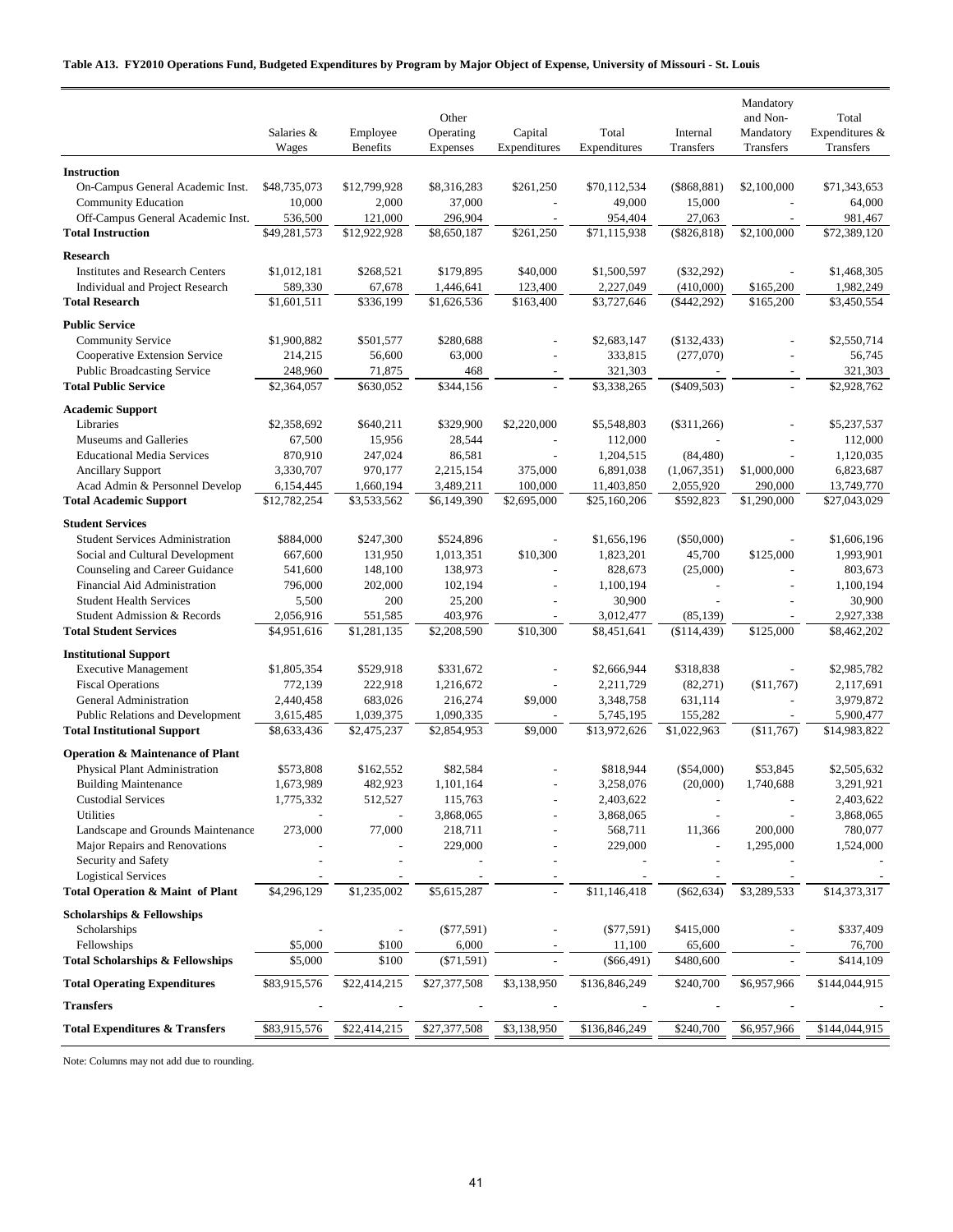**Table A13. FY2010 Operations Fund, Budgeted Expenditures by Program by Major Object of Expense, University of Missouri - St. Louis**

| | Salaries & Wages | Employee Benefits | Other Operating Expenses | Capital Expenditures | Total Expenditures | Internal Transfers | Mandatory and Non-Mandatory Transfers | Total Expenditures & Transfers |
|---|---|---|---|---|---|---|---|---|
| **Instruction** | | | | | | | | |
| On-Campus General Academic Inst. | $48,735,073 | $12,799,928 | $8,316,283 | $261,250 | $70,112,534 | ($868,881) | $2,100,000 | $71,343,653 |
| Community Education | 10,000 | 2,000 | 37,000 | - | 49,000 | 15,000 | - | 64,000 |
| Off-Campus General Academic Inst. | 536,500 | 121,000 | 296,904 | - | 954,404 | 27,063 | - | 981,467 |
| **Total Instruction** | $49,281,573 | $12,922,928 | $8,650,187 | $261,250 | $71,115,938 | ($826,818) | $2,100,000 | $72,389,120 |
| **Research** | | | | | | | | |
| Institutes and Research Centers | $1,012,181 | $268,521 | $179,895 | $40,000 | $1,500,597 | ($32,292) | - | $1,468,305 |
| Individual and Project Research | 589,330 | 67,678 | 1,446,641 | 123,400 | 2,227,049 | (410,000) | $165,200 | 1,982,249 |
| **Total Research** | $1,601,511 | $336,199 | $1,626,536 | $163,400 | $3,727,646 | ($442,292) | $165,200 | $3,450,554 |
| **Public Service** | | | | | | | | |
| Community Service | $1,900,882 | $501,577 | $280,688 | - | $2,683,147 | ($132,433) | - | $2,550,714 |
| Cooperative Extension Service | 214,215 | 56,600 | 63,000 | - | 333,815 | (277,070) | - | 56,745 |
| Public Broadcasting Service | 248,960 | 71,875 | 468 | - | 321,303 | - | - | 321,303 |
| **Total Public Service** | $2,364,057 | $630,052 | $344,156 | - | $3,338,265 | ($409,503) | - | $2,928,762 |
| **Academic Support** | | | | | | | | |
| Libraries | $2,358,692 | $640,211 | $329,900 | $2,220,000 | $5,548,803 | ($311,266) | - | $5,237,537 |
| Museums and Galleries | 67,500 | 15,956 | 28,544 | - | 112,000 | - | - | 112,000 |
| Educational Media Services | 870,910 | 247,024 | 86,581 | - | 1,204,515 | (84,480) | - | 1,120,035 |
| Ancillary Support | 3,330,707 | 970,177 | 2,215,154 | 375,000 | 6,891,038 | (1,067,351) | $1,000,000 | 6,823,687 |
| Acad Admin & Personnel Develop | 6,154,445 | 1,660,194 | 3,489,211 | 100,000 | 11,403,850 | 2,055,920 | 290,000 | 13,749,770 |
| **Total Academic Support** | $12,782,254 | $3,533,562 | $6,149,390 | $2,695,000 | $25,160,206 | $592,823 | $1,290,000 | $27,043,029 |
| **Student Services** | | | | | | | | |
| Student Services Administration | $884,000 | $247,300 | $524,896 | - | $1,656,196 | ($50,000) | - | $1,606,196 |
| Social and Cultural Development | 667,600 | 131,950 | 1,013,351 | $10,300 | 1,823,201 | 45,700 | $125,000 | 1,993,901 |
| Counseling and Career Guidance | 541,600 | 148,100 | 138,973 | - | 828,673 | (25,000) | - | 803,673 |
| Financial Aid Administration | 796,000 | 202,000 | 102,194 | - | 1,100,194 | - | - | 1,100,194 |
| Student Health Services | 5,500 | 200 | 25,200 | - | 30,900 | - | - | 30,900 |
| Student Admission & Records | 2,056,916 | 551,585 | 403,976 | - | 3,012,477 | (85,139) | - | 2,927,338 |
| **Total Student Services** | $4,951,616 | $1,281,135 | $2,208,590 | $10,300 | $8,451,641 | ($114,439) | $125,000 | $8,462,202 |
| **Institutional Support** | | | | | | | | |
| Executive Management | $1,805,354 | $529,918 | $331,672 | - | $2,666,944 | $318,838 | - | $2,985,782 |
| Fiscal Operations | 772,139 | 222,918 | 1,216,672 | - | 2,211,729 | (82,271) | ($11,767) | 2,117,691 |
| General Administration | 2,440,458 | 683,026 | 216,274 | $9,000 | 3,348,758 | 631,114 | - | 3,979,872 |
| Public Relations and Development | 3,615,485 | 1,039,375 | 1,090,335 | - | 5,745,195 | 155,282 | - | 5,900,477 |
| **Total Institutional Support** | $8,633,436 | $2,475,237 | $2,854,953 | $9,000 | $13,972,626 | $1,022,963 | ($11,767) | $14,983,822 |
| **Operation & Maintenance of Plant** | | | | | | | | |
| Physical Plant Administration | $573,808 | $162,552 | $82,584 | - | $818,944 | ($54,000) | $53,845 | $2,505,632 |
| Building Maintenance | 1,673,989 | 482,923 | 1,101,164 | - | 3,258,076 | (20,000) | 1,740,688 | 3,291,921 |
| Custodial Services | 1,775,332 | 512,527 | 115,763 | - | 2,403,622 | - | - | 2,403,622 |
| Utilities | - | - | 3,868,065 | - | 3,868,065 | - | - | 3,868,065 |
| Landscape and Grounds Maintenance | 273,000 | 77,000 | 218,711 | - | 568,711 | 11,366 | 200,000 | 780,077 |
| Major Repairs and Renovations | - | - | 229,000 | - | 229,000 | - | 1,295,000 | 1,524,000 |
| Security and Safety | - | - | - | - | - | - | - | - |
| Logistical Services | - | - | - | - | - | - | - | - |
| **Total Operation & Maint of Plant** | $4,296,129 | $1,235,002 | $5,615,287 | - | $11,146,418 | ($62,634) | $3,289,533 | $14,373,317 |
| **Scholarships & Fellowships** | | | | | | | | |
| Scholarships | - | - | ($77,591) | - | ($77,591) | $415,000 | - | $337,409 |
| Fellowships | $5,000 | $100 | 6,000 | - | 11,100 | 65,600 | - | 76,700 |
| **Total Scholarships & Fellowships** | $5,000 | $100 | ($71,591) | - | ($66,491) | $480,600 | - | $414,109 |
| **Total Operating Expenditures** | $83,915,576 | $22,414,215 | $27,377,508 | $3,138,950 | $136,846,249 | $240,700 | $6,957,966 | $144,044,915 |
| **Transfers** | - | - | - | - | - | - | - | - |
| **Total Expenditures & Transfers** | $83,915,576 | $22,414,215 | $27,377,508 | $3,138,950 | $136,846,249 | $240,700 | $6,957,966 | $144,044,915 |

Note: Columns may not add due to rounding.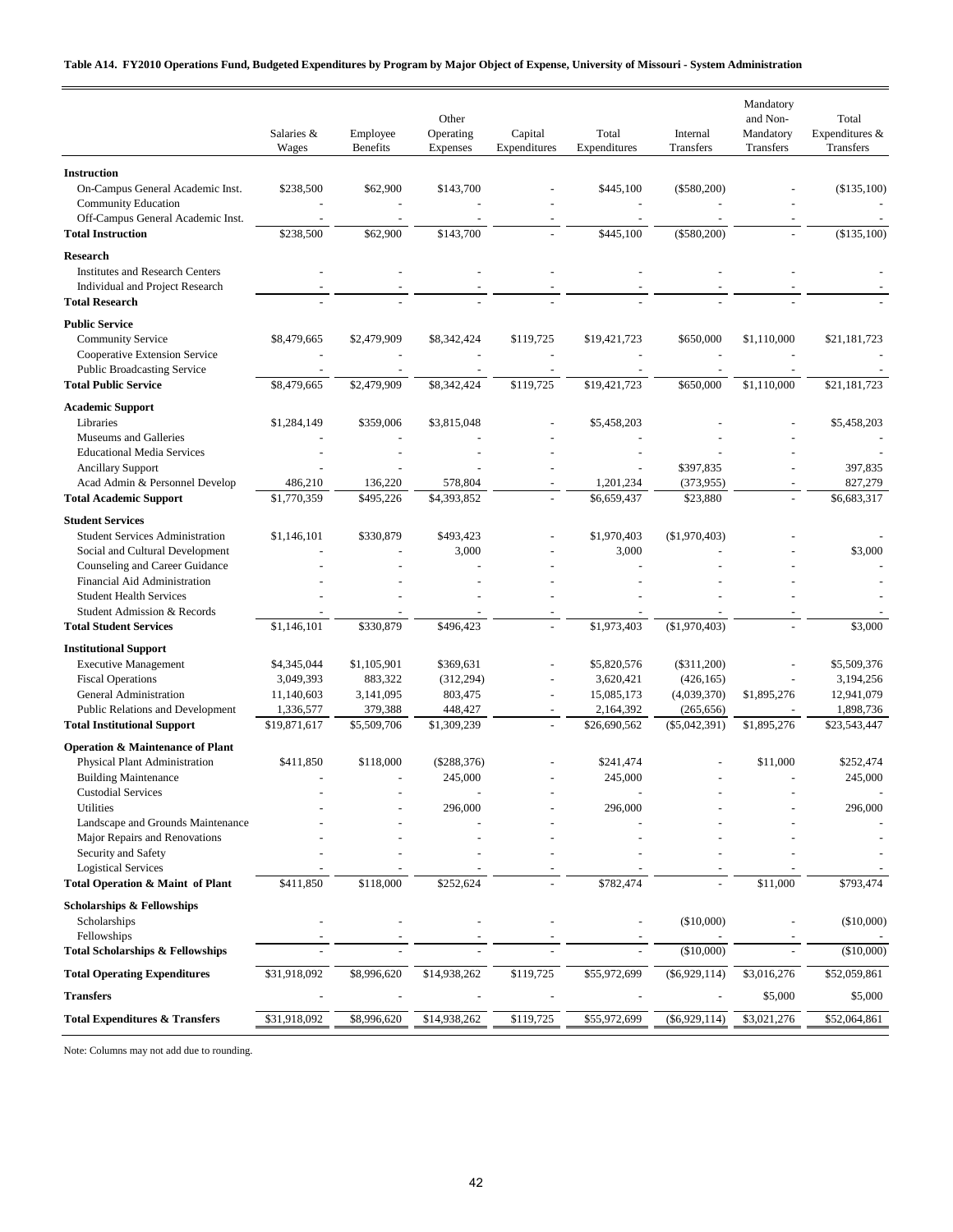**Table A14. FY2010 Operations Fund, Budgeted Expenditures by Program by Major Object of Expense, University of Missouri - System Administration**

| | Salaries & Wages | Employee Benefits | Other Operating Expenses | Capital Expenditures | Total Expenditures | Internal Transfers | Mandatory and Non-Mandatory Transfers | Total Expenditures & Transfers |
|---|---|---|---|---|---|---|---|---|
| **Instruction** | | | | | | | | |
| On-Campus General Academic Inst. | $238,500 | $62,900 | $143,700 | - | $445,100 | ($580,200) | - | ($135,100) |
| Community Education | - | - | - | - | - | - | - | - |
| Off-Campus General Academic Inst. | - | - | - | - | - | - | - | - |
| **Total Instruction** | $238,500 | $62,900 | $143,700 | - | $445,100 | ($580,200) | - | ($135,100) |
| **Research** | | | | | | | | |
| Institutes and Research Centers | - | - | - | - | - | - | - | - |
| Individual and Project Research | - | - | - | - | - | - | - | - |
| **Total Research** | - | - | - | - | - | - | - | - |
| **Public Service** | | | | | | | | |
| Community Service | $8,479,665 | $2,479,909 | $8,342,424 | $119,725 | $19,421,723 | $650,000 | $1,110,000 | $21,181,723 |
| Cooperative Extension Service | - | - | - | - | - | - | - | - |
| Public Broadcasting Service | - | - | - | - | - | - | - | - |
| **Total Public Service** | $8,479,665 | $2,479,909 | $8,342,424 | $119,725 | $19,421,723 | $650,000 | $1,110,000 | $21,181,723 |
| **Academic Support** | | | | | | | | |
| Libraries | $1,284,149 | $359,006 | $3,815,048 | - | $5,458,203 | - | - | $5,458,203 |
| Museums and Galleries | - | - | - | - | - | - | - | - |
| Educational Media Services | - | - | - | - | - | - | - | - |
| Ancillary Support | - | - | - | - | - | $397,835 | - | 397,835 |
| Acad Admin & Personnel Develop | 486,210 | 136,220 | 578,804 | - | 1,201,234 | (373,955) | - | 827,279 |
| **Total Academic Support** | $1,770,359 | $495,226 | $4,393,852 | - | $6,659,437 | $23,880 | - | $6,683,317 |
| **Student Services** | | | | | | | | |
| Student Services Administration | $1,146,101 | $330,879 | $493,423 | - | $1,970,403 | ($1,970,403) | - | - |
| Social and Cultural Development | - | - | 3,000 | - | 3,000 | - | - | $3,000 |
| Counseling and Career Guidance | - | - | - | - | - | - | - | - |
| Financial Aid Administration | - | - | - | - | - | - | - | - |
| Student Health Services | - | - | - | - | - | - | - | - |
| Student Admission & Records | - | - | - | - | - | - | - | - |
| **Total Student Services** | $1,146,101 | $330,879 | $496,423 | - | $1,973,403 | ($1,970,403) | - | $3,000 |
| **Institutional Support** | | | | | | | | |
| Executive Management | $4,345,044 | $1,105,901 | $369,631 | - | $5,820,576 | ($311,200) | - | $5,509,376 |
| Fiscal Operations | 3,049,393 | 883,322 | (312,294) | - | 3,620,421 | (426,165) | - | 3,194,256 |
| General Administration | 11,140,603 | 3,141,095 | 803,475 | - | 15,085,173 | (4,039,370) | $1,895,276 | 12,941,079 |
| Public Relations and Development | 1,336,577 | 379,388 | 448,427 | - | 2,164,392 | (265,656) | - | 1,898,736 |
| **Total Institutional Support** | $19,871,617 | $5,509,706 | $1,309,239 | - | $26,690,562 | ($5,042,391) | $1,895,276 | $23,543,447 |
| **Operation & Maintenance of Plant** | | | | | | | | |
| Physical Plant Administration | $411,850 | $118,000 | ($288,376) | - | $241,474 | - | $11,000 | $252,474 |
| Building Maintenance | - | - | 245,000 | - | 245,000 | - | - | 245,000 |
| Custodial Services | - | - | - | - | - | - | - | - |
| Utilities | - | - | 296,000 | - | 296,000 | - | - | 296,000 |
| Landscape and Grounds Maintenance | - | - | - | - | - | - | - | - |
| Major Repairs and Renovations | - | - | - | - | - | - | - | - |
| Security and Safety | - | - | - | - | - | - | - | - |
| Logistical Services | - | - | - | - | - | - | - | - |
| **Total Operation & Maint of Plant** | $411,850 | $118,000 | $252,624 | - | $782,474 | - | $11,000 | $793,474 |
| **Scholarships & Fellowships** | | | | | | | | |
| Scholarships | - | - | - | - | - | ($10,000) | - | ($10,000) |
| Fellowships | - | - | - | - | - | - | - | - |
| **Total Scholarships & Fellowships** | - | - | - | - | - | ($10,000) | - | ($10,000) |
| **Total Operating Expenditures** | $31,918,092 | $8,996,620 | $14,938,262 | $119,725 | $55,972,699 | ($6,929,114) | $3,016,276 | $52,059,861 |
| **Transfers** | - | - | - | - | - | - | $5,000 | $5,000 |
| **Total Expenditures & Transfers** | $31,918,092 | $8,996,620 | $14,938,262 | $119,725 | $55,972,699 | ($6,929,114) | $3,021,276 | $52,064,861 |

Note: Columns may not add due to rounding.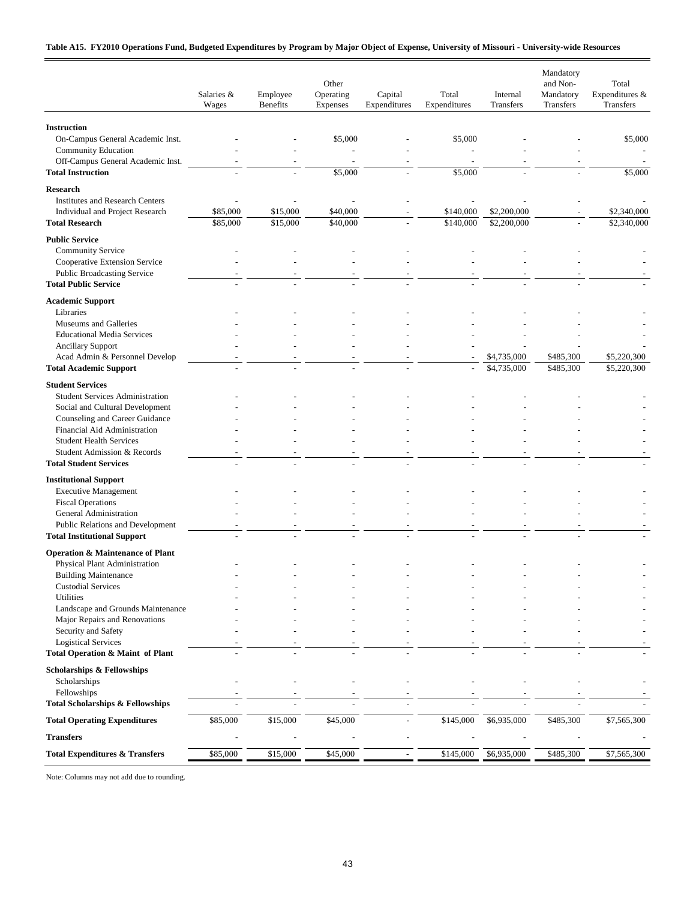**Table A15. FY2010 Operations Fund, Budgeted Expenditures by Program by Major Object of Expense, University of Missouri - University-wide Resources**

| | Salaries & Wages | Employee Benefits | Other Operating Expenses | Capital Expenditures | Total Expenditures | Internal Transfers | Mandatory and Non-Mandatory Transfers | Total Expenditures & Transfers |
|---|---|---|---|---|---|---|---|---|
| **Instruction** | | | | | | | | |
| On-Campus General Academic Inst. | - | - | $5,000 | - | $5,000 | - | - | $5,000 |
| Community Education | - | - | - | - | - | - | - | - |
| Off-Campus General Academic Inst. | - | - | - | - | - | - | - | - |
| **Total Instruction** | - | - | $5,000 | - | $5,000 | - | - | $5,000 |
| **Research** | | | | | | | | |
| Institutes and Research Centers | - | - | - | - | - | - | - | - |
| Individual and Project Research | $85,000 | $15,000 | $40,000 | - | $140,000 | $2,200,000 | - | $2,340,000 |
| **Total Research** | $85,000 | $15,000 | $40,000 | - | $140,000 | $2,200,000 | - | $2,340,000 |
| **Public Service** | | | | | | | | |
| Community Service | - | - | - | - | - | - | - | - |
| Cooperative Extension Service | - | - | - | - | - | - | - | - |
| Public Broadcasting Service | - | - | - | - | - | - | - | - |
| **Total Public Service** | - | - | - | - | - | - | - | - |
| **Academic Support** | | | | | | | | |
| Libraries | - | - | - | - | - | - | - | - |
| Museums and Galleries | - | - | - | - | - | - | - | - |
| Educational Media Services | - | - | - | - | - | - | - | - |
| Ancillary Support | - | - | - | - | - | - | - | - |
| Acad Admin & Personnel Develop | - | - | - | - | - | $4,735,000 | $485,300 | $5,220,300 |
| **Total Academic Support** | - | - | - | - | - | $4,735,000 | $485,300 | $5,220,300 |
| **Student Services** | | | | | | | | |
| Student Services Administration | - | - | - | - | - | - | - | - |
| Social and Cultural Development | - | - | - | - | - | - | - | - |
| Counseling and Career Guidance | - | - | - | - | - | - | - | - |
| Financial Aid Administration | - | - | - | - | - | - | - | - |
| Student Health Services | - | - | - | - | - | - | - | - |
| Student Admission & Records | - | - | - | - | - | - | - | - |
| **Total Student Services** | - | - | - | - | - | - | - | - |
| **Institutional Support** | | | | | | | | |
| Executive Management | - | - | - | - | - | - | - | - |
| Fiscal Operations | - | - | - | - | - | - | - | - |
| General Administration | - | - | - | - | - | - | - | - |
| Public Relations and Development | - | - | - | - | - | - | - | - |
| **Total Institutional Support** | - | - | - | - | - | - | - | - |
| **Operation & Maintenance of Plant** | | | | | | | | |
| Physical Plant Administration | - | - | - | - | - | - | - | - |
| Building Maintenance | - | - | - | - | - | - | - | - |
| Custodial Services | - | - | - | - | - | - | - | - |
| Utilities | - | - | - | - | - | - | - | - |
| Landscape and Grounds Maintenance | - | - | - | - | - | - | - | - |
| Major Repairs and Renovations | - | - | - | - | - | - | - | - |
| Security and Safety | - | - | - | - | - | - | - | - |
| Logistical Services | - | - | - | - | - | - | - | - |
| **Total Operation & Maint of Plant** | - | - | - | - | - | - | - | - |
| **Scholarships & Fellowships** | | | | | | | | |
| Scholarships | - | - | - | - | - | - | - | - |
| Fellowships | - | - | - | - | - | - | - | - |
| **Total Scholarships & Fellowships** | - | - | - | - | - | - | - | - |
| **Total Operating Expenditures** | $85,000 | $15,000 | $45,000 | - | $145,000 | $6,935,000 | $485,300 | $7,565,300 |
| **Transfers** | - | - | - | - | - | - | - | - |
| **Total Expenditures & Transfers** | $85,000 | $15,000 | $45,000 | - | $145,000 | $6,935,000 | $485,300 | $7,565,300 |

Note: Columns may not add due to rounding.